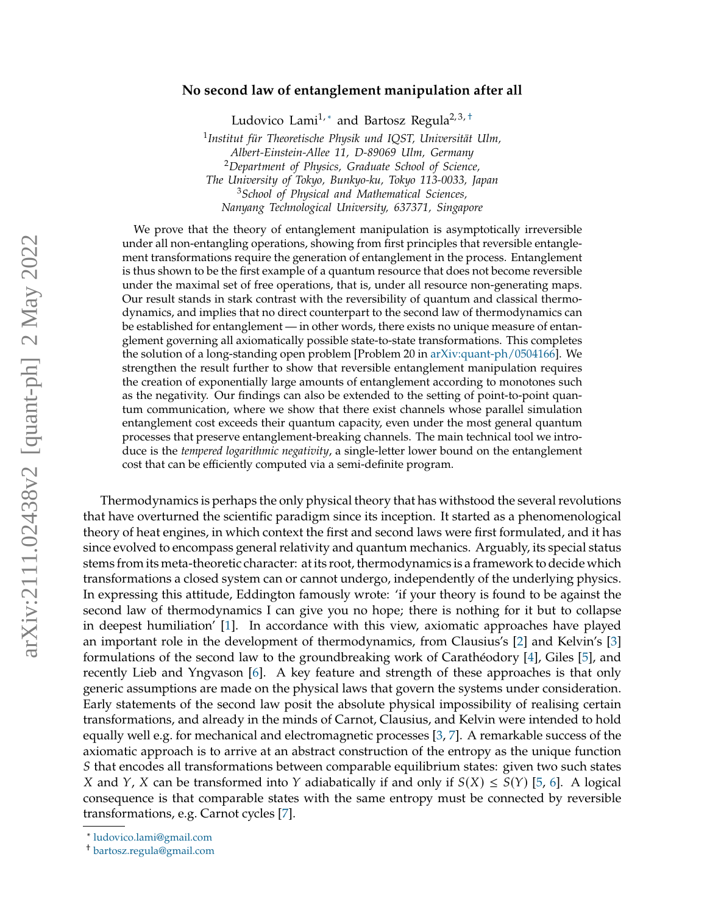# No second law of entanglement manipulation after all

Ludovico Lami[1,*] and Bartosz Regula[2,3,†]

[1] *Institut für Theoretische Physik und IQST, Universität Ulm, Albert-Einstein-Allee 11, D-89069 Ulm, Germany*

[2] *Department of Physics, Graduate School of Science, The University of Tokyo, Bunkyo-ku, Tokyo 113-0033, Japan*

[3] *School of Physical and Mathematical Sciences, Nanyang Technological University, 637371, Singapore*

We prove that the theory of entanglement manipulation is asymptotically irreversible under all non-entangling operations, showing from first principles that reversible entanglement transformations require the generation of entanglement in the process. Entanglement is thus shown to be the first example of a quantum resource that does not become reversible under the maximal set of free operations, that is, under all resource non-generating maps. Our result stands in stark contrast with the reversibility of quantum and classical thermodynamics, and implies that no direct counterpart to the second law of thermodynamics can be established for entanglement — in other words, there exists no unique measure of entanglement governing all axiomatically possible state-to-state transformations. This completes the solution of a long-standing open problem [Problem 20 in arXiv:quant-ph/0504166]. We strengthen the result further to show that reversible entanglement manipulation requires the creation of exponentially large amounts of entanglement according to monotones such as the negativity. Our findings can also be extended to the setting of point-to-point quantum communication, where we show that there exist channels whose parallel simulation entanglement cost exceeds their quantum capacity, even under the most general quantum processes that preserve entanglement-breaking channels. The main technical tool we introduce is the *tempered logarithmic negativity*, a single-letter lower bound on the entanglement cost that can be efficiently computed via a semi-definite program.

Thermodynamics is perhaps the only physical theory that has withstood the several revolutions that have overturned the scientific paradigm since its inception. It started as a phenomenological theory of heat engines, in which context the first and second laws were first formulated, and it has since evolved to encompass general relativity and quantum mechanics. Arguably, its special status stems from its meta-theoretic character: at its root, thermodynamics is a framework to decide which transformations a closed system can or cannot undergo, independently of the underlying physics. In expressing this attitude, Eddington famously wrote: 'if your theory is found to be against the second law of thermodynamics I can give you no hope; there is nothing for it but to collapse in deepest humiliation' [1]. In accordance with this view, axiomatic approaches have played an important role in the development of thermodynamics, from Clausius's [2] and Kelvin's [3] formulations of the second law to the groundbreaking work of Carathéodory [4], Giles [5], and recently Lieb and Yngvason [6]. A key feature and strength of these approaches is that only generic assumptions are made on the physical laws that govern the systems under consideration. Early statements of the second law posit the absolute physical impossibility of realising certain transformations, and already in the minds of Carnot, Clausius, and Kelvin were intended to hold equally well e.g. for mechanical and electromagnetic processes [3, 7]. A remarkable success of the axiomatic approach is to arrive at an abstract construction of the entropy as the unique function $S$ that encodes all transformations between comparable equilibrium states: given two such states $X$ and $Y$, $X$ can be transformed into $Y$ adiabatically if and only if $S(X) \leq S(Y)$ [5, 6]. A logical consequence is that comparable states with the same entropy must be connected by reversible transformations, e.g. Carnot cycles [7].

* ludovico.lami@gmail.com

† bartosz.regula@gmail.com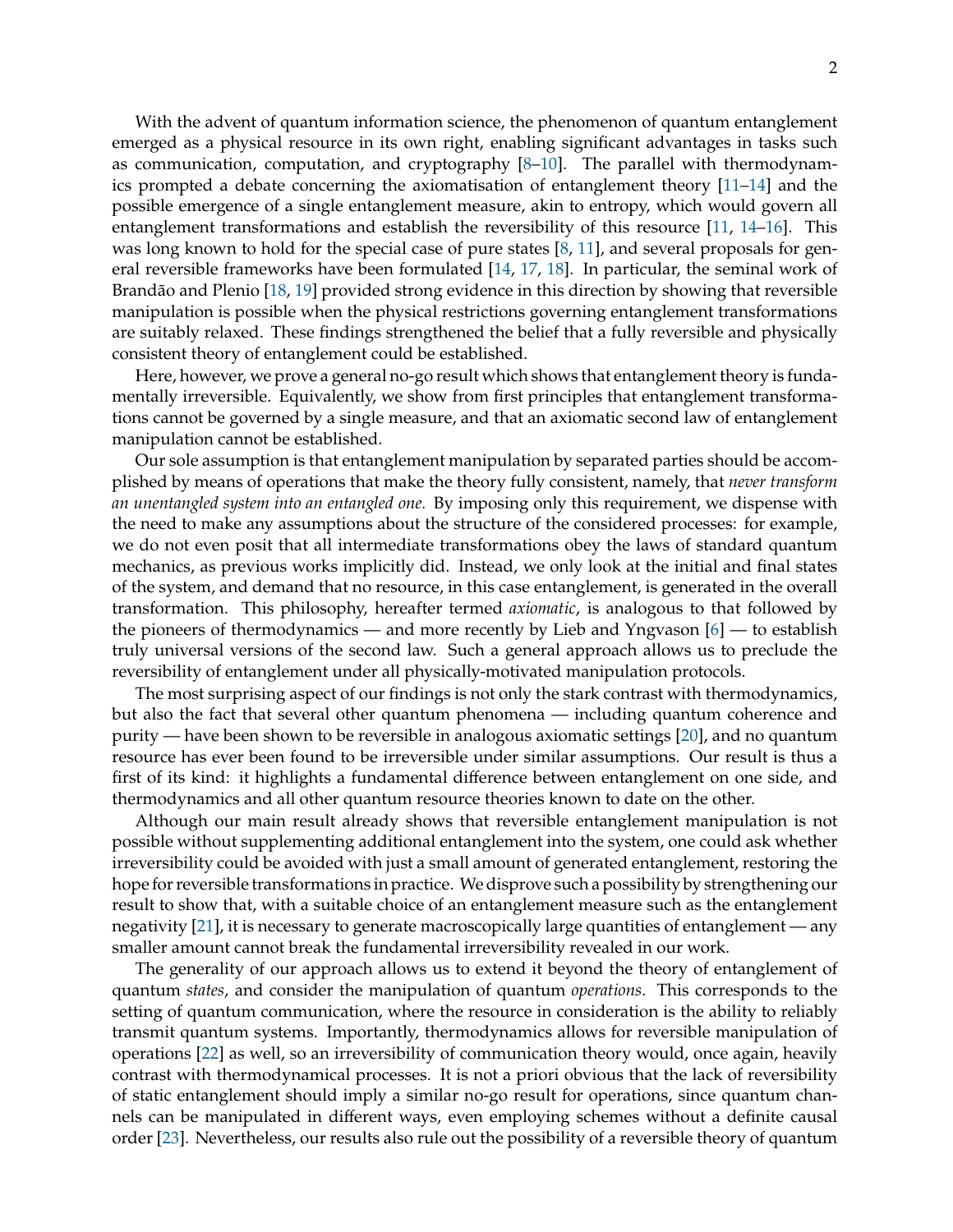With the advent of quantum information science, the phenomenon of quantum entanglement emerged as a physical resource in its own right, enabling significant advantages in tasks such as communication, computation, and cryptography [8–10]. The parallel with thermodynamics prompted a debate concerning the axiomatisation of entanglement theory [11–14] and the possible emergence of a single entanglement measure, akin to entropy, which would govern all entanglement transformations and establish the reversibility of this resource [11, 14–16]. This was long known to hold for the special case of pure states [8, 11], and several proposals for general reversible frameworks have been formulated [14, 17, 18]. In particular, the seminal work of Brandão and Plenio [18, 19] provided strong evidence in this direction by showing that reversible manipulation is possible when the physical restrictions governing entanglement transformations are suitably relaxed. These findings strengthened the belief that a fully reversible and physically consistent theory of entanglement could be established.

Here, however, we prove a general no-go result which shows that entanglement theory is fundamentally irreversible. Equivalently, we show from first principles that entanglement transformations cannot be governed by a single measure, and that an axiomatic second law of entanglement manipulation cannot be established.

Our sole assumption is that entanglement manipulation by separated parties should be accomplished by means of operations that make the theory fully consistent, namely, that *never transform an unentangled system into an entangled one.* By imposing only this requirement, we dispense with the need to make any assumptions about the structure of the considered processes: for example, we do not even posit that all intermediate transformations obey the laws of standard quantum mechanics, as previous works implicitly did. Instead, we only look at the initial and final states of the system, and demand that no resource, in this case entanglement, is generated in the overall transformation. This philosophy, hereafter termed *axiomatic*, is analogous to that followed by the pioneers of thermodynamics — and more recently by Lieb and Yngvason [6] — to establish truly universal versions of the second law. Such a general approach allows us to preclude the reversibility of entanglement under all physically-motivated manipulation protocols.

The most surprising aspect of our findings is not only the stark contrast with thermodynamics, but also the fact that several other quantum phenomena — including quantum coherence and purity — have been shown to be reversible in analogous axiomatic settings [20], and no quantum resource has ever been found to be irreversible under similar assumptions. Our result is thus a first of its kind: it highlights a fundamental difference between entanglement on one side, and thermodynamics and all other quantum resource theories known to date on the other.

Although our main result already shows that reversible entanglement manipulation is not possible without supplementing additional entanglement into the system, one could ask whether irreversibility could be avoided with just a small amount of generated entanglement, restoring the hope for reversible transformations in practice. We disprove such a possibility by strengthening our result to show that, with a suitable choice of an entanglement measure such as the entanglement negativity [21], it is necessary to generate macroscopically large quantities of entanglement — any smaller amount cannot break the fundamental irreversibility revealed in our work.

The generality of our approach allows us to extend it beyond the theory of entanglement of quantum *states*, and consider the manipulation of quantum *operations*. This corresponds to the setting of quantum communication, where the resource in consideration is the ability to reliably transmit quantum systems. Importantly, thermodynamics allows for reversible manipulation of operations [22] as well, so an irreversibility of communication theory would, once again, heavily contrast with thermodynamical processes. It is not a priori obvious that the lack of reversibility of static entanglement should imply a similar no-go result for operations, since quantum channels can be manipulated in different ways, even employing schemes without a definite causal order [23]. Nevertheless, our results also rule out the possibility of a reversible theory of quantum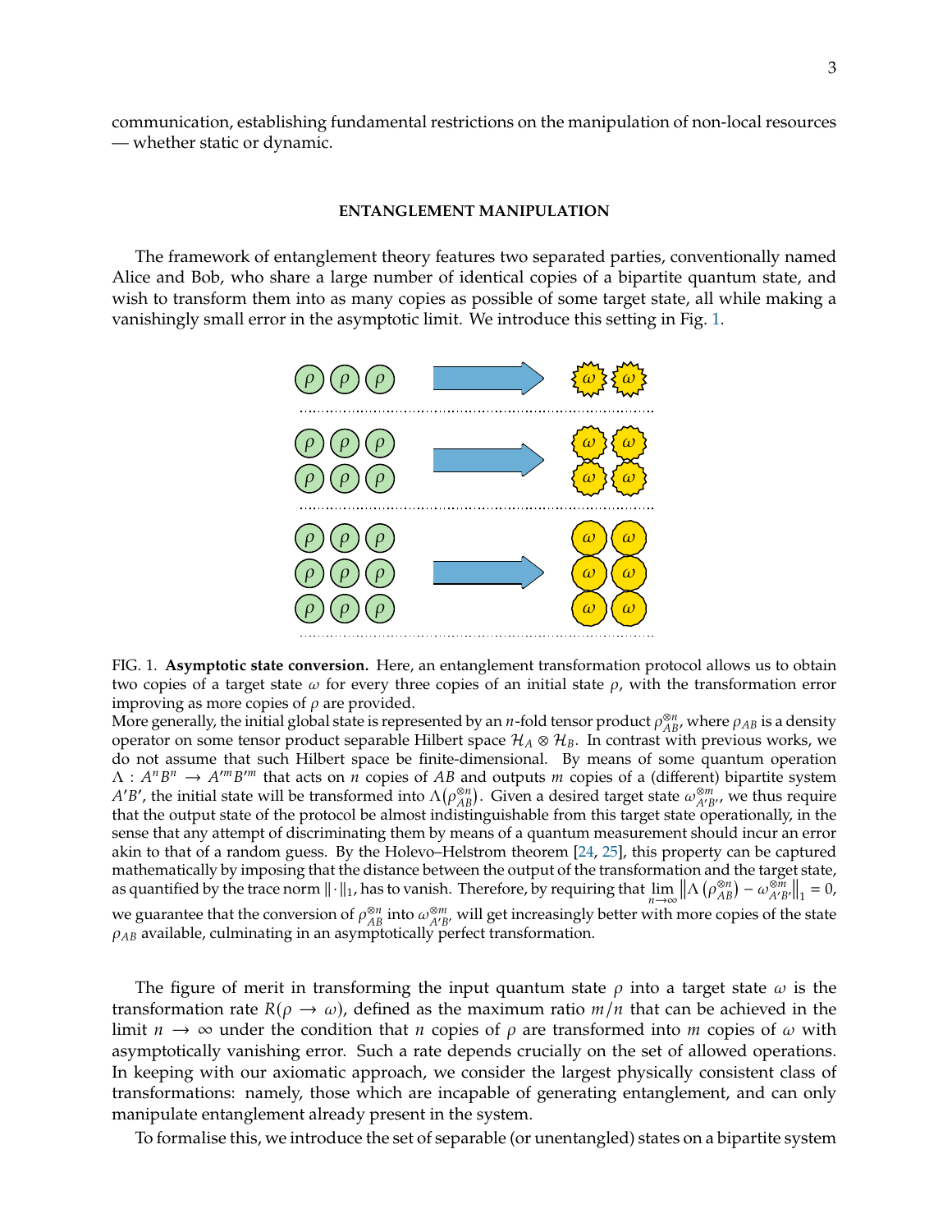communication, establishing fundamental restrictions on the manipulation of non-local resources — whether static or dynamic.

## ENTANGLEMENT MANIPULATION

The framework of entanglement theory features two separated parties, conventionally named Alice and Bob, who share a large number of identical copies of a bipartite quantum state, and wish to transform them into as many copies as possible of some target state, all while making a vanishingly small error in the asymptotic limit. We introduce this setting in Fig. 1.

FIG. 1. **Asymptotic state conversion.** Here, an entanglement transformation protocol allows us to obtain two copies of a target state $\omega$ for every three copies of an initial state $\rho$, with the transformation error improving as more copies of $\rho$ are provided.

More generally, the initial global state is represented by an $n$-fold tensor product $\rho_{AB}^{\otimes n}$, where $\rho_{AB}$ is a density operator on some tensor product separable Hilbert space $\mathcal{H}_A \otimes \mathcal{H}_B$. In contrast with previous works, we do not assume that such Hilbert space be finite-dimensional. By means of some quantum operation $\Lambda : A^n B^n \to A'^m B'^m$ that acts on $n$ copies of $AB$ and outputs $m$ copies of a (different) bipartite system $A'B'$, the initial state will be transformed into $\Lambda(\rho_{AB}^{\otimes n})$. Given a desired target state $\omega_{A'B'}^{\otimes m}$, we thus require that the output state of the protocol be almost indistinguishable from this target state operationally, in the sense that any attempt of discriminating them by means of a quantum measurement should incur an error akin to that of a random guess. By the Holevo–Helstrom theorem [24, 25], this property can be captured mathematically by imposing that the distance between the output of the transformation and the target state, as quantified by the trace norm $\|\cdot\|_1$, has to vanish. Therefore, by requiring that $\lim_{n\to\infty} \left\|\Lambda\left(\rho_{AB}^{\otimes n}\right) - \omega_{A'B'}^{\otimes m}\right\|_1 = 0$, we guarantee that the conversion of $\rho_{AB}^{\otimes n}$ into $\omega_{A'B'}^{\otimes m}$ will get increasingly better with more copies of the state $\rho_{AB}$ available, culminating in an asymptotically perfect transformation.

The figure of merit in transforming the input quantum state $\rho$ into a target state $\omega$ is the transformation rate $R(\rho \to \omega)$, defined as the maximum ratio $m/n$ that can be achieved in the limit $n \to \infty$ under the condition that $n$ copies of $\rho$ are transformed into $m$ copies of $\omega$ with asymptotically vanishing error. Such a rate depends crucially on the set of allowed operations. In keeping with our axiomatic approach, we consider the largest physically consistent class of transformations: namely, those which are incapable of generating entanglement, and can only manipulate entanglement already present in the system.

To formalise this, we introduce the set of separable (or unentangled) states on a bipartite system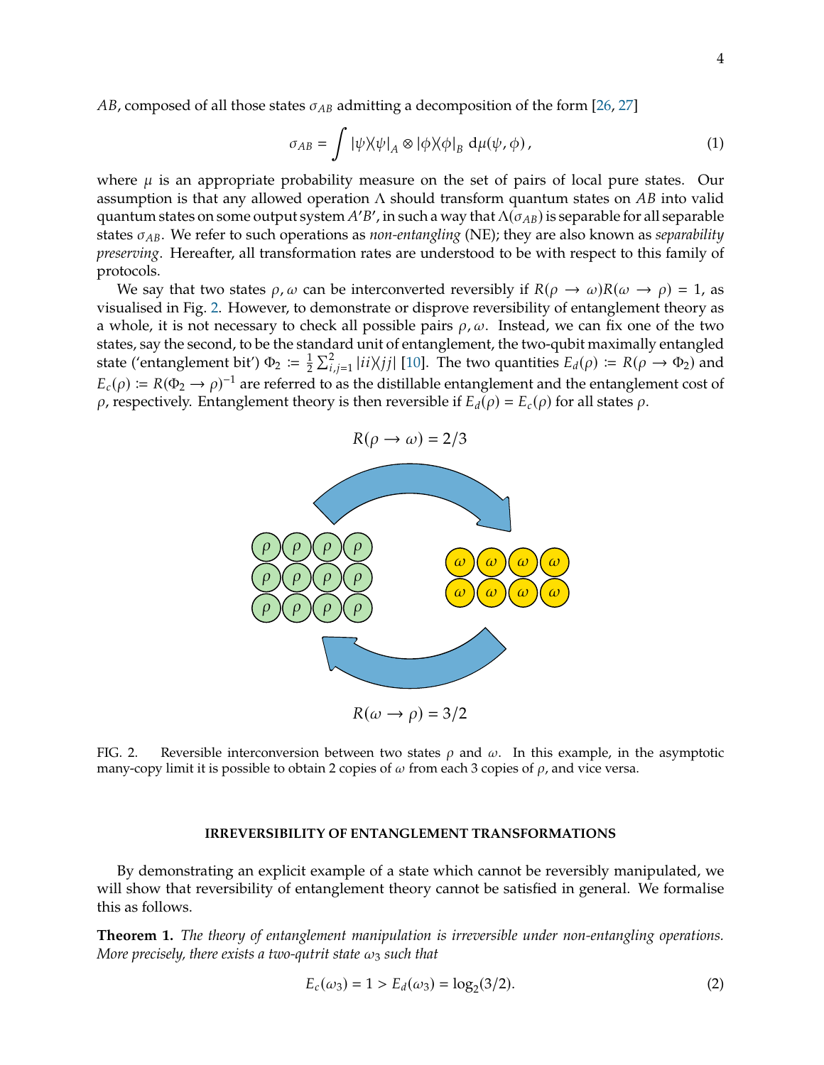$AB$, composed of all those states $\sigma_{AB}$ admitting a decomposition of the form [26, 27]

$$\sigma_{AB} = \int |\psi\rangle\!\langle\psi|_A \otimes |\phi\rangle\!\langle\phi|_B \, \mathrm{d}\mu(\psi, \phi)\,, \tag{1}$$

where $\mu$ is an appropriate probability measure on the set of pairs of local pure states. Our assumption is that any allowed operation $\Lambda$ should transform quantum states on $AB$ into valid quantum states on some output system $A'B'$, in such a way that $\Lambda(\sigma_{AB})$ is separable for all separable states $\sigma_{AB}$. We refer to such operations as *non-entangling* (NE); they are also known as *separability preserving*. Hereafter, all transformation rates are understood to be with respect to this family of protocols.

We say that two states $\rho, \omega$ can be interconverted reversibly if $R(\rho \to \omega) R(\omega \to \rho) = 1$, as visualised in Fig. 2. However, to demonstrate or disprove reversibility of entanglement theory as a whole, it is not necessary to check all possible pairs $\rho, \omega$. Instead, we can fix one of the two states, say the second, to be the standard unit of entanglement, the two-qubit maximally entangled state ('entanglement bit') $\Phi_2 := \frac{1}{2}\sum_{i,j=1}^{2} |ii\rangle\!\langle jj|$ [10]. The two quantities $E_d(\rho) := R(\rho \to \Phi_2)$ and $E_c(\rho) := R(\Phi_2 \to \rho)^{-1}$ are referred to as the distillable entanglement and the entanglement cost of $\rho$, respectively. Entanglement theory is then reversible if $E_d(\rho) = E_c(\rho)$ for all states $\rho$.

$R(\rho \to \omega) = 2/3$

$R(\omega \to \rho) = 3/2$

FIG. 2. Reversible interconversion between two states $\rho$ and $\omega$. In this example, in the asymptotic many-copy limit it is possible to obtain 2 copies of $\omega$ from each 3 copies of $\rho$, and vice versa.

## IRREVERSIBILITY OF ENTANGLEMENT TRANSFORMATIONS

By demonstrating an explicit example of a state which cannot be reversibly manipulated, we will show that reversibility of entanglement theory cannot be satisfied in general. We formalise this as follows.

**Theorem 1.** *The theory of entanglement manipulation is irreversible under non-entangling operations. More precisely, there exists a two-qutrit state $\omega_3$ such that*

$$E_c(\omega_3) = 1 > E_d(\omega_3) = \log_2(3/2). \tag{2}$$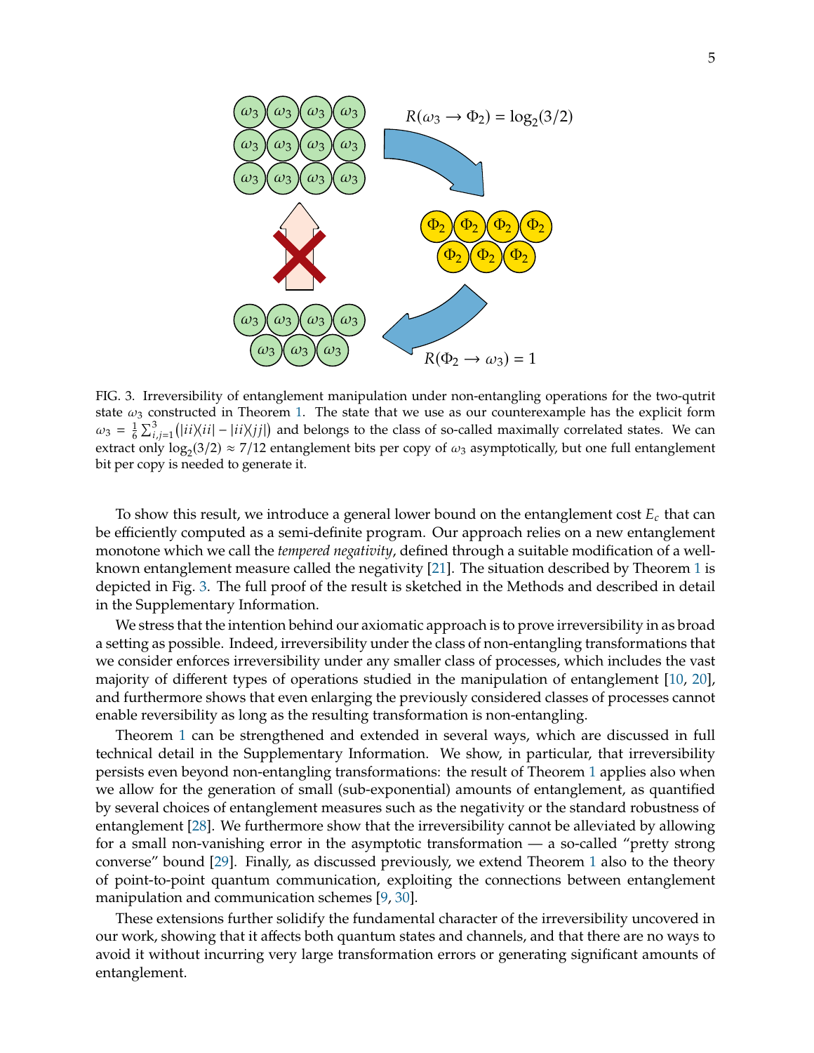FIG. 3. Irreversibility of entanglement manipulation under non-entangling operations for the two-qutrit state $\omega_3$ constructed in Theorem 1. The state that we use as our counterexample has the explicit form $\omega_3 = \frac{1}{6}\sum_{i,j=1}^{3}\left(|ii\rangle\langle ii| - |ii\rangle\langle jj|\right)$ and belongs to the class of so-called maximally correlated states. We can extract only $\log_2(3/2) \approx 7/12$ entanglement bits per copy of $\omega_3$ asymptotically, but one full entanglement bit per copy is needed to generate it.

To show this result, we introduce a general lower bound on the entanglement cost $E_c$ that can be efficiently computed as a semi-definite program. Our approach relies on a new entanglement monotone which we call the *tempered negativity*, defined through a suitable modification of a well-known entanglement measure called the negativity [21]. The situation described by Theorem 1 is depicted in Fig. 3. The full proof of the result is sketched in the Methods and described in detail in the Supplementary Information.

We stress that the intention behind our axiomatic approach is to prove irreversibility in as broad a setting as possible. Indeed, irreversibility under the class of non-entangling transformations that we consider enforces irreversibility under any smaller class of processes, which includes the vast majority of different types of operations studied in the manipulation of entanglement [10, 20], and furthermore shows that even enlarging the previously considered classes of processes cannot enable reversibility as long as the resulting transformation is non-entangling.

Theorem 1 can be strengthened and extended in several ways, which are discussed in full technical detail in the Supplementary Information. We show, in particular, that irreversibility persists even beyond non-entangling transformations: the result of Theorem 1 applies also when we allow for the generation of small (sub-exponential) amounts of entanglement, as quantified by several choices of entanglement measures such as the negativity or the standard robustness of entanglement [28]. We furthermore show that the irreversibility cannot be alleviated by allowing for a small non-vanishing error in the asymptotic transformation — a so-called "pretty strong converse" bound [29]. Finally, as discussed previously, we extend Theorem 1 also to the theory of point-to-point quantum communication, exploiting the connections between entanglement manipulation and communication schemes [9, 30].

These extensions further solidify the fundamental character of the irreversibility uncovered in our work, showing that it affects both quantum states and channels, and that there are no ways to avoid it without incurring very large transformation errors or generating significant amounts of entanglement.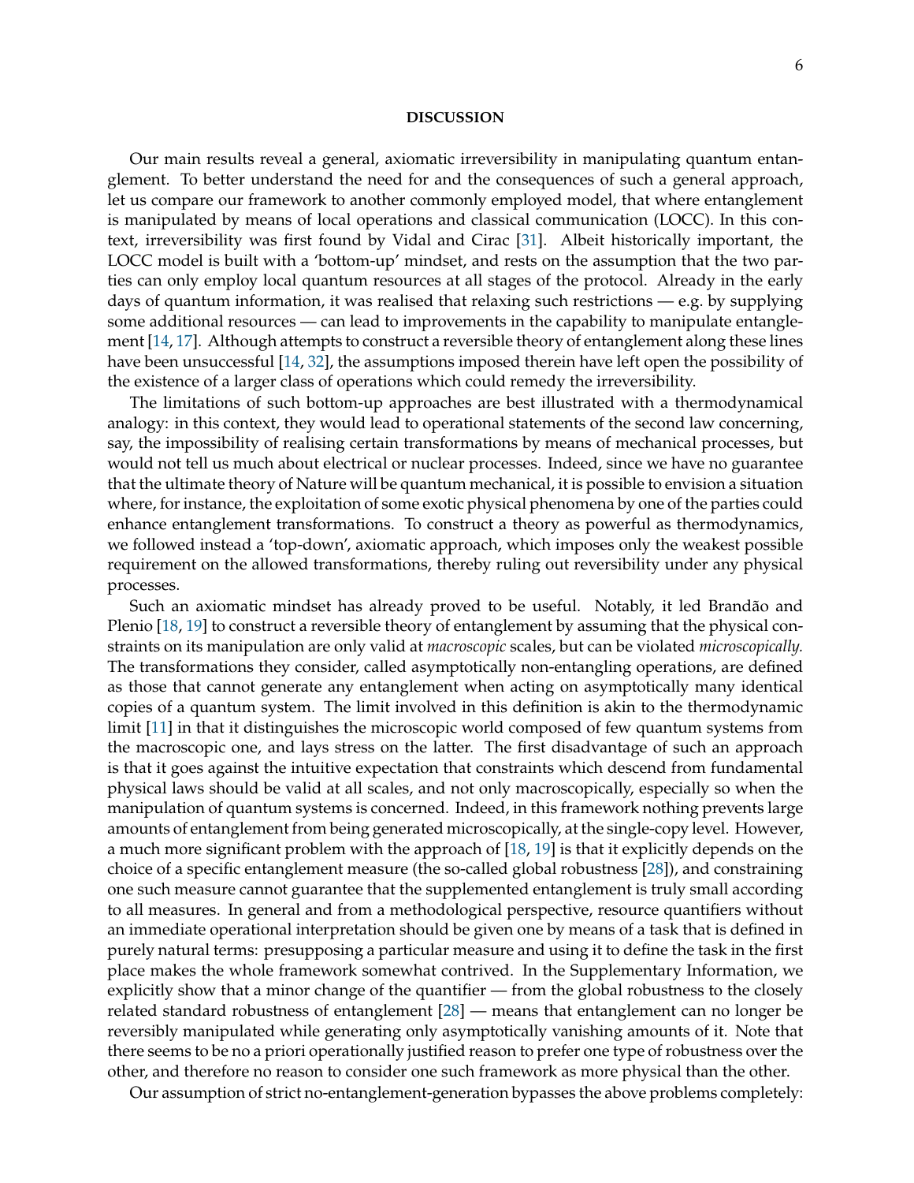## DISCUSSION

Our main results reveal a general, axiomatic irreversibility in manipulating quantum entanglement. To better understand the need for and the consequences of such a general approach, let us compare our framework to another commonly employed model, that where entanglement is manipulated by means of local operations and classical communication (LOCC). In this context, irreversibility was first found by Vidal and Cirac [31]. Albeit historically important, the LOCC model is built with a 'bottom-up' mindset, and rests on the assumption that the two parties can only employ local quantum resources at all stages of the protocol. Already in the early days of quantum information, it was realised that relaxing such restrictions — e.g. by supplying some additional resources — can lead to improvements in the capability to manipulate entanglement [14, 17]. Although attempts to construct a reversible theory of entanglement along these lines have been unsuccessful [14, 32], the assumptions imposed therein have left open the possibility of the existence of a larger class of operations which could remedy the irreversibility.

The limitations of such bottom-up approaches are best illustrated with a thermodynamical analogy: in this context, they would lead to operational statements of the second law concerning, say, the impossibility of realising certain transformations by means of mechanical processes, but would not tell us much about electrical or nuclear processes. Indeed, since we have no guarantee that the ultimate theory of Nature will be quantum mechanical, it is possible to envision a situation where, for instance, the exploitation of some exotic physical phenomena by one of the parties could enhance entanglement transformations. To construct a theory as powerful as thermodynamics, we followed instead a 'top-down', axiomatic approach, which imposes only the weakest possible requirement on the allowed transformations, thereby ruling out reversibility under any physical processes.

Such an axiomatic mindset has already proved to be useful. Notably, it led Brandão and Plenio [18, 19] to construct a reversible theory of entanglement by assuming that the physical constraints on its manipulation are only valid at *macroscopic* scales, but can be violated *microscopically.* The transformations they consider, called asymptotically non-entangling operations, are defined as those that cannot generate any entanglement when acting on asymptotically many identical copies of a quantum system. The limit involved in this definition is akin to the thermodynamic limit [11] in that it distinguishes the microscopic world composed of few quantum systems from the macroscopic one, and lays stress on the latter. The first disadvantage of such an approach is that it goes against the intuitive expectation that constraints which descend from fundamental physical laws should be valid at all scales, and not only macroscopically, especially so when the manipulation of quantum systems is concerned. Indeed, in this framework nothing prevents large amounts of entanglement from being generated microscopically, at the single-copy level. However, a much more significant problem with the approach of [18, 19] is that it explicitly depends on the choice of a specific entanglement measure (the so-called global robustness [28]), and constraining one such measure cannot guarantee that the supplemented entanglement is truly small according to all measures. In general and from a methodological perspective, resource quantifiers without an immediate operational interpretation should be given one by means of a task that is defined in purely natural terms: presupposing a particular measure and using it to define the task in the first place makes the whole framework somewhat contrived. In the Supplementary Information, we explicitly show that a minor change of the quantifier — from the global robustness to the closely related standard robustness of entanglement [28] — means that entanglement can no longer be reversibly manipulated while generating only asymptotically vanishing amounts of it. Note that there seems to be no a priori operationally justified reason to prefer one type of robustness over the other, and therefore no reason to consider one such framework as more physical than the other.

Our assumption of strict no-entanglement-generation bypasses the above problems completely: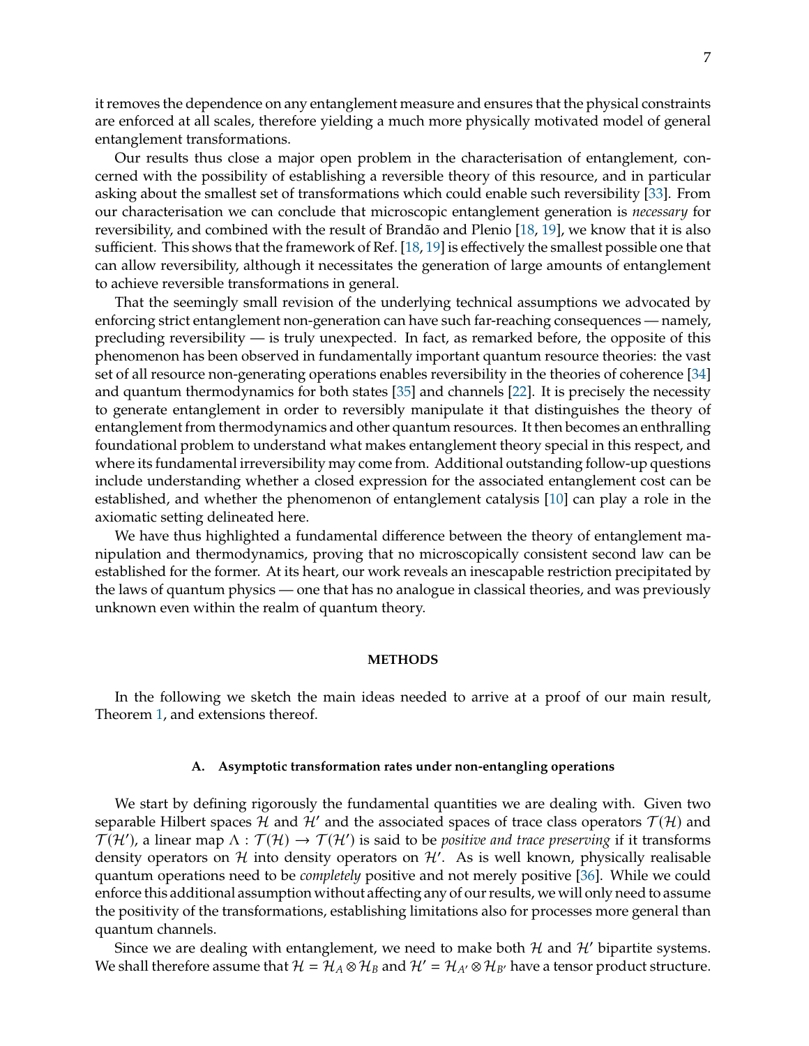it removes the dependence on any entanglement measure and ensures that the physical constraints are enforced at all scales, therefore yielding a much more physically motivated model of general entanglement transformations.

Our results thus close a major open problem in the characterisation of entanglement, concerned with the possibility of establishing a reversible theory of this resource, and in particular asking about the smallest set of transformations which could enable such reversibility [33]. From our characterisation we can conclude that microscopic entanglement generation is *necessary* for reversibility, and combined with the result of Brandão and Plenio [18, 19], we know that it is also sufficient. This shows that the framework of Ref. [18, 19] is effectively the smallest possible one that can allow reversibility, although it necessitates the generation of large amounts of entanglement to achieve reversible transformations in general.

That the seemingly small revision of the underlying technical assumptions we advocated by enforcing strict entanglement non-generation can have such far-reaching consequences — namely, precluding reversibility — is truly unexpected. In fact, as remarked before, the opposite of this phenomenon has been observed in fundamentally important quantum resource theories: the vast set of all resource non-generating operations enables reversibility in the theories of coherence [34] and quantum thermodynamics for both states [35] and channels [22]. It is precisely the necessity to generate entanglement in order to reversibly manipulate it that distinguishes the theory of entanglement from thermodynamics and other quantum resources. It then becomes an enthralling foundational problem to understand what makes entanglement theory special in this respect, and where its fundamental irreversibility may come from. Additional outstanding follow-up questions include understanding whether a closed expression for the associated entanglement cost can be established, and whether the phenomenon of entanglement catalysis [10] can play a role in the axiomatic setting delineated here.

We have thus highlighted a fundamental difference between the theory of entanglement manipulation and thermodynamics, proving that no microscopically consistent second law can be established for the former. At its heart, our work reveals an inescapable restriction precipitated by the laws of quantum physics — one that has no analogue in classical theories, and was previously unknown even within the realm of quantum theory.

## METHODS

In the following we sketch the main ideas needed to arrive at a proof of our main result, Theorem 1, and extensions thereof.

### A. Asymptotic transformation rates under non-entangling operations

We start by defining rigorously the fundamental quantities we are dealing with. Given two separable Hilbert spaces $\mathcal{H}$ and $\mathcal{H}'$ and the associated spaces of trace class operators $\mathcal{T}(\mathcal{H})$ and $\mathcal{T}(\mathcal{H}')$, a linear map $\Lambda : \mathcal{T}(\mathcal{H}) \to \mathcal{T}(\mathcal{H}')$ is said to be *positive and trace preserving* if it transforms density operators on $\mathcal{H}$ into density operators on $\mathcal{H}'$. As is well known, physically realisable quantum operations need to be *completely* positive and not merely positive [36]. While we could enforce this additional assumption without affecting any of our results, we will only need to assume the positivity of the transformations, establishing limitations also for processes more general than quantum channels.

Since we are dealing with entanglement, we need to make both $\mathcal{H}$ and $\mathcal{H}'$ bipartite systems. We shall therefore assume that $\mathcal{H} = \mathcal{H}_A \otimes \mathcal{H}_B$ and $\mathcal{H}' = \mathcal{H}_{A'} \otimes \mathcal{H}_{B'}$ have a tensor product structure.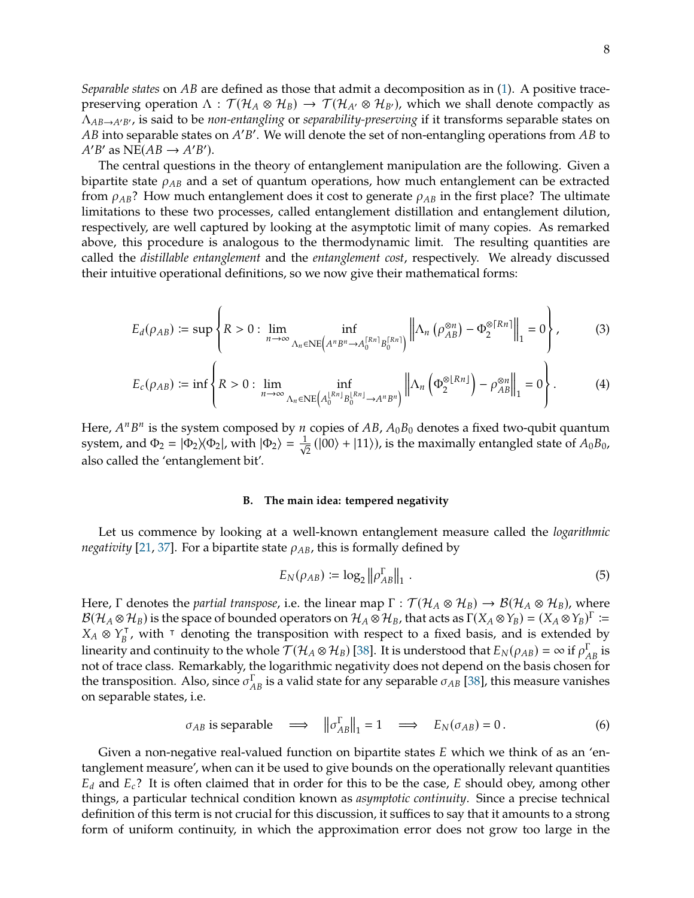*Separable states* on $AB$ are defined as those that admit a decomposition as in (1). A positive trace-preserving operation $\Lambda : \mathcal{T}(\mathcal{H}_A \otimes \mathcal{H}_B) \to \mathcal{T}(\mathcal{H}_{A'} \otimes \mathcal{H}_{B'})$, which we shall denote compactly as $\Lambda_{AB\to A'B'}$, is said to be *non-entangling* or *separability-preserving* if it transforms separable states on $AB$ into separable states on $A'B'$. We will denote the set of non-entangling operations from $AB$ to $A'B'$ as $\mathrm{NE}(AB \to A'B')$.

The central questions in the theory of entanglement manipulation are the following. Given a bipartite state $\rho_{AB}$ and a set of quantum operations, how much entanglement can be extracted from $\rho_{AB}$? How much entanglement does it cost to generate $\rho_{AB}$ in the first place? The ultimate limitations to these two processes, called entanglement distillation and entanglement dilution, respectively, are well captured by looking at the asymptotic limit of many copies. As remarked above, this procedure is analogous to the thermodynamic limit. The resulting quantities are called the *distillable entanglement* and the *entanglement cost*, respectively. We already discussed their intuitive operational definitions, so we now give their mathematical forms:

$$
E_d(\rho_{AB}) \coloneqq \sup \left\{ R > 0 : \lim_{n\to\infty} \inf_{\Lambda_n \in \mathrm{NE}\left(A^n B^n \to A_0^{\lceil Rn \rceil} B_0^{\lceil Rn \rceil}\right)} \left\| \Lambda_n\left(\rho_{AB}^{\otimes n}\right) - \Phi_2^{\otimes \lceil Rn \rceil} \right\|_1 = 0 \right\}, \tag{3}
$$

$$
E_c(\rho_{AB}) \coloneqq \inf \left\{ R > 0 : \lim_{n\to\infty} \inf_{\Lambda_n \in \mathrm{NE}\left(A_0^{\lfloor Rn \rfloor} B_0^{\lfloor Rn \rfloor} \to A^n B^n\right)} \left\| \Lambda_n\left(\Phi_2^{\otimes \lfloor Rn \rfloor}\right) - \rho_{AB}^{\otimes n} \right\|_1 = 0 \right\}. \tag{4}
$$

Here, $A^n B^n$ is the system composed by $n$ copies of $AB$, $A_0 B_0$ denotes a fixed two-qubit quantum system, and $\Phi_2 = |\Phi_2\rangle\!\langle\Phi_2|$, with $|\Phi_2\rangle = \frac{1}{\sqrt{2}}(|00\rangle + |11\rangle)$, is the maximally entangled state of $A_0 B_0$, also called the 'entanglement bit'.

### B. The main idea: tempered negativity

Let us commence by looking at a well-known entanglement measure called the *logarithmic negativity* [21, 37]. For a bipartite state $\rho_{AB}$, this is formally defined by

$$
E_N(\rho_{AB}) \coloneqq \log_2 \left\| \rho_{AB}^{\Gamma} \right\|_1 . \tag{5}
$$

Here, $\Gamma$ denotes the *partial transpose*, i.e. the linear map $\Gamma : \mathcal{T}(\mathcal{H}_A \otimes \mathcal{H}_B) \to \mathcal{B}(\mathcal{H}_A \otimes \mathcal{H}_B)$, where $\mathcal{B}(\mathcal{H}_A \otimes \mathcal{H}_B)$ is the space of bounded operators on $\mathcal{H}_A \otimes \mathcal{H}_B$, that acts as $\Gamma(X_A \otimes Y_B) = (X_A \otimes Y_B)^{\Gamma} \coloneqq X_A \otimes Y_B^{\intercal}$, with $^{\intercal}$ denoting the transposition with respect to a fixed basis, and is extended by linearity and continuity to the whole $\mathcal{T}(\mathcal{H}_A \otimes \mathcal{H}_B)$ [38]. It is understood that $E_N(\rho_{AB}) = \infty$ if $\rho_{AB}^{\Gamma}$ is not of trace class. Remarkably, the logarithmic negativity does not depend on the basis chosen for the transposition. Also, since $\sigma_{AB}^{\Gamma}$ is a valid state for any separable $\sigma_{AB}$ [38], this measure vanishes on separable states, i.e.

$$
\sigma_{AB} \text{ is separable} \quad \Longrightarrow \quad \left\| \sigma_{AB}^{\Gamma} \right\|_1 = 1 \quad \Longrightarrow \quad E_N(\sigma_{AB}) = 0 . \tag{6}
$$

Given a non-negative real-valued function on bipartite states $E$ which we think of as an 'entanglement measure', when can it be used to give bounds on the operationally relevant quantities $E_d$ and $E_c$? It is often claimed that in order for this to be the case, $E$ should obey, among other things, a particular technical condition known as *asymptotic continuity*. Since a precise technical definition of this term is not crucial for this discussion, it suffices to say that it amounts to a strong form of uniform continuity, in which the approximation error does not grow too large in the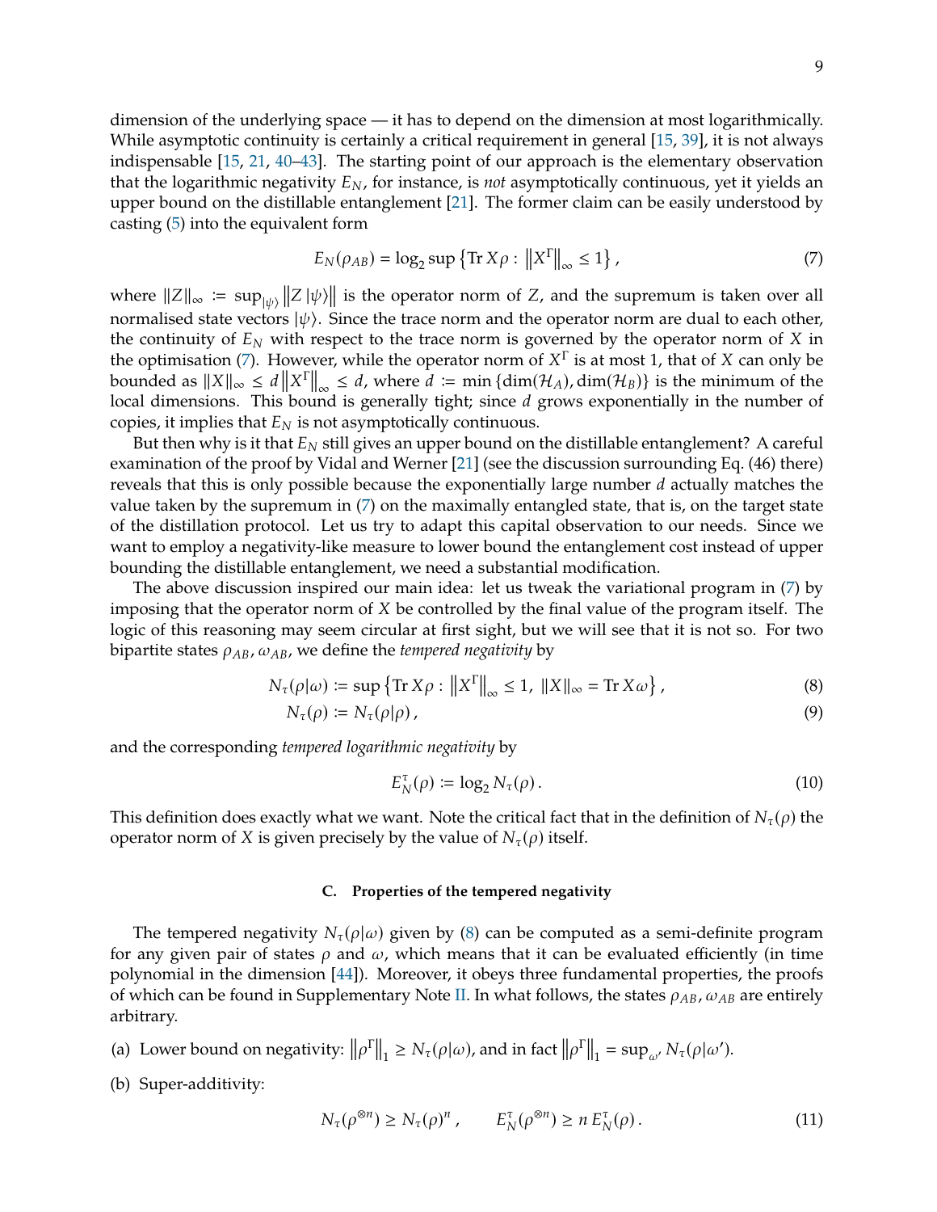dimension of the underlying space — it has to depend on the dimension at most logarithmically. While asymptotic continuity is certainly a critical requirement in general [15, 39], it is not always indispensable [15, 21, 40–43]. The starting point of our approach is the elementary observation that the logarithmic negativity $E_N$, for instance, is *not* asymptotically continuous, yet it yields an upper bound on the distillable entanglement [21]. The former claim can be easily understood by casting (5) into the equivalent form

$$E_N(\rho_{AB}) = \log_2 \sup \left\{ \operatorname{Tr} X\rho : \left\| X^\Gamma \right\|_\infty \leq 1 \right\}, \tag{7}$$

where $\|Z\|_\infty := \sup_{|\psi\rangle} \|Z\,|\psi\rangle\|$ is the operator norm of $Z$, and the supremum is taken over all normalised state vectors $|\psi\rangle$. Since the trace norm and the operator norm are dual to each other, the continuity of $E_N$ with respect to the trace norm is governed by the operator norm of $X$ in the optimisation (7). However, while the operator norm of $X^\Gamma$ is at most 1, that of $X$ can only be bounded as $\|X\|_\infty \leq d \left\|X^\Gamma\right\|_\infty \leq d$, where $d := \min\{\dim(\mathcal{H}_A), \dim(\mathcal{H}_B)\}$ is the minimum of the local dimensions. This bound is generally tight; since $d$ grows exponentially in the number of copies, it implies that $E_N$ is not asymptotically continuous.

But then why is it that $E_N$ still gives an upper bound on the distillable entanglement? A careful examination of the proof by Vidal and Werner [21] (see the discussion surrounding Eq. (46) there) reveals that this is only possible because the exponentially large number $d$ actually matches the value taken by the supremum in (7) on the maximally entangled state, that is, on the target state of the distillation protocol. Let us try to adapt this capital observation to our needs. Since we want to employ a negativity-like measure to lower bound the entanglement cost instead of upper bounding the distillable entanglement, we need a substantial modification.

The above discussion inspired our main idea: let us tweak the variational program in (7) by imposing that the operator norm of $X$ be controlled by the final value of the program itself. The logic of this reasoning may seem circular at first sight, but we will see that it is not so. For two bipartite states $\rho_{AB}, \omega_{AB}$, we define the *tempered negativity* by

$$N_\tau(\rho|\omega) := \sup \left\{ \operatorname{Tr} X\rho : \left\| X^\Gamma \right\|_\infty \leq 1,\ \|X\|_\infty = \operatorname{Tr} X\omega \right\}, \tag{8}$$

$$N_\tau(\rho) := N_\tau(\rho|\rho), \tag{9}$$

and the corresponding *tempered logarithmic negativity* by

$$E_N^\tau(\rho) := \log_2 N_\tau(\rho). \tag{10}$$

This definition does exactly what we want. Note the critical fact that in the definition of $N_\tau(\rho)$ the operator norm of $X$ is given precisely by the value of $N_\tau(\rho)$ itself.

### C. Properties of the tempered negativity

The tempered negativity $N_\tau(\rho|\omega)$ given by (8) can be computed as a semi-definite program for any given pair of states $\rho$ and $\omega$, which means that it can be evaluated efficiently (in time polynomial in the dimension [44]). Moreover, it obeys three fundamental properties, the proofs of which can be found in Supplementary Note II. In what follows, the states $\rho_{AB}, \omega_{AB}$ are entirely arbitrary.

(a) Lower bound on negativity: $\left\|\rho^\Gamma\right\|_1 \geq N_\tau(\rho|\omega)$, and in fact $\left\|\rho^\Gamma\right\|_1 = \sup_{\omega'} N_\tau(\rho|\omega')$.

(b) Super-additivity:

$$N_\tau(\rho^{\otimes n}) \geq N_\tau(\rho)^n, \qquad E_N^\tau(\rho^{\otimes n}) \geq n\, E_N^\tau(\rho). \tag{11}$$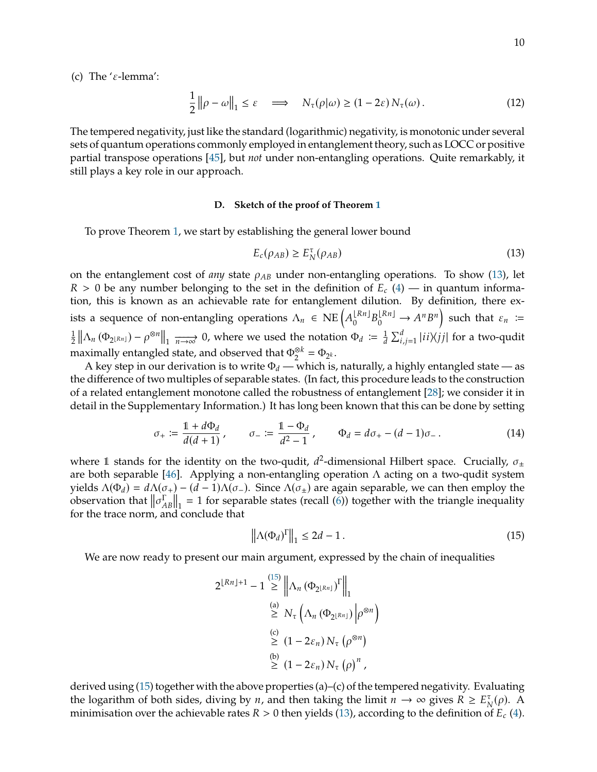(c) The '$\varepsilon$-lemma':

$$\frac{1}{2}\left\|\rho-\omega\right\|_1 \leq \varepsilon \quad \Longrightarrow \quad N_\tau(\rho|\omega) \geq (1-2\varepsilon)\, N_\tau(\omega)\,. \tag{12}$$

The tempered negativity, just like the standard (logarithmic) negativity, is monotonic under several sets of quantum operations commonly employed in entanglement theory, such as LOCC or positive partial transpose operations [45], but *not* under non-entangling operations. Quite remarkably, it still plays a key role in our approach.

### D. Sketch of the proof of Theorem 1

To prove Theorem 1, we start by establishing the general lower bound

$$E_c(\rho_{AB}) \geq E_N^\tau(\rho_{AB}) \tag{13}$$

on the entanglement cost of *any* state $\rho_{AB}$ under non-entangling operations. To show (13), let $R > 0$ be any number belonging to the set in the definition of $E_c$ (4) — in quantum information, this is known as an achievable rate for entanglement dilution. By definition, there exists a sequence of non-entangling operations $\Lambda_n \in \mathrm{NE}\left(A_0^{\lfloor Rn\rfloor}B_0^{\lfloor Rn\rfloor} \to A^nB^n\right)$ such that $\varepsilon_n := \frac{1}{2}\left\|\Lambda_n\left(\Phi_{2^{\lfloor Rn\rfloor}}\right)-\rho^{\otimes n}\right\|_1 \xrightarrow[n\to\infty]{} 0$, where we used the notation $\Phi_d := \frac{1}{d}\sum_{i,j=1}^d |ii\rangle\!\langle jj|$ for a two-qudit maximally entangled state, and observed that $\Phi_2^{\otimes k} = \Phi_{2^k}$.

A key step in our derivation is to write $\Phi_d$ — which is, naturally, a highly entangled state — as the difference of two multiples of separable states. (In fact, this procedure leads to the construction of a related entanglement monotone called the robustness of entanglement [28]; we consider it in detail in the Supplementary Information.) It has long been known that this can be done by setting

$$\sigma_+ := \frac{\mathbb{1}+d\Phi_d}{d(d+1)}\,, \qquad \sigma_- := \frac{\mathbb{1}-\Phi_d}{d^2-1}\,, \qquad \Phi_d = d\sigma_+ - (d-1)\sigma_-\,. \tag{14}$$

where $\mathbb{1}$ stands for the identity on the two-qudit, $d^2$-dimensional Hilbert space. Crucially, $\sigma_\pm$ are both separable [46]. Applying a non-entangling operation $\Lambda$ acting on a two-qudit system yields $\Lambda(\Phi_d) = d\Lambda(\sigma_+) - (d-1)\Lambda(\sigma_-)$. Since $\Lambda(\sigma_\pm)$ are again separable, we can then employ the observation that $\left\|\sigma_{AB}^\Gamma\right\|_1 = 1$ for separable states (recall (6)) together with the triangle inequality for the trace norm, and conclude that

$$\left\|\Lambda(\Phi_d)^\Gamma\right\|_1 \leq 2d-1\,. \tag{15}$$

We are now ready to present our main argument, expressed by the chain of inequalities

$$\begin{aligned}
2^{\lfloor Rn\rfloor+1}-1 &\overset{(15)}{\geq} \left\|\Lambda_n\left(\Phi_{2^{\lfloor Rn\rfloor}}\right)^\Gamma\right\|_1 \\
&\overset{\text{(a)}}{\geq} N_\tau\left(\Lambda_n\left(\Phi_{2^{\lfloor Rn\rfloor}}\right)\middle|\rho^{\otimes n}\right) \\
&\overset{\text{(c)}}{\geq} (1-2\varepsilon_n)\, N_\tau\left(\rho^{\otimes n}\right) \\
&\overset{\text{(b)}}{\geq} (1-2\varepsilon_n)\, N_\tau\left(\rho\right)^n\,,
\end{aligned}$$

derived using (15) together with the above properties (a)–(c) of the tempered negativity. Evaluating the logarithm of both sides, diving by $n$, and then taking the limit $n\to\infty$ gives $R \geq E_N^\tau(\rho)$. A minimisation over the achievable rates $R > 0$ then yields (13), according to the definition of $E_c$ (4).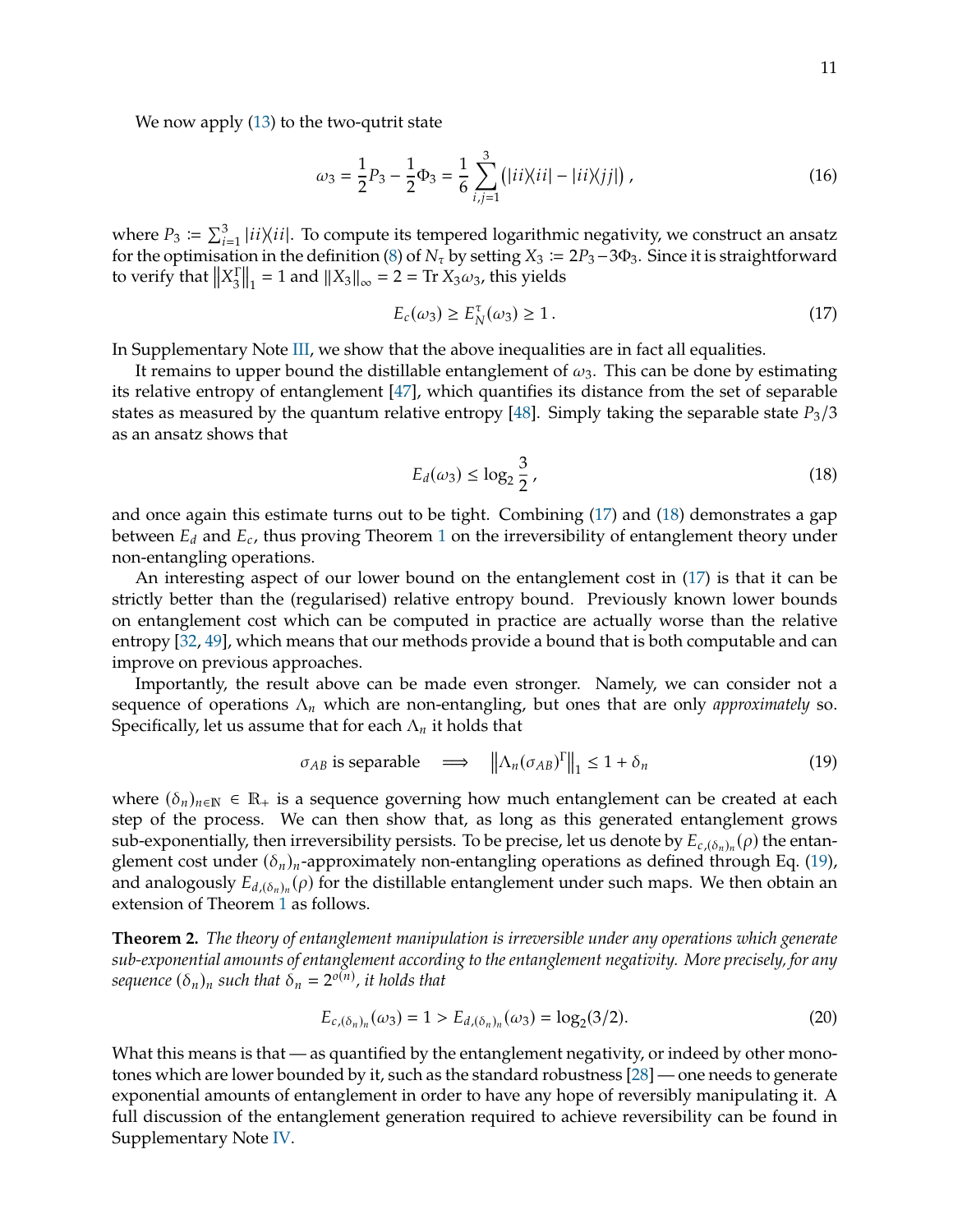We now apply (13) to the two-qutrit state

$$\omega_3 = \frac{1}{2}P_3 - \frac{1}{2}\Phi_3 = \frac{1}{6}\sum_{i,j=1}^{3}\left(|ii\rangle\!\langle ii| - |ii\rangle\!\langle jj|\right), \tag{16}$$

where $P_3 := \sum_{i=1}^{3}|ii\rangle\!\langle ii|$. To compute its tempered logarithmic negativity, we construct an ansatz for the optimisation in the definition (8) of $N_\tau$ by setting $X_3 := 2P_3 - 3\Phi_3$. Since it is straightforward to verify that $\left\|X_3^\Gamma\right\|_1 = 1$ and $\|X_3\|_\infty = 2 = \operatorname{Tr} X_3\omega_3$, this yields

$$E_c(\omega_3) \geq E_N^\tau(\omega_3) \geq 1\,. \tag{17}$$

In Supplementary Note III, we show that the above inequalities are in fact all equalities.

It remains to upper bound the distillable entanglement of $\omega_3$. This can be done by estimating its relative entropy of entanglement [47], which quantifies its distance from the set of separable states as measured by the quantum relative entropy [48]. Simply taking the separable state $P_3/3$ as an ansatz shows that

$$E_d(\omega_3) \leq \log_2\frac{3}{2}\,, \tag{18}$$

and once again this estimate turns out to be tight. Combining (17) and (18) demonstrates a gap between $E_d$ and $E_c$, thus proving Theorem 1 on the irreversibility of entanglement theory under non-entangling operations.

An interesting aspect of our lower bound on the entanglement cost in (17) is that it can be strictly better than the (regularised) relative entropy bound. Previously known lower bounds on entanglement cost which can be computed in practice are actually worse than the relative entropy [32, 49], which means that our methods provide a bound that is both computable and can improve on previous approaches.

Importantly, the result above can be made even stronger. Namely, we can consider not a sequence of operations $\Lambda_n$ which are non-entangling, but ones that are only *approximately* so. Specifically, let us assume that for each $\Lambda_n$ it holds that

$$\sigma_{AB} \text{ is separable} \quad \Longrightarrow \quad \left\|\Lambda_n(\sigma_{AB})^\Gamma\right\|_1 \leq 1 + \delta_n \tag{19}$$

where $(\delta_n)_{n\in\mathbb{N}} \in \mathbb{R}_+$ is a sequence governing how much entanglement can be created at each step of the process. We can then show that, as long as this generated entanglement grows sub-exponentially, then irreversibility persists. To be precise, let us denote by $E_{c,(\delta_n)_n}(\rho)$ the entanglement cost under $(\delta_n)_n$-approximately non-entangling operations as defined through Eq. (19), and analogously $E_{d,(\delta_n)_n}(\rho)$ for the distillable entanglement under such maps. We then obtain an extension of Theorem 1 as follows.

**Theorem 2.** *The theory of entanglement manipulation is irreversible under any operations which generate sub-exponential amounts of entanglement according to the entanglement negativity. More precisely, for any sequence $(\delta_n)_n$ such that $\delta_n = 2^{o(n)}$, it holds that*

$$E_{c,(\delta_n)_n}(\omega_3) = 1 > E_{d,(\delta_n)_n}(\omega_3) = \log_2(3/2). \tag{20}$$

What this means is that — as quantified by the entanglement negativity, or indeed by other monotones which are lower bounded by it, such as the standard robustness [28] — one needs to generate exponential amounts of entanglement in order to have any hope of reversibly manipulating it. A full discussion of the entanglement generation required to achieve reversibility can be found in Supplementary Note IV.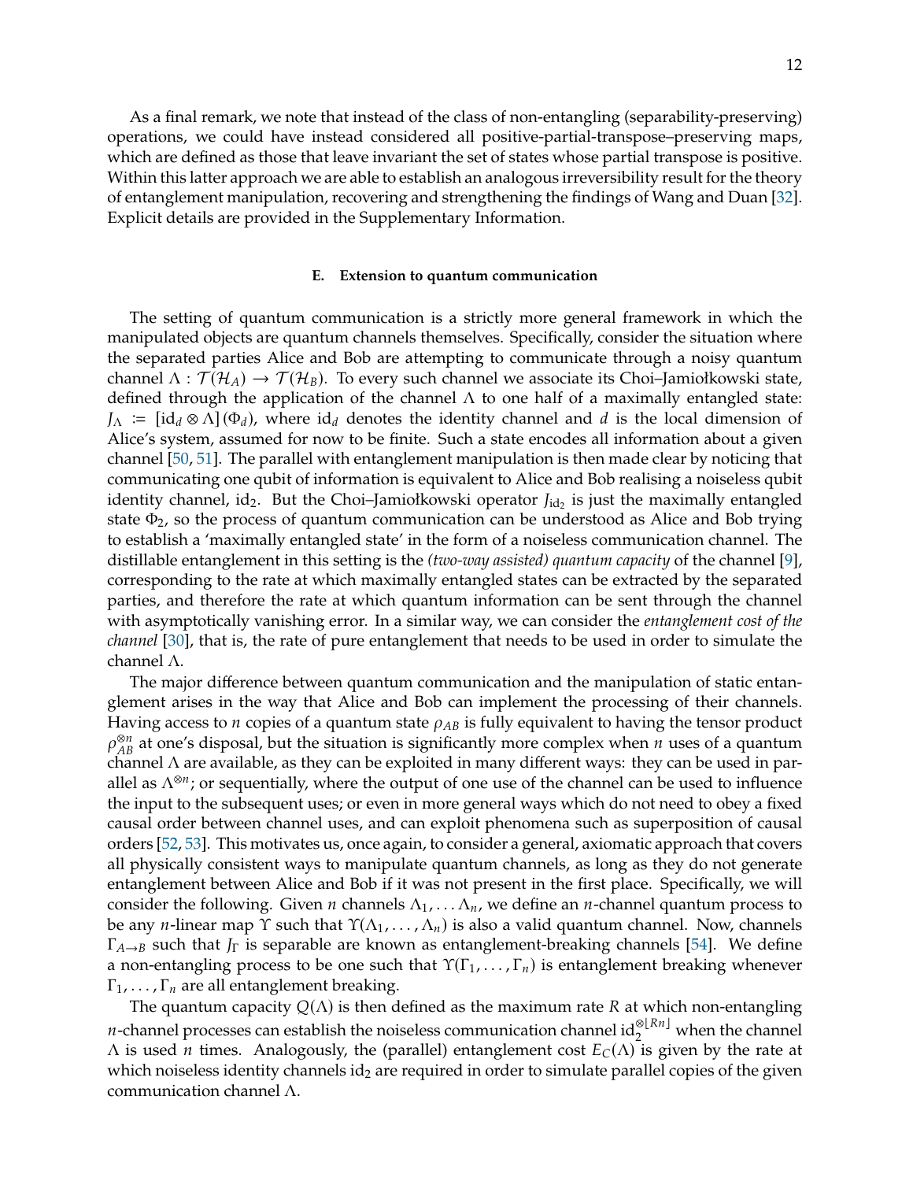As a final remark, we note that instead of the class of non-entangling (separability-preserving) operations, we could have instead considered all positive-partial-transpose–preserving maps, which are defined as those that leave invariant the set of states whose partial transpose is positive. Within this latter approach we are able to establish an analogous irreversibility result for the theory of entanglement manipulation, recovering and strengthening the findings of Wang and Duan [32]. Explicit details are provided in the Supplementary Information.

### E. Extension to quantum communication

The setting of quantum communication is a strictly more general framework in which the manipulated objects are quantum channels themselves. Specifically, consider the situation where the separated parties Alice and Bob are attempting to communicate through a noisy quantum channel $\Lambda : \mathcal{T}(\mathcal{H}_A) \to \mathcal{T}(\mathcal{H}_B)$. To every such channel we associate its Choi–Jamiołkowski state, defined through the application of the channel $\Lambda$ to one half of a maximally entangled state: $J_\Lambda := [\mathrm{id}_d \otimes \Lambda](\Phi_d)$, where $\mathrm{id}_d$ denotes the identity channel and $d$ is the local dimension of Alice's system, assumed for now to be finite. Such a state encodes all information about a given channel [50, 51]. The parallel with entanglement manipulation is then made clear by noticing that communicating one qubit of information is equivalent to Alice and Bob realising a noiseless qubit identity channel, $\mathrm{id}_2$. But the Choi–Jamiołkowski operator $J_{\mathrm{id}_2}$ is just the maximally entangled state $\Phi_2$, so the process of quantum communication can be understood as Alice and Bob trying to establish a 'maximally entangled state' in the form of a noiseless communication channel. The distillable entanglement in this setting is the *(two-way assisted) quantum capacity* of the channel [9], corresponding to the rate at which maximally entangled states can be extracted by the separated parties, and therefore the rate at which quantum information can be sent through the channel with asymptotically vanishing error. In a similar way, we can consider the *entanglement cost of the channel* [30], that is, the rate of pure entanglement that needs to be used in order to simulate the channel $\Lambda$.

The major difference between quantum communication and the manipulation of static entanglement arises in the way that Alice and Bob can implement the processing of their channels. Having access to $n$ copies of a quantum state $\rho_{AB}$ is fully equivalent to having the tensor product $\rho_{AB}^{\otimes n}$ at one's disposal, but the situation is significantly more complex when $n$ uses of a quantum channel $\Lambda$ are available, as they can be exploited in many different ways: they can be used in parallel as $\Lambda^{\otimes n}$; or sequentially, where the output of one use of the channel can be used to influence the input to the subsequent uses; or even in more general ways which do not need to obey a fixed causal order between channel uses, and can exploit phenomena such as superposition of causal orders [52, 53]. This motivates us, once again, to consider a general, axiomatic approach that covers all physically consistent ways to manipulate quantum channels, as long as they do not generate entanglement between Alice and Bob if it was not present in the first place. Specifically, we will consider the following. Given $n$ channels $\Lambda_1, \ldots \Lambda_n$, we define an $n$-channel quantum process to be any $n$-linear map $\Upsilon$ such that $\Upsilon(\Lambda_1, \ldots, \Lambda_n)$ is also a valid quantum channel. Now, channels $\Gamma_{A\to B}$ such that $J_\Gamma$ is separable are known as entanglement-breaking channels [54]. We define a non-entangling process to be one such that $\Upsilon(\Gamma_1, \ldots, \Gamma_n)$ is entanglement breaking whenever $\Gamma_1, \ldots, \Gamma_n$ are all entanglement breaking.

The quantum capacity $Q(\Lambda)$ is then defined as the maximum rate $R$ at which non-entangling $n$-channel processes can establish the noiseless communication channel $\mathrm{id}_2^{\otimes \lfloor Rn \rfloor}$ when the channel $\Lambda$ is used $n$ times. Analogously, the (parallel) entanglement cost $E_C(\Lambda)$ is given by the rate at which noiseless identity channels $\mathrm{id}_2$ are required in order to simulate parallel copies of the given communication channel $\Lambda$.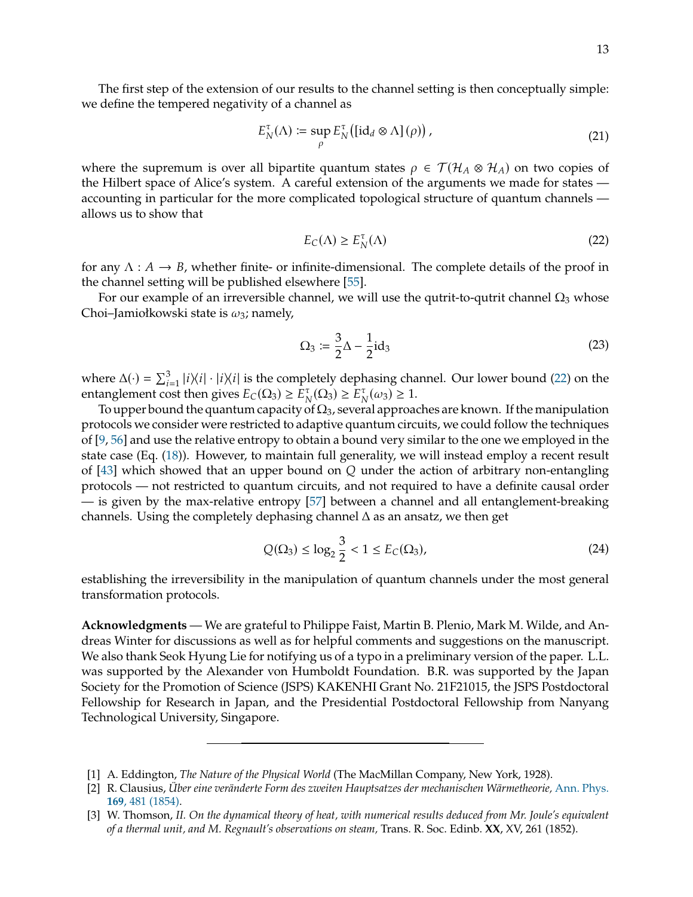The first step of the extension of our results to the channel setting is then conceptually simple: we define the tempered negativity of a channel as

$$E_N^\tau(\Lambda) := \sup_\rho E_N^\tau\big([\mathrm{id}_d \otimes \Lambda](\rho)\big), \tag{21}$$

where the supremum is over all bipartite quantum states $\rho \in \mathcal{T}(\mathcal{H}_A \otimes \mathcal{H}_A)$ on two copies of the Hilbert space of Alice's system. A careful extension of the arguments we made for states — accounting in particular for the more complicated topological structure of quantum channels — allows us to show that

$$E_C(\Lambda) \geq E_N^\tau(\Lambda) \tag{22}$$

for any $\Lambda : A \to B$, whether finite- or infinite-dimensional. The complete details of the proof in the channel setting will be published elsewhere [55].

For our example of an irreversible channel, we will use the qutrit-to-qutrit channel $\Omega_3$ whose Choi–Jamiołkowski state is $\omega_3$; namely,

$$\Omega_3 := \frac{3}{2}\Delta - \frac{1}{2}\mathrm{id}_3 \tag{23}$$

where $\Delta(\cdot) = \sum_{i=1}^3 |i\rangle\!\langle i| \cdot |i\rangle\!\langle i|$ is the completely dephasing channel. Our lower bound (22) on the entanglement cost then gives $E_C(\Omega_3) \geq E_N^\tau(\Omega_3) \geq E_N^\tau(\omega_3) \geq 1$.

To upper bound the quantum capacity of $\Omega_3$, several approaches are known. If the manipulation protocols we consider were restricted to adaptive quantum circuits, we could follow the techniques of [9, 56] and use the relative entropy to obtain a bound very similar to the one we employed in the state case (Eq. (18)). However, to maintain full generality, we will instead employ a recent result of [43] which showed that an upper bound on $Q$ under the action of arbitrary non-entangling protocols — not restricted to quantum circuits, and not required to have a definite causal order — is given by the max-relative entropy [57] between a channel and all entanglement-breaking channels. Using the completely dephasing channel $\Delta$ as an ansatz, we then get

$$Q(\Omega_3) \leq \log_2 \frac{3}{2} < 1 \leq E_C(\Omega_3), \tag{24}$$

establishing the irreversibility in the manipulation of quantum channels under the most general transformation protocols.

**Acknowledgments** — We are grateful to Philippe Faist, Martin B. Plenio, Mark M. Wilde, and Andreas Winter for discussions as well as for helpful comments and suggestions on the manuscript. We also thank Seok Hyung Lie for notifying us of a typo in a preliminary version of the paper. L.L. was supported by the Alexander von Humboldt Foundation. B.R. was supported by the Japan Society for the Promotion of Science (JSPS) KAKENHI Grant No. 21F21015, the JSPS Postdoctoral Fellowship for Research in Japan, and the Presidential Postdoctoral Fellowship from Nanyang Technological University, Singapore.

---

[1] A. Eddington, *The Nature of the Physical World* (The MacMillan Company, New York, 1928).

[2] R. Clausius, *Über eine veränderte Form des zweiten Hauptsatzes der mechanischen Wärmetheorie*, Ann. Phys. **169**, 481 (1854).

[3] W. Thomson, *II. On the dynamical theory of heat, with numerical results deduced from Mr. Joule's equivalent of a thermal unit, and M. Regnault's observations on steam*, Trans. R. Soc. Edinb. **XX**, XV, 261 (1852).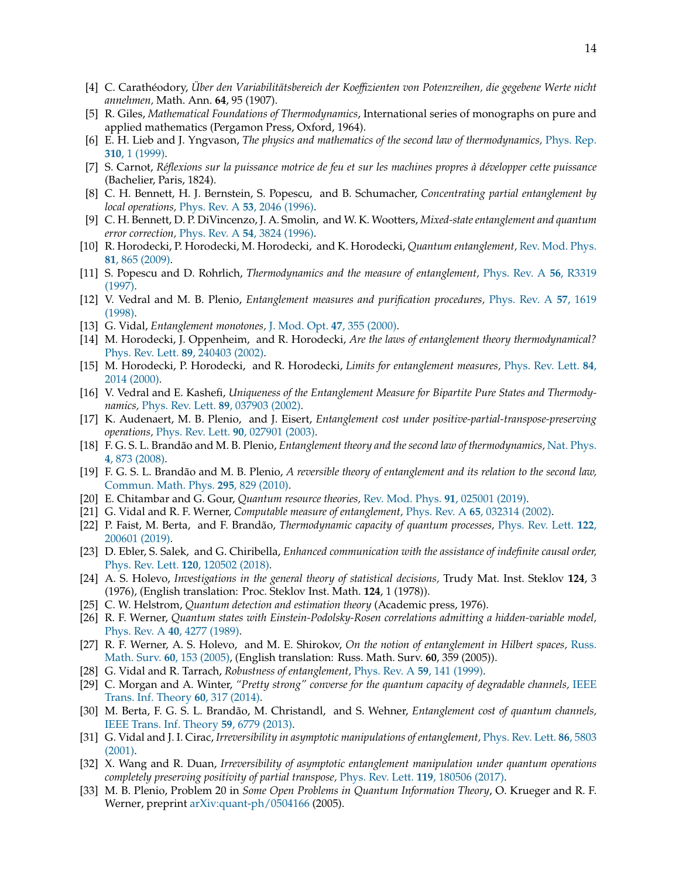[4] C. Carathéodory, *Über den Variabilitätsbereich der Koeffizienten von Potenzreihen, die gegebene Werte nicht annehmen,* Math. Ann. **64**, 95 (1907).

[5] R. Giles, *Mathematical Foundations of Thermodynamics*, International series of monographs on pure and applied mathematics (Pergamon Press, Oxford, 1964).

[6] E. H. Lieb and J. Yngvason, *The physics and mathematics of the second law of thermodynamics,* Phys. Rep. **310**, 1 (1999).

[7] S. Carnot, *Réflexions sur la puissance motrice de feu et sur les machines propres à développer cette puissance* (Bachelier, Paris, 1824).

[8] C. H. Bennett, H. J. Bernstein, S. Popescu, and B. Schumacher, *Concentrating partial entanglement by local operations,* Phys. Rev. A **53**, 2046 (1996).

[9] C. H. Bennett, D. P. DiVincenzo, J. A. Smolin, and W. K. Wootters, *Mixed-state entanglement and quantum error correction,* Phys. Rev. A **54**, 3824 (1996).

[10] R. Horodecki, P. Horodecki, M. Horodecki, and K. Horodecki, *Quantum entanglement,* Rev. Mod. Phys. **81**, 865 (2009).

[11] S. Popescu and D. Rohrlich, *Thermodynamics and the measure of entanglement,* Phys. Rev. A **56**, R3319 (1997).

[12] V. Vedral and M. B. Plenio, *Entanglement measures and purification procedures,* Phys. Rev. A **57**, 1619 (1998).

[13] G. Vidal, *Entanglement monotones,* J. Mod. Opt. **47**, 355 (2000).

[14] M. Horodecki, J. Oppenheim, and R. Horodecki, *Are the laws of entanglement theory thermodynamical?* Phys. Rev. Lett. **89**, 240403 (2002).

[15] M. Horodecki, P. Horodecki, and R. Horodecki, *Limits for entanglement measures,* Phys. Rev. Lett. **84**, 2014 (2000).

[16] V. Vedral and E. Kashefi, *Uniqueness of the Entanglement Measure for Bipartite Pure States and Thermodynamics,* Phys. Rev. Lett. **89**, 037903 (2002).

[17] K. Audenaert, M. B. Plenio, and J. Eisert, *Entanglement cost under positive-partial-transpose-preserving operations,* Phys. Rev. Lett. **90**, 027901 (2003).

[18] F. G. S. L. Brandão and M. B. Plenio, *Entanglement theory and the second law of thermodynamics,* Nat. Phys. **4**, 873 (2008).

[19] F. G. S. L. Brandão and M. B. Plenio, *A reversible theory of entanglement and its relation to the second law,* Commun. Math. Phys. **295**, 829 (2010).

[20] E. Chitambar and G. Gour, *Quantum resource theories,* Rev. Mod. Phys. **91**, 025001 (2019).

[21] G. Vidal and R. F. Werner, *Computable measure of entanglement,* Phys. Rev. A **65**, 032314 (2002).

[22] P. Faist, M. Berta, and F. Brandão, *Thermodynamic capacity of quantum processes,* Phys. Rev. Lett. **122**, 200601 (2019).

[23] D. Ebler, S. Salek, and G. Chiribella, *Enhanced communication with the assistance of indefinite causal order,* Phys. Rev. Lett. **120**, 120502 (2018).

[24] A. S. Holevo, *Investigations in the general theory of statistical decisions,* Trudy Mat. Inst. Steklov **124**, 3 (1976), (English translation: Proc. Steklov Inst. Math. **124**, 1 (1978)).

[25] C. W. Helstrom, *Quantum detection and estimation theory* (Academic press, 1976).

[26] R. F. Werner, *Quantum states with Einstein-Podolsky-Rosen correlations admitting a hidden-variable model,* Phys. Rev. A **40**, 4277 (1989).

[27] R. F. Werner, A. S. Holevo, and M. E. Shirokov, *On the notion of entanglement in Hilbert spaces,* Russ. Math. Surv. **60**, 153 (2005), (English translation: Russ. Math. Surv. **60**, 359 (2005)).

[28] G. Vidal and R. Tarrach, *Robustness of entanglement,* Phys. Rev. A **59**, 141 (1999).

[29] C. Morgan and A. Winter, *"Pretty strong" converse for the quantum capacity of degradable channels,* IEEE Trans. Inf. Theory **60**, 317 (2014).

[30] M. Berta, F. G. S. L. Brandão, M. Christandl, and S. Wehner, *Entanglement cost of quantum channels,* IEEE Trans. Inf. Theory **59**, 6779 (2013).

[31] G. Vidal and J. I. Cirac, *Irreversibility in asymptotic manipulations of entanglement,* Phys. Rev. Lett. **86**, 5803 (2001).

[32] X. Wang and R. Duan, *Irreversibility of asymptotic entanglement manipulation under quantum operations completely preserving positivity of partial transpose,* Phys. Rev. Lett. **119**, 180506 (2017).

[33] M. B. Plenio, Problem 20 in *Some Open Problems in Quantum Information Theory*, O. Krueger and R. F. Werner, preprint arXiv:quant-ph/0504166 (2005).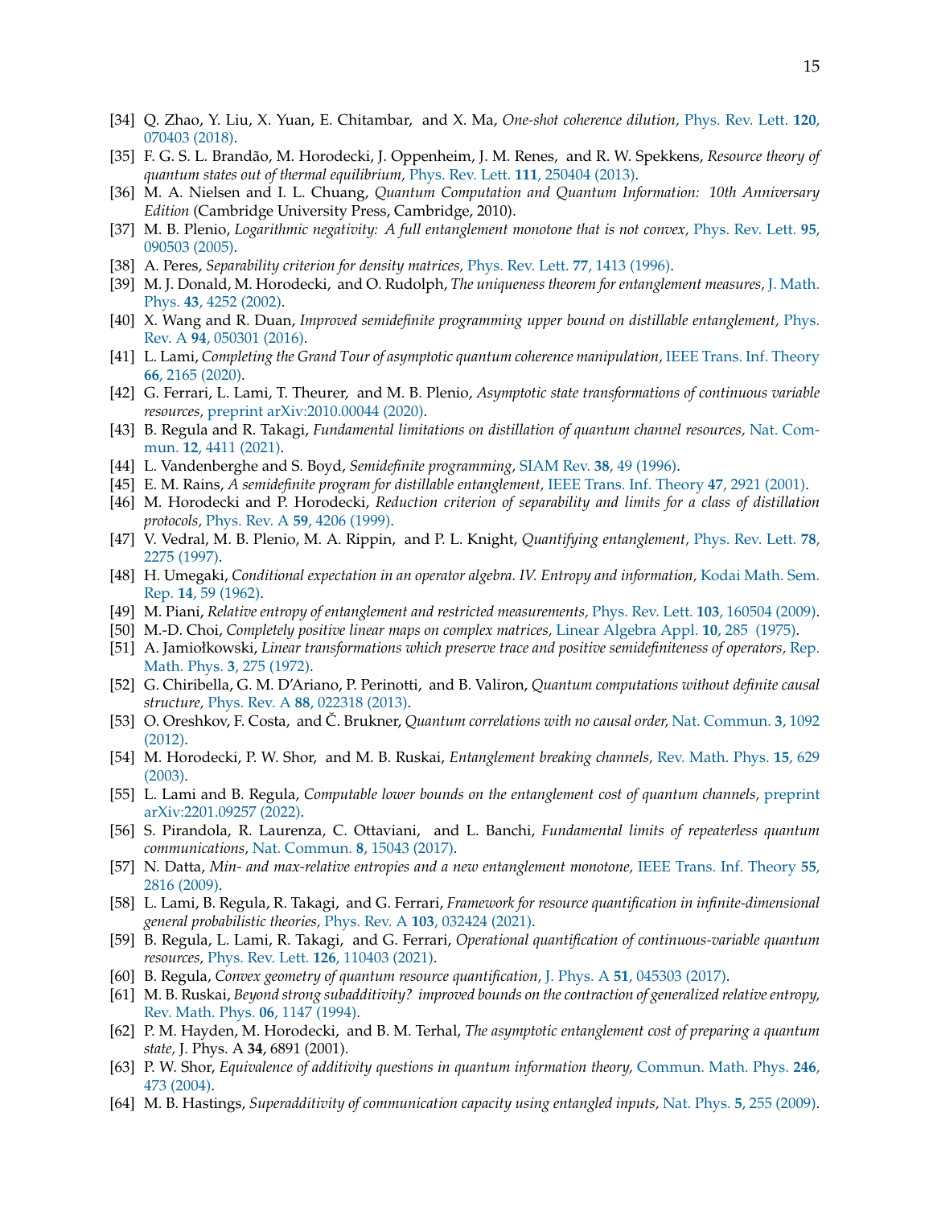- [34] Q. Zhao, Y. Liu, X. Yuan, E. Chitambar, and X. Ma, *One-shot coherence dilution*, Phys. Rev. Lett. **120**, 070403 (2018).
- [35] F. G. S. L. Brandão, M. Horodecki, J. Oppenheim, J. M. Renes, and R. W. Spekkens, *Resource theory of quantum states out of thermal equilibrium*, Phys. Rev. Lett. **111**, 250404 (2013).
- [36] M. A. Nielsen and I. L. Chuang, *Quantum Computation and Quantum Information: 10th Anniversary Edition* (Cambridge University Press, Cambridge, 2010).
- [37] M. B. Plenio, *Logarithmic negativity: A full entanglement monotone that is not convex*, Phys. Rev. Lett. **95**, 090503 (2005).
- [38] A. Peres, *Separability criterion for density matrices*, Phys. Rev. Lett. **77**, 1413 (1996).
- [39] M. J. Donald, M. Horodecki, and O. Rudolph, *The uniqueness theorem for entanglement measures*, J. Math. Phys. **43**, 4252 (2002).
- [40] X. Wang and R. Duan, *Improved semidefinite programming upper bound on distillable entanglement*, Phys. Rev. A **94**, 050301 (2016).
- [41] L. Lami, *Completing the Grand Tour of asymptotic quantum coherence manipulation*, IEEE Trans. Inf. Theory **66**, 2165 (2020).
- [42] G. Ferrari, L. Lami, T. Theurer, and M. B. Plenio, *Asymptotic state transformations of continuous variable resources*, preprint arXiv:2010.00044 (2020).
- [43] B. Regula and R. Takagi, *Fundamental limitations on distillation of quantum channel resources*, Nat. Commun. **12**, 4411 (2021).
- [44] L. Vandenberghe and S. Boyd, *Semidefinite programming*, SIAM Rev. **38**, 49 (1996).
- [45] E. M. Rains, *A semidefinite program for distillable entanglement*, IEEE Trans. Inf. Theory **47**, 2921 (2001).
- [46] M. Horodecki and P. Horodecki, *Reduction criterion of separability and limits for a class of distillation protocols*, Phys. Rev. A **59**, 4206 (1999).
- [47] V. Vedral, M. B. Plenio, M. A. Rippin, and P. L. Knight, *Quantifying entanglement*, Phys. Rev. Lett. **78**, 2275 (1997).
- [48] H. Umegaki, *Conditional expectation in an operator algebra. IV. Entropy and information*, Kodai Math. Sem. Rep. **14**, 59 (1962).
- [49] M. Piani, *Relative entropy of entanglement and restricted measurements*, Phys. Rev. Lett. **103**, 160504 (2009).
- [50] M.-D. Choi, *Completely positive linear maps on complex matrices*, Linear Algebra Appl. **10**, 285 (1975).
- [51] A. Jamiołkowski, *Linear transformations which preserve trace and positive semidefiniteness of operators*, Rep. Math. Phys. **3**, 275 (1972).
- [52] G. Chiribella, G. M. D'Ariano, P. Perinotti, and B. Valiron, *Quantum computations without definite causal structure*, Phys. Rev. A **88**, 022318 (2013).
- [53] O. Oreshkov, F. Costa, and Č. Brukner, *Quantum correlations with no causal order*, Nat. Commun. **3**, 1092 (2012).
- [54] M. Horodecki, P. W. Shor, and M. B. Ruskai, *Entanglement breaking channels*, Rev. Math. Phys. **15**, 629 (2003).
- [55] L. Lami and B. Regula, *Computable lower bounds on the entanglement cost of quantum channels*, preprint arXiv:2201.09257 (2022).
- [56] S. Pirandola, R. Laurenza, C. Ottaviani, and L. Banchi, *Fundamental limits of repeaterless quantum communications*, Nat. Commun. **8**, 15043 (2017).
- [57] N. Datta, *Min- and max-relative entropies and a new entanglement monotone*, IEEE Trans. Inf. Theory **55**, 2816 (2009).
- [58] L. Lami, B. Regula, R. Takagi, and G. Ferrari, *Framework for resource quantification in infinite-dimensional general probabilistic theories*, Phys. Rev. A **103**, 032424 (2021).
- [59] B. Regula, L. Lami, R. Takagi, and G. Ferrari, *Operational quantification of continuous-variable quantum resources*, Phys. Rev. Lett. **126**, 110403 (2021).
- [60] B. Regula, *Convex geometry of quantum resource quantification*, J. Phys. A **51**, 045303 (2017).
- [61] M. B. Ruskai, *Beyond strong subadditivity? improved bounds on the contraction of generalized relative entropy*, Rev. Math. Phys. **06**, 1147 (1994).
- [62] P. M. Hayden, M. Horodecki, and B. M. Terhal, *The asymptotic entanglement cost of preparing a quantum state*, J. Phys. A **34**, 6891 (2001).
- [63] P. W. Shor, *Equivalence of additivity questions in quantum information theory*, Commun. Math. Phys. **246**, 473 (2004).
- [64] M. B. Hastings, *Superadditivity of communication capacity using entangled inputs*, Nat. Phys. **5**, 255 (2009).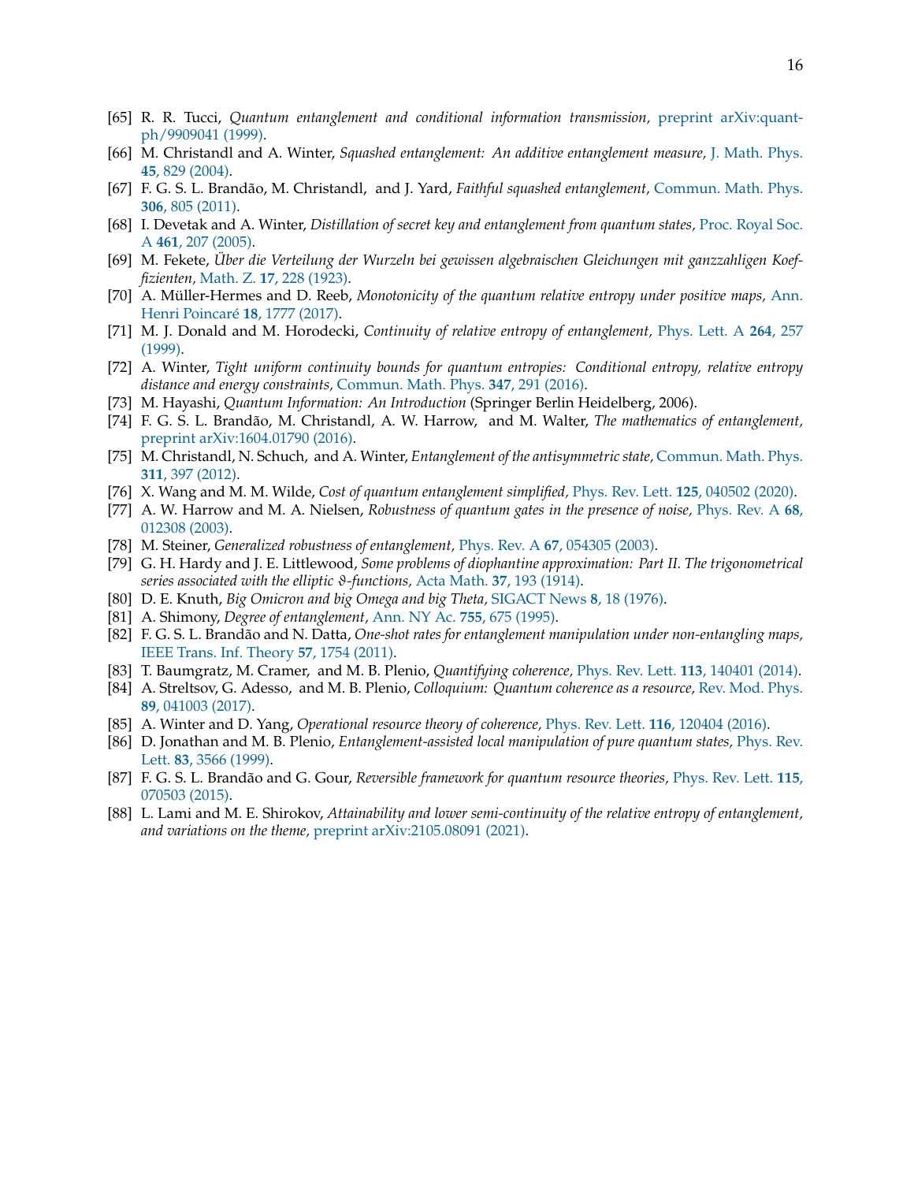[65] R. R. Tucci, *Quantum entanglement and conditional information transmission*, preprint arXiv:quant-ph/9909041 (1999).

[66] M. Christandl and A. Winter, *Squashed entanglement: An additive entanglement measure*, J. Math. Phys. **45**, 829 (2004).

[67] F. G. S. L. Brandão, M. Christandl, and J. Yard, *Faithful squashed entanglement*, Commun. Math. Phys. **306**, 805 (2011).

[68] I. Devetak and A. Winter, *Distillation of secret key and entanglement from quantum states*, Proc. Royal Soc. A **461**, 207 (2005).

[69] M. Fekete, *Über die Verteilung der Wurzeln bei gewissen algebraischen Gleichungen mit ganzzahligen Koeffizienten*, Math. Z. **17**, 228 (1923).

[70] A. Müller-Hermes and D. Reeb, *Monotonicity of the quantum relative entropy under positive maps*, Ann. Henri Poincaré **18**, 1777 (2017).

[71] M. J. Donald and M. Horodecki, *Continuity of relative entropy of entanglement*, Phys. Lett. A **264**, 257 (1999).

[72] A. Winter, *Tight uniform continuity bounds for quantum entropies: Conditional entropy, relative entropy distance and energy constraints*, Commun. Math. Phys. **347**, 291 (2016).

[73] M. Hayashi, *Quantum Information: An Introduction* (Springer Berlin Heidelberg, 2006).

[74] F. G. S. L. Brandão, M. Christandl, A. W. Harrow, and M. Walter, *The mathematics of entanglement*, preprint arXiv:1604.01790 (2016).

[75] M. Christandl, N. Schuch, and A. Winter, *Entanglement of the antisymmetric state*, Commun. Math. Phys. **311**, 397 (2012).

[76] X. Wang and M. M. Wilde, *Cost of quantum entanglement simplified*, Phys. Rev. Lett. **125**, 040502 (2020).

[77] A. W. Harrow and M. A. Nielsen, *Robustness of quantum gates in the presence of noise*, Phys. Rev. A **68**, 012308 (2003).

[78] M. Steiner, *Generalized robustness of entanglement*, Phys. Rev. A **67**, 054305 (2003).

[79] G. H. Hardy and J. E. Littlewood, *Some problems of diophantine approximation: Part II. The trigonometrical series associated with the elliptic $\vartheta$-functions*, Acta Math. **37**, 193 (1914).

[80] D. E. Knuth, *Big Omicron and big Omega and big Theta*, SIGACT News **8**, 18 (1976).

[81] A. Shimony, *Degree of entanglement*, Ann. NY Ac. **755**, 675 (1995).

[82] F. G. S. L. Brandão and N. Datta, *One-shot rates for entanglement manipulation under non-entangling maps*, IEEE Trans. Inf. Theory **57**, 1754 (2011).

[83] T. Baumgratz, M. Cramer, and M. B. Plenio, *Quantifying coherence*, Phys. Rev. Lett. **113**, 140401 (2014).

[84] A. Streltsov, G. Adesso, and M. B. Plenio, *Colloquium: Quantum coherence as a resource*, Rev. Mod. Phys. **89**, 041003 (2017).

[85] A. Winter and D. Yang, *Operational resource theory of coherence*, Phys. Rev. Lett. **116**, 120404 (2016).

[86] D. Jonathan and M. B. Plenio, *Entanglement-assisted local manipulation of pure quantum states*, Phys. Rev. Lett. **83**, 3566 (1999).

[87] F. G. S. L. Brandão and G. Gour, *Reversible framework for quantum resource theories*, Phys. Rev. Lett. **115**, 070503 (2015).

[88] L. Lami and M. E. Shirokov, *Attainability and lower semi-continuity of the relative entropy of entanglement, and variations on the theme*, preprint arXiv:2105.08091 (2021).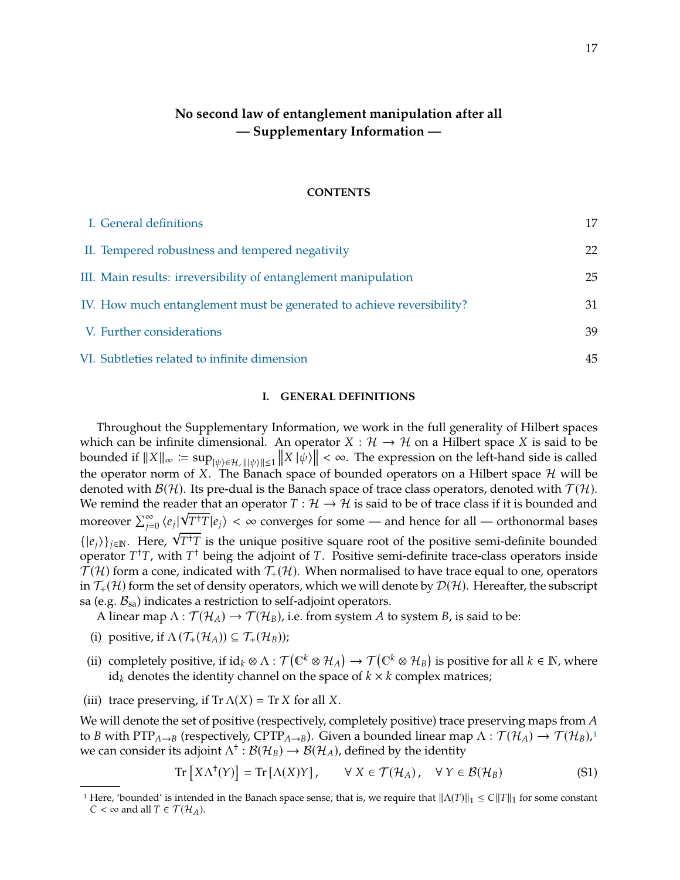# No second law of entanglement manipulation after all — Supplementary Information —

## CONTENTS

I. General definitions 17

II. Tempered robustness and tempered negativity 22

III. Main results: irreversibility of entanglement manipulation 25

IV. How much entanglement must be generated to achieve reversibility? 31

V. Further considerations 39

VI. Subtleties related to infinite dimension 45

## I. GENERAL DEFINITIONS

Throughout the Supplementary Information, we work in the full generality of Hilbert spaces which can be infinite dimensional. An operator $X : \mathcal{H} \to \mathcal{H}$ on a Hilbert space $X$ is said to be bounded if $\|X\|_\infty \coloneqq \sup_{|\psi\rangle\in\mathcal{H},\, \||\psi\rangle\|\leq 1} \left\|X\,|\psi\rangle\right\| < \infty$. The expression on the left-hand side is called the operator norm of $X$. The Banach space of bounded operators on a Hilbert space $\mathcal{H}$ will be denoted with $\mathcal{B}(\mathcal{H})$. Its pre-dual is the Banach space of trace class operators, denoted with $\mathcal{T}(\mathcal{H})$. We remind the reader that an operator $T : \mathcal{H} \to \mathcal{H}$ is said to be of trace class if it is bounded and moreover $\sum_{j=0}^{\infty} \langle e_j|\sqrt{T^\dagger T}|e_j\rangle < \infty$ converges for some — and hence for all — orthonormal bases $\{|e_j\rangle\}_{j\in\mathbb{N}}$. Here, $\sqrt{T^\dagger T}$ is the unique positive square root of the positive semi-definite bounded operator $T^\dagger T$, with $T^\dagger$ being the adjoint of $T$. Positive semi-definite trace-class operators inside $\mathcal{T}(\mathcal{H})$ form a cone, indicated with $\mathcal{T}_+(\mathcal{H})$. When normalised to have trace equal to one, operators in $\mathcal{T}_+(\mathcal{H})$ form the set of density operators, which we will denote by $\mathcal{D}(\mathcal{H})$. Hereafter, the subscript sa (e.g. $\mathcal{B}_{\text{sa}}$) indicates a restriction to self-adjoint operators.

A linear map $\Lambda : \mathcal{T}(\mathcal{H}_A) \to \mathcal{T}(\mathcal{H}_B)$, i.e. from system $A$ to system $B$, is said to be:

(i) positive, if $\Lambda\left(\mathcal{T}_+(\mathcal{H}_A)\right) \subseteq \mathcal{T}_+(\mathcal{H}_B)$);

(ii) completely positive, if $\text{id}_k \otimes \Lambda : \mathcal{T}\left(\mathbb{C}^k \otimes \mathcal{H}_A\right) \to \mathcal{T}\left(\mathbb{C}^k \otimes \mathcal{H}_B\right)$ is positive for all $k \in \mathbb{N}$, where $\text{id}_k$ denotes the identity channel on the space of $k \times k$ complex matrices;

(iii) trace preserving, if $\operatorname{Tr} \Lambda(X) = \operatorname{Tr} X$ for all $X$.

We will denote the set of positive (respectively, completely positive) trace preserving maps from $A$ to $B$ with $\text{PTP}_{A\to B}$ (respectively, $\text{CPTP}_{A\to B}$). Given a bounded linear map $\Lambda : \mathcal{T}(\mathcal{H}_A) \to \mathcal{T}(\mathcal{H}_B)$,[1] we can consider its adjoint $\Lambda^\dagger : \mathcal{B}(\mathcal{H}_B) \to \mathcal{B}(\mathcal{H}_A)$, defined by the identity

$$\operatorname{Tr}\left[X\Lambda^\dagger(Y)\right] = \operatorname{Tr}\left[\Lambda(X)Y\right], \qquad \forall\, X \in \mathcal{T}(\mathcal{H}_A), \quad \forall\, Y \in \mathcal{B}(\mathcal{H}_B) \tag{S1}$$

[1] Here, 'bounded' is intended in the Banach space sense; that is, we require that $\|\Lambda(T)\|_1 \leq C\|T\|_1$ for some constant $C < \infty$ and all $T \in \mathcal{T}(\mathcal{H}_A)$.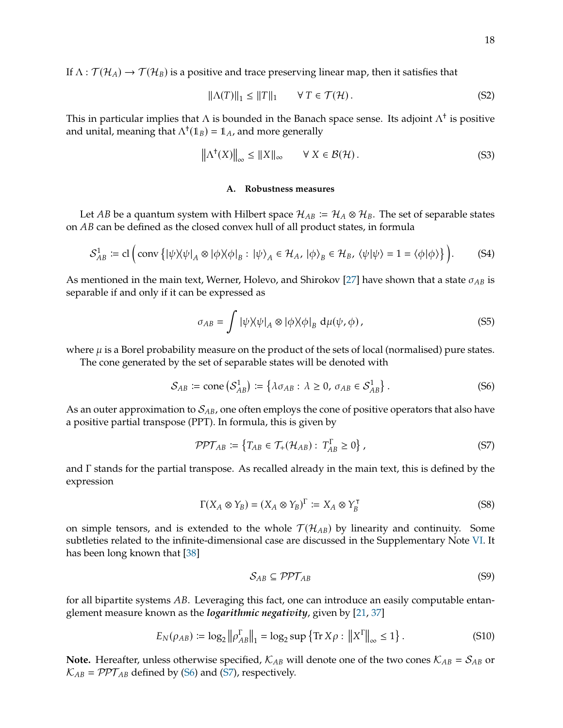If $\Lambda : \mathcal{T}(\mathcal{H}_A) \to \mathcal{T}(\mathcal{H}_B)$ is a positive and trace preserving linear map, then it satisfies that

$$\|\Lambda(T)\|_1 \leq \|T\|_1 \qquad \forall\, T \in \mathcal{T}(\mathcal{H})\,. \tag{S2}$$

This in particular implies that $\Lambda$ is bounded in the Banach space sense. Its adjoint $\Lambda^\dagger$ is positive and unital, meaning that $\Lambda^\dagger(\mathbb{1}_B) = \mathbb{1}_A$, and more generally

$$\left\|\Lambda^\dagger(X)\right\|_\infty \leq \|X\|_\infty \qquad \forall\, X \in \mathcal{B}(\mathcal{H})\,. \tag{S3}$$

### A. Robustness measures

Let $AB$ be a quantum system with Hilbert space $\mathcal{H}_{AB} := \mathcal{H}_A \otimes \mathcal{H}_B$. The set of separable states on $AB$ can be defined as the closed convex hull of all product states, in formula

$$\mathcal{S}^1_{AB} := \mathrm{cl}\left(\mathrm{conv}\left\{|\psi\rangle\!\langle\psi|_A \otimes |\phi\rangle\!\langle\phi|_B :\ |\psi\rangle_A \in \mathcal{H}_A,\ |\phi\rangle_B \in \mathcal{H}_B,\ \langle\psi|\psi\rangle = 1 = \langle\phi|\phi\rangle\right\}\right). \tag{S4}$$

As mentioned in the main text, Werner, Holevo, and Shirokov [27] have shown that a state $\sigma_{AB}$ is separable if and only if it can be expressed as

$$\sigma_{AB} = \int |\psi\rangle\!\langle\psi|_A \otimes |\phi\rangle\!\langle\phi|_B \;\mathrm{d}\mu(\psi,\phi)\,, \tag{S5}$$

where $\mu$ is a Borel probability measure on the product of the sets of local (normalised) pure states.

The cone generated by the set of separable states will be denoted with

$$\mathcal{S}_{AB} := \mathrm{cone}\left(\mathcal{S}^1_{AB}\right) := \left\{\lambda\sigma_{AB} :\ \lambda \geq 0,\ \sigma_{AB} \in \mathcal{S}^1_{AB}\right\}. \tag{S6}$$

As an outer approximation to $\mathcal{S}_{AB}$, one often employs the cone of positive operators that also have a positive partial transpose (PPT). In formula, this is given by

$$\mathcal{PPT}_{AB} := \left\{T_{AB} \in \mathcal{T}_+(\mathcal{H}_{AB}) :\ T^\Gamma_{AB} \geq 0\right\}, \tag{S7}$$

and $\Gamma$ stands for the partial transpose. As recalled already in the main text, this is defined by the expression

$$\Gamma(X_A \otimes Y_B) = (X_A \otimes Y_B)^\Gamma := X_A \otimes Y_B^\intercal \tag{S8}$$

on simple tensors, and is extended to the whole $\mathcal{T}(\mathcal{H}_{AB})$ by linearity and continuity. Some subtleties related to the infinite-dimensional case are discussed in the Supplementary Note VI. It has been long known that [38]

$$\mathcal{S}_{AB} \subseteq \mathcal{PPT}_{AB} \tag{S9}$$

for all bipartite systems $AB$. Leveraging this fact, one can introduce an easily computable entanglement measure known as the ***logarithmic negativity***, given by [21, 37]

$$E_N(\rho_{AB}) := \log_2 \left\|\rho^\Gamma_{AB}\right\|_1 = \log_2 \sup\left\{\mathrm{Tr}\, X\rho :\ \left\|X^\Gamma\right\|_\infty \leq 1\right\}. \tag{S10}$$

**Note.** Hereafter, unless otherwise specified, $\mathcal{K}_{AB}$ will denote one of the two cones $\mathcal{K}_{AB} = \mathcal{S}_{AB}$ or $\mathcal{K}_{AB} = \mathcal{PPT}_{AB}$ defined by (S6) and (S7), respectively.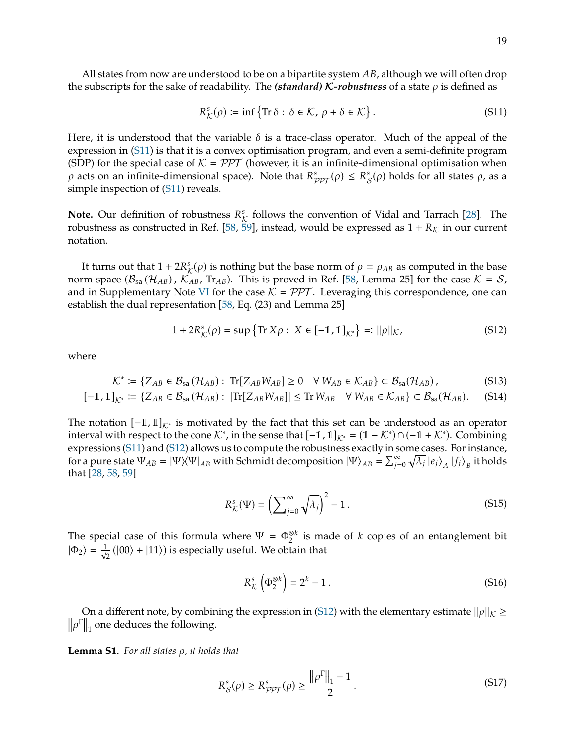All states from now are understood to be on a bipartite system $AB$, although we will often drop the subscripts for the sake of readability. The ***(standard) $\mathcal{K}$-robustness*** of a state $\rho$ is defined as

$$R^s_{\mathcal{K}}(\rho) := \inf\left\{\operatorname{Tr}\delta :\ \delta \in \mathcal{K},\ \rho+\delta \in \mathcal{K}\right\}. \tag{S11}$$

Here, it is understood that the variable $\delta$ is a trace-class operator. Much of the appeal of the expression in (S11) is that it is a convex optimisation program, and even a semi-definite program (SDP) for the special case of $\mathcal{K} = \mathcal{PPT}$ (however, it is an infinite-dimensional optimisation when $\rho$ acts on an infinite-dimensional space). Note that $R^s_{\mathcal{PPT}}(\rho) \leq R^s_{\mathcal{S}}(\rho)$ holds for all states $\rho$, as a simple inspection of (S11) reveals.

**Note.** Our definition of robustness $R^s_{\mathcal{K}}$ follows the convention of Vidal and Tarrach [28]. The robustness as constructed in Ref. [58, 59], instead, would be expressed as $1 + R_{\mathcal{K}}$ in our current notation.

It turns out that $1 + 2R^s_{\mathcal{K}}(\rho)$ is nothing but the base norm of $\rho = \rho_{AB}$ as computed in the base norm space $(\mathcal{B}_{\mathrm{sa}}(\mathcal{H}_{AB}),\, \mathcal{K}_{AB},\, \operatorname{Tr}_{AB})$. This is proved in Ref. [58, Lemma 25] for the case $\mathcal{K} = \mathcal{S}$, and in Supplementary Note VI for the case $\mathcal{K} = \mathcal{PPT}$. Leveraging this correspondence, one can establish the dual representation [58, Eq. (23) and Lemma 25]

$$1 + 2R^s_{\mathcal{K}}(\rho) = \sup\left\{\operatorname{Tr} X\rho :\ X \in [-\mathbb{1}, \mathbb{1}]_{\mathcal{K}^*}\right\} =: \|\rho\|_{\mathcal{K}}, \tag{S12}$$

where

$$\mathcal{K}^* := \left\{Z_{AB} \in \mathcal{B}_{\mathrm{sa}}(\mathcal{H}_{AB}) :\ \operatorname{Tr}[Z_{AB}W_{AB}] \geq 0 \quad \forall\, W_{AB} \in \mathcal{K}_{AB}\right\} \subset \mathcal{B}_{\mathrm{sa}}(\mathcal{H}_{AB}), \tag{S13}$$

$$[-\mathbb{1}, \mathbb{1}]_{\mathcal{K}^*} := \left\{Z_{AB} \in \mathcal{B}_{\mathrm{sa}}(\mathcal{H}_{AB}) :\ |\operatorname{Tr}[Z_{AB}W_{AB}]| \leq \operatorname{Tr} W_{AB} \quad \forall\, W_{AB} \in \mathcal{K}_{AB}\right\} \subset \mathcal{B}_{\mathrm{sa}}(\mathcal{H}_{AB}). \tag{S14}$$

The notation $[-\mathbb{1}, \mathbb{1}]_{\mathcal{K}^*}$ is motivated by the fact that this set can be understood as an operator interval with respect to the cone $\mathcal{K}^*$, in the sense that $[-\mathbb{1}, \mathbb{1}]_{\mathcal{K}^*} = (\mathbb{1} - \mathcal{K}^*) \cap (-\mathbb{1} + \mathcal{K}^*)$. Combining expressions (S11) and (S12) allows us to compute the robustness exactly in some cases. For instance, for a pure state $\Psi_{AB} = |\Psi\rangle\!\langle\Psi|_{AB}$ with Schmidt decomposition $|\Psi\rangle_{AB} = \sum_{j=0}^{\infty} \sqrt{\lambda_j}\, |e_j\rangle_A |f_j\rangle_B$ it holds that [28, 58, 59]

$$R^s_{\mathcal{K}}(\Psi) = \left(\sum\nolimits_{j=0}^{\infty} \sqrt{\lambda_j}\right)^2 - 1\,. \tag{S15}$$

The special case of this formula where $\Psi = \Phi_2^{\otimes k}$ is made of $k$ copies of an entanglement bit $|\Phi_2\rangle = \frac{1}{\sqrt{2}}\left(|00\rangle + |11\rangle\right)$ is especially useful. We obtain that

$$R^s_{\mathcal{K}}\left(\Phi_2^{\otimes k}\right) = 2^k - 1\,. \tag{S16}$$

On a different note, by combining the expression in (S12) with the elementary estimate $\|\rho\|_{\mathcal{K}} \geq \left\|\rho^\Gamma\right\|_1$ one deduces the following.

**Lemma S1.** *For all states $\rho$, it holds that*

$$R^s_{\mathcal{S}}(\rho) \geq R^s_{\mathcal{PPT}}(\rho) \geq \frac{\left\|\rho^\Gamma\right\|_1 - 1}{2}\,. \tag{S17}$$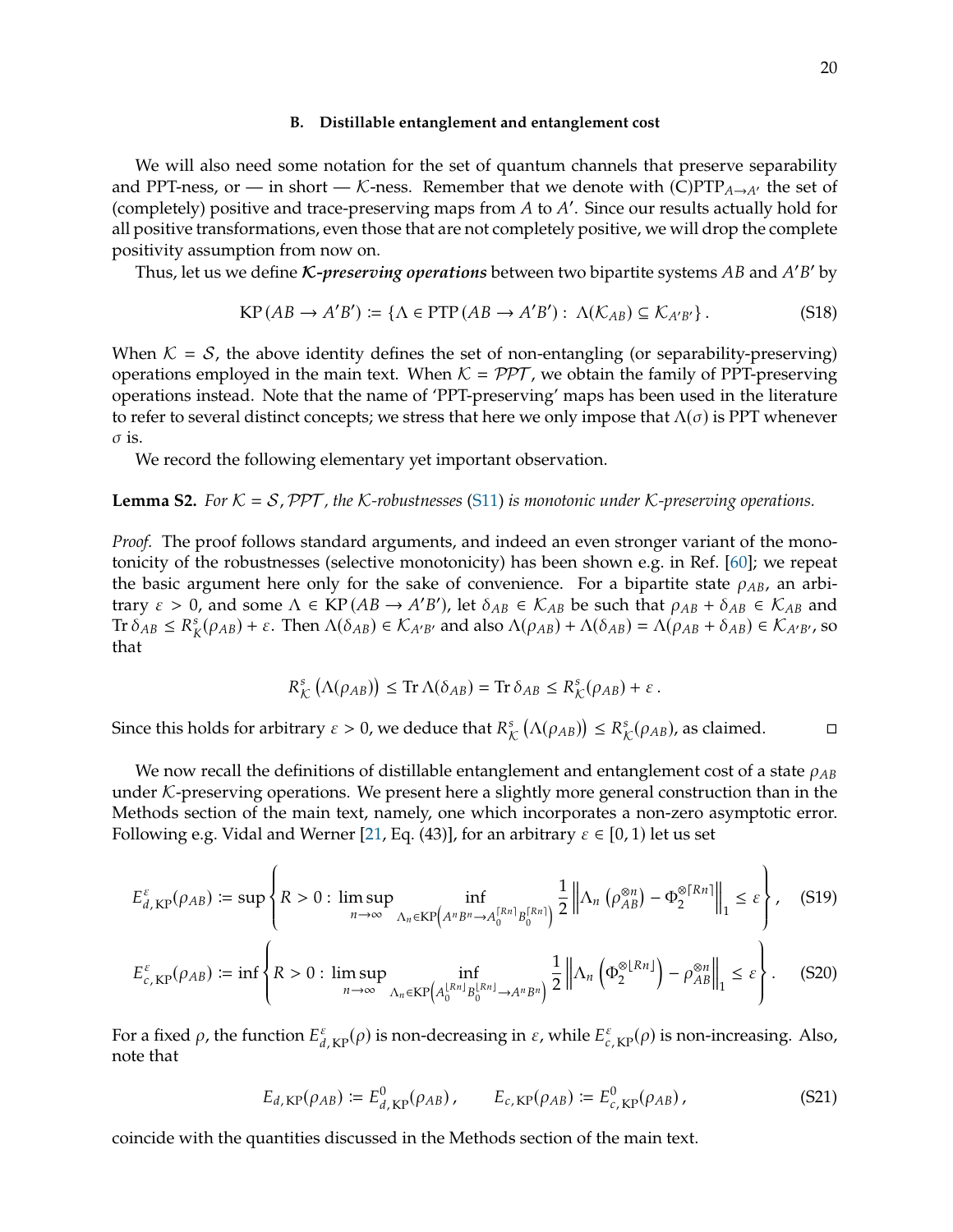### B. Distillable entanglement and entanglement cost

We will also need some notation for the set of quantum channels that preserve separability and PPT-ness, or — in short — $\mathcal{K}$-ness. Remember that we denote with (C)PTP$_{A\to A'}$ the set of (completely) positive and trace-preserving maps from $A$ to $A'$. Since our results actually hold for all positive transformations, even those that are not completely positive, we will drop the complete positivity assumption from now on.

Thus, let us we define ***$\mathcal{K}$-preserving operations*** between two bipartite systems $AB$ and $A'B'$ by

$$\mathrm{KP}\left(AB \to A'B'\right) \coloneqq \left\{\Lambda \in \mathrm{PTP}\left(AB \to A'B'\right) :\ \Lambda(\mathcal{K}_{AB}) \subseteq \mathcal{K}_{A'B'}\right\}. \tag{S18}$$

When $\mathcal{K} = \mathcal{S}$, the above identity defines the set of non-entangling (or separability-preserving) operations employed in the main text. When $\mathcal{K} = \mathcal{PPT}$, we obtain the family of PPT-preserving operations instead. Note that the name of 'PPT-preserving' maps has been used in the literature to refer to several distinct concepts; we stress that here we only impose that $\Lambda(\sigma)$ is PPT whenever $\sigma$ is.

We record the following elementary yet important observation.

**Lemma S2.** *For $\mathcal{K} = \mathcal{S}, \mathcal{PPT}$, the $\mathcal{K}$-robustnesses (S11) is monotonic under $\mathcal{K}$-preserving operations.*

*Proof.* The proof follows standard arguments, and indeed an even stronger variant of the monotonicity of the robustnesses (selective monotonicity) has been shown e.g. in Ref. [60]; we repeat the basic argument here only for the sake of convenience. For a bipartite state $\rho_{AB}$, an arbitrary $\varepsilon > 0$, and some $\Lambda \in \mathrm{KP}\left(AB \to A'B'\right)$, let $\delta_{AB} \in \mathcal{K}_{AB}$ be such that $\rho_{AB} + \delta_{AB} \in \mathcal{K}_{AB}$ and $\operatorname{Tr}\delta_{AB} \leq R^s_{\mathcal{K}}(\rho_{AB}) + \varepsilon$. Then $\Lambda(\delta_{AB}) \in \mathcal{K}_{A'B'}$ and also $\Lambda(\rho_{AB}) + \Lambda(\delta_{AB}) = \Lambda(\rho_{AB} + \delta_{AB}) \in \mathcal{K}_{A'B'}$, so that

$$R^s_{\mathcal{K}}\left(\Lambda(\rho_{AB})\right) \leq \operatorname{Tr}\Lambda(\delta_{AB}) = \operatorname{Tr}\delta_{AB} \leq R^s_{\mathcal{K}}(\rho_{AB}) + \varepsilon\,.$$

Since this holds for arbitrary $\varepsilon > 0$, we deduce that $R^s_{\mathcal{K}}\left(\Lambda(\rho_{AB})\right) \leq R^s_{\mathcal{K}}(\rho_{AB})$, as claimed. $\square$

We now recall the definitions of distillable entanglement and entanglement cost of a state $\rho_{AB}$ under $\mathcal{K}$-preserving operations. We present here a slightly more general construction than in the Methods section of the main text, namely, one which incorporates a non-zero asymptotic error. Following e.g. Vidal and Werner [21, Eq. (43)], for an arbitrary $\varepsilon \in [0,1)$ let us set

$$E^{\varepsilon}_{d,\,\mathrm{KP}}(\rho_{AB}) \coloneqq \sup\left\{R > 0 :\ \limsup_{n\to\infty}\ \inf_{\Lambda_n \in \mathrm{KP}\left(A^nB^n \to A_0^{\lceil Rn\rceil}B_0^{\lceil Rn\rceil}\right)} \frac{1}{2}\left\|\Lambda_n\left(\rho_{AB}^{\otimes n}\right) - \Phi_2^{\otimes\lceil Rn\rceil}\right\|_1 \leq \varepsilon\right\}, \tag{S19}$$

$$E^{\varepsilon}_{c,\,\mathrm{KP}}(\rho_{AB}) \coloneqq \inf\left\{R > 0 :\ \limsup_{n\to\infty}\ \inf_{\Lambda_n \in \mathrm{KP}\left(A_0^{\lfloor Rn\rfloor}B_0^{\lfloor Rn\rfloor} \to A^nB^n\right)} \frac{1}{2}\left\|\Lambda_n\left(\Phi_2^{\otimes\lfloor Rn\rfloor}\right) - \rho_{AB}^{\otimes n}\right\|_1 \leq \varepsilon\right\}. \tag{S20}$$

For a fixed $\rho$, the function $E^{\varepsilon}_{d,\,\mathrm{KP}}(\rho)$ is non-decreasing in $\varepsilon$, while $E^{\varepsilon}_{c,\,\mathrm{KP}}(\rho)$ is non-increasing. Also, note that

$$E_{d,\,\mathrm{KP}}(\rho_{AB}) \coloneqq E^{0}_{d,\,\mathrm{KP}}(\rho_{AB})\,, \qquad E_{c,\,\mathrm{KP}}(\rho_{AB}) \coloneqq E^{0}_{c,\,\mathrm{KP}}(\rho_{AB})\,, \tag{S21}$$

coincide with the quantities discussed in the Methods section of the main text.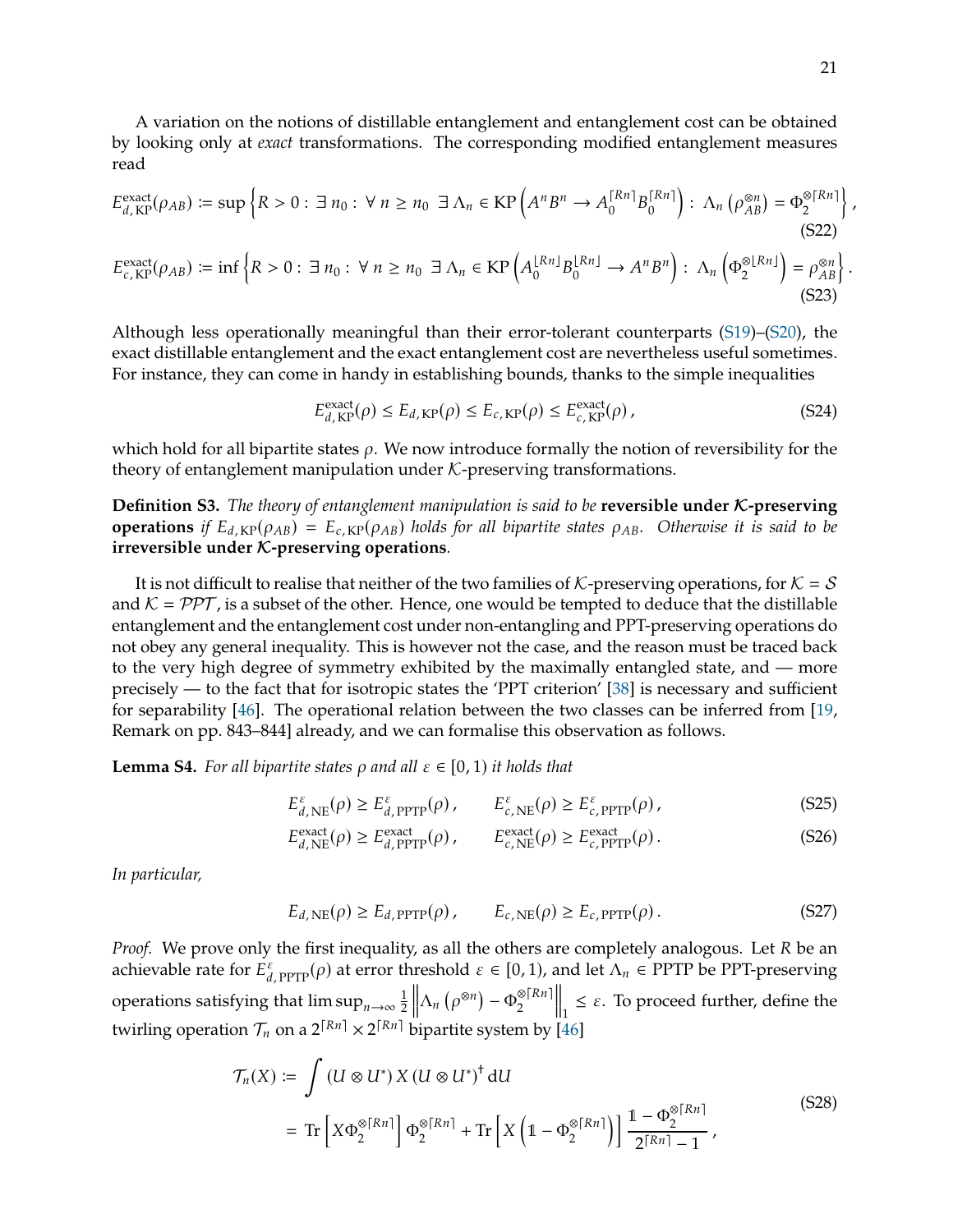A variation on the notions of distillable entanglement and entanglement cost can be obtained by looking only at *exact* transformations. The corresponding modified entanglement measures read

$$
E_{d,\,\mathrm{KP}}^{\mathrm{exact}}(\rho_{AB}) := \sup\left\{R>0:\ \exists\, n_0:\ \forall\, n\geq n_0\ \ \exists\, \Lambda_n\in \mathrm{KP}\left(A^nB^n\to A_0^{\lceil Rn\rceil}B_0^{\lceil Rn\rceil}\right):\ \Lambda_n\left(\rho_{AB}^{\otimes n}\right)=\Phi_2^{\otimes \lceil Rn\rceil}\right\}, \tag{S22}
$$

$$
E_{c,\,\mathrm{KP}}^{\mathrm{exact}}(\rho_{AB}) := \inf\left\{R>0:\ \exists\, n_0:\ \forall\, n\geq n_0\ \ \exists\, \Lambda_n\in \mathrm{KP}\left(A_0^{\lfloor Rn\rfloor}B_0^{\lfloor Rn\rfloor}\to A^nB^n\right):\ \Lambda_n\left(\Phi_2^{\otimes \lfloor Rn\rfloor}\right)=\rho_{AB}^{\otimes n}\right\}. \tag{S23}
$$

Although less operationally meaningful than their error-tolerant counterparts (S19)–(S20), the exact distillable entanglement and the exact entanglement cost are nevertheless useful sometimes. For instance, they can come in handy in establishing bounds, thanks to the simple inequalities

$$
E_{d,\,\mathrm{KP}}^{\mathrm{exact}}(\rho)\leq E_{d,\,\mathrm{KP}}(\rho)\leq E_{c,\,\mathrm{KP}}(\rho)\leq E_{c,\,\mathrm{KP}}^{\mathrm{exact}}(\rho)\,, \tag{S24}
$$

which hold for all bipartite states $\rho$. We now introduce formally the notion of reversibility for the theory of entanglement manipulation under $\mathcal{K}$-preserving transformations.

**Definition S3.** *The theory of entanglement manipulation is said to be* **reversible under $\mathcal{K}$-preserving operations** *if $E_{d,\,\mathrm{KP}}(\rho_{AB}) = E_{c,\,\mathrm{KP}}(\rho_{AB})$ holds for all bipartite states $\rho_{AB}$. Otherwise it is said to be* **irreversible under $\mathcal{K}$-preserving operations**.

It is not difficult to realise that neither of the two families of $\mathcal{K}$-preserving operations, for $\mathcal{K}=\mathcal{S}$ and $\mathcal{K}=\mathcal{PPT}$, is a subset of the other. Hence, one would be tempted to deduce that the distillable entanglement and the entanglement cost under non-entangling and PPT-preserving operations do not obey any general inequality. This is however not the case, and the reason must be traced back to the very high degree of symmetry exhibited by the maximally entangled state, and — more precisely — to the fact that for isotropic states the 'PPT criterion' [38] is necessary and sufficient for separability [46]. The operational relation between the two classes can be inferred from [19, Remark on pp. 843–844] already, and we can formalise this observation as follows.

**Lemma S4.** *For all bipartite states $\rho$ and all $\varepsilon\in[0,1)$ it holds that*

$$
E_{d,\,\mathrm{NE}}^{\varepsilon}(\rho)\geq E_{d,\,\mathrm{PPTP}}^{\varepsilon}(\rho)\,,\qquad E_{c,\,\mathrm{NE}}^{\varepsilon}(\rho)\geq E_{c,\,\mathrm{PPTP}}^{\varepsilon}(\rho)\,, \tag{S25}
$$

$$
E_{d,\,\mathrm{NE}}^{\mathrm{exact}}(\rho)\geq E_{d,\,\mathrm{PPTP}}^{\mathrm{exact}}(\rho)\,,\qquad E_{c,\,\mathrm{NE}}^{\mathrm{exact}}(\rho)\geq E_{c,\,\mathrm{PPTP}}^{\mathrm{exact}}(\rho)\,. \tag{S26}
$$

*In particular,*

$$
E_{d,\,\mathrm{NE}}(\rho)\geq E_{d,\,\mathrm{PPTP}}(\rho)\,,\qquad E_{c,\,\mathrm{NE}}(\rho)\geq E_{c,\,\mathrm{PPTP}}(\rho)\,. \tag{S27}
$$

*Proof.* We prove only the first inequality, as all the others are completely analogous. Let $R$ be an achievable rate for $E_{d,\,\mathrm{PPTP}}^{\varepsilon}(\rho)$ at error threshold $\varepsilon\in[0,1)$, and let $\Lambda_n\in\mathrm{PPTP}$ be PPT-preserving operations satisfying that $\limsup_{n\to\infty}\frac12\left\|\Lambda_n\left(\rho^{\otimes n}\right)-\Phi_2^{\otimes\lceil Rn\rceil}\right\|_1\leq\varepsilon$. To proceed further, define the twirling operation $\mathcal{T}_n$ on a $2^{\lceil Rn\rceil}\times 2^{\lceil Rn\rceil}$ bipartite system by [46]

$$
\begin{aligned}
\mathcal{T}_n(X) &:= \int \left(U\otimes U^*\right)X\left(U\otimes U^*\right)^\dagger\,\mathrm{d}U\\
&= \mathrm{Tr}\left[X\Phi_2^{\otimes\lceil Rn\rceil}\right]\Phi_2^{\otimes\lceil Rn\rceil}+\mathrm{Tr}\left[X\left(\mathbb{1}-\Phi_2^{\otimes\lceil Rn\rceil}\right)\right]\frac{\mathbb{1}-\Phi_2^{\otimes\lceil Rn\rceil}}{2^{\lceil Rn\rceil}-1}\,,
\end{aligned} \tag{S28}
$$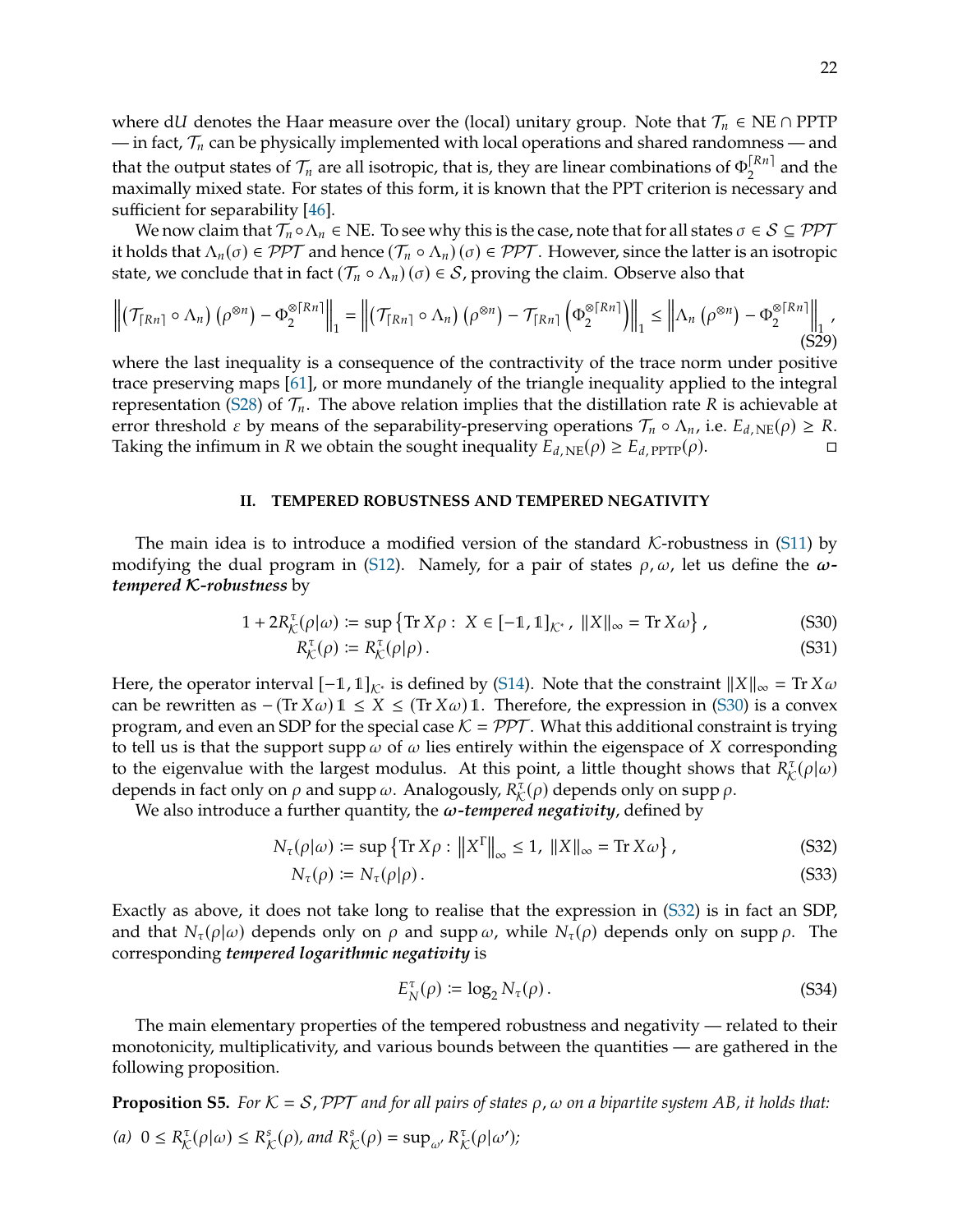where $dU$ denotes the Haar measure over the (local) unitary group. Note that $\mathcal{T}_n \in \mathrm{NE} \cap \mathrm{PPTP}$ — in fact, $\mathcal{T}_n$ can be physically implemented with local operations and shared randomness — and that the output states of $\mathcal{T}_n$ are all isotropic, that is, they are linear combinations of $\Phi_2^{\lceil Rn \rceil}$ and the maximally mixed state. For states of this form, it is known that the PPT criterion is necessary and sufficient for separability [46].

We now claim that $\mathcal{T}_n \circ \Lambda_n \in \mathrm{NE}$. To see why this is the case, note that for all states $\sigma \in \mathcal{S} \subseteq \mathcal{PPT}$ it holds that $\Lambda_n(\sigma) \in \mathcal{PPT}$ and hence $(\mathcal{T}_n \circ \Lambda_n)(\sigma) \in \mathcal{PPT}$. However, since the latter is an isotropic state, we conclude that in fact $(\mathcal{T}_n \circ \Lambda_n)(\sigma) \in \mathcal{S}$, proving the claim. Observe also that

$$\left\| \left(\mathcal{T}_{\lceil Rn \rceil} \circ \Lambda_n\right)\left(\rho^{\otimes n}\right) - \Phi_2^{\otimes \lceil Rn \rceil} \right\|_1 = \left\| \left(\mathcal{T}_{\lceil Rn \rceil} \circ \Lambda_n\right)\left(\rho^{\otimes n}\right) - \mathcal{T}_{\lceil Rn \rceil}\left(\Phi_2^{\otimes \lceil Rn \rceil}\right) \right\|_1 \leq \left\| \Lambda_n\left(\rho^{\otimes n}\right) - \Phi_2^{\otimes \lceil Rn \rceil} \right\|_1 , \tag{S29}$$

where the last inequality is a consequence of the contractivity of the trace norm under positive trace preserving maps [61], or more mundanely of the triangle inequality applied to the integral representation (S28) of $\mathcal{T}_n$. The above relation implies that the distillation rate $R$ is achievable at error threshold $\varepsilon$ by means of the separability-preserving operations $\mathcal{T}_n \circ \Lambda_n$, i.e. $E_{d,\mathrm{NE}}(\rho) \geq R$. Taking the infimum in $R$ we obtain the sought inequality $E_{d,\mathrm{NE}}(\rho) \geq E_{d,\mathrm{PPTP}}(\rho)$. □

## II. TEMPERED ROBUSTNESS AND TEMPERED NEGATIVITY

The main idea is to introduce a modified version of the standard $\mathcal{K}$-robustness in (S11) by modifying the dual program in (S12). Namely, for a pair of states $\rho, \omega$, let us define the ***$\omega$-tempered $\mathcal{K}$-robustness*** by

$$1 + 2R^{\tau}_{\mathcal{K}}(\rho|\omega) := \sup\left\{ \operatorname{Tr} X\rho : \ X \in [-\mathbb{1}, \mathbb{1}]_{\mathcal{K}^*},\ \|X\|_\infty = \operatorname{Tr} X\omega \right\}, \tag{S30}$$

$$R^{\tau}_{\mathcal{K}}(\rho) := R^{\tau}_{\mathcal{K}}(\rho|\rho). \tag{S31}$$

Here, the operator interval $[-\mathbb{1}, \mathbb{1}]_{\mathcal{K}^*}$ is defined by (S14). Note that the constraint $\|X\|_\infty = \operatorname{Tr} X\omega$ can be rewritten as $-(\operatorname{Tr} X\omega)\,\mathbb{1} \leq X \leq (\operatorname{Tr} X\omega)\,\mathbb{1}$. Therefore, the expression in (S30) is a convex program, and even an SDP for the special case $\mathcal{K} = \mathcal{PPT}$. What this additional constraint is trying to tell us is that the support $\operatorname{supp}\omega$ of $\omega$ lies entirely within the eigenspace of $X$ corresponding to the eigenvalue with the largest modulus. At this point, a little thought shows that $R^{\tau}_{\mathcal{K}}(\rho|\omega)$ depends in fact only on $\rho$ and $\operatorname{supp}\omega$. Analogously, $R^{\tau}_{\mathcal{K}}(\rho)$ depends only on $\operatorname{supp}\rho$.

We also introduce a further quantity, the ***$\omega$-tempered negativity***, defined by

$$N_\tau(\rho|\omega) := \sup\left\{ \operatorname{Tr} X\rho : \ \left\|X^\Gamma\right\|_\infty \leq 1,\ \|X\|_\infty = \operatorname{Tr} X\omega \right\}, \tag{S32}$$

$$N_\tau(\rho) := N_\tau(\rho|\rho). \tag{S33}$$

Exactly as above, it does not take long to realise that the expression in (S32) is in fact an SDP, and that $N_\tau(\rho|\omega)$ depends only on $\rho$ and $\operatorname{supp}\omega$, while $N_\tau(\rho)$ depends only on $\operatorname{supp}\rho$. The corresponding ***tempered logarithmic negativity*** is

$$E_N^{\tau}(\rho) := \log_2 N_\tau(\rho). \tag{S34}$$

The main elementary properties of the tempered robustness and negativity — related to their monotonicity, multiplicativity, and various bounds between the quantities — are gathered in the following proposition.

**Proposition S5.** *For $\mathcal{K} = \mathcal{S}, \mathcal{PPT}$ and for all pairs of states $\rho, \omega$ on a bipartite system $AB$, it holds that:*

*(a)* $0 \leq R^{\tau}_{\mathcal{K}}(\rho|\omega) \leq R^{s}_{\mathcal{K}}(\rho)$, *and* $R^{s}_{\mathcal{K}}(\rho) = \sup_{\omega'} R^{\tau}_{\mathcal{K}}(\rho|\omega')$;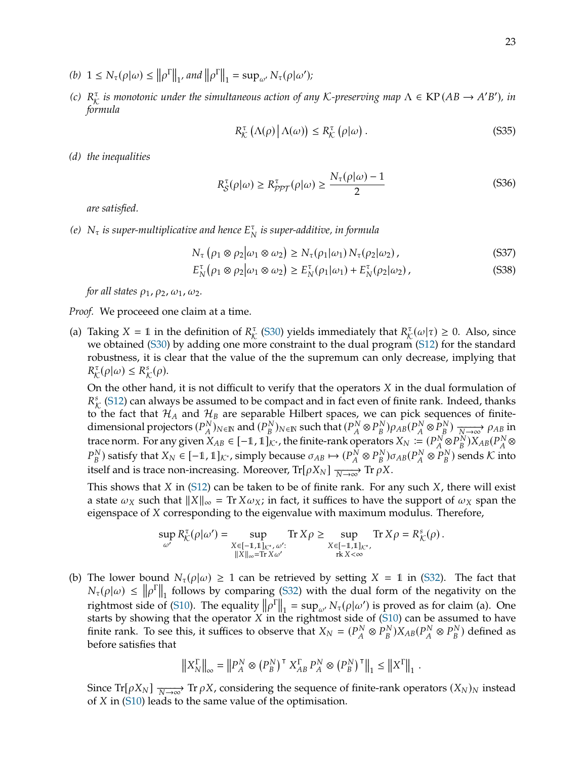*(b)* $1 \leq N_\tau(\rho|\omega) \leq \left\|\rho^\Gamma\right\|_1$*, and* $\left\|\rho^\Gamma\right\|_1 = \sup_{\omega'} N_\tau(\rho|\omega')$*;*

*(c)* $R^\tau_\mathcal{K}$ *is monotonic under the simultaneous action of any* $\mathcal{K}$*-preserving map* $\Lambda \in \mathrm{KP}\,(AB \to A'B')$*, in formula*

$$R^\tau_\mathcal{K}\left(\Lambda(\rho)\,\middle|\,\Lambda(\omega)\right) \leq R^\tau_\mathcal{K}\left(\rho|\omega\right). \tag{S35}$$

*(d) the inequalities*

$$R^\tau_\mathcal{S}(\rho|\omega) \geq R^\tau_\mathcal{PPT}(\rho|\omega) \geq \frac{N_\tau(\rho|\omega) - 1}{2} \tag{S36}$$

*are satisfied.*

*(e)* $N_\tau$ *is super-multiplicative and hence* $E^\tau_N$ *is super-additive, in formula*

$$N_\tau\left(\rho_1 \otimes \rho_2\middle|\omega_1 \otimes \omega_2\right) \geq N_\tau(\rho_1|\omega_1)\, N_\tau(\rho_2|\omega_2)\,, \tag{S37}$$

$$E^\tau_N\left(\rho_1 \otimes \rho_2\middle|\omega_1 \otimes \omega_2\right) \geq E^\tau_N(\rho_1|\omega_1) + E^\tau_N(\rho_2|\omega_2)\,, \tag{S38}$$

*for all states* $\rho_1, \rho_2, \omega_1, \omega_2$*.*

*Proof.* We proceeed one claim at a time.

(a) Taking $X = \mathbb{1}$ in the definition of $R^\tau_\mathcal{K}$ (S30) yields immediately that $R^\tau_\mathcal{K}(\omega|\tau) \geq 0$. Also, since we obtained (S30) by adding one more constraint to the dual program (S12) for the standard robustness, it is clear that the value of the the supremum can only decrease, implying that $R^\tau_\mathcal{K}(\rho|\omega) \leq R^s_\mathcal{K}(\rho)$.

On the other hand, it is not difficult to verify that the operators $X$ in the dual formulation of $R^s_\mathcal{K}$ (S12) can always be assumed to be compact and in fact even of finite rank. Indeed, thanks to the fact that $\mathcal{H}_A$ and $\mathcal{H}_B$ are separable Hilbert spaces, we can pick sequences of finite-dimensional projectors $(P^N_A)_{N\in\mathbb{N}}$ and $(P^N_B)_{N\in\mathbb{N}}$ such that $(P^N_A \otimes P^N_B)\rho_{AB}(P^N_A \otimes P^N_B) \xrightarrow[N\to\infty]{} \rho_{AB}$ in trace norm. For any given $X_{AB} \in [-\mathbb{1}, \mathbb{1}]_{\mathcal{K}^*}$, the finite-rank operators $X_N := (P^N_A \otimes P^N_B)X_{AB}(P^N_A \otimes P^N_B)$ satisfy that $X_N \in [-\mathbb{1}, \mathbb{1}]_{\mathcal{K}^*}$, simply because $\sigma_{AB} \mapsto (P^N_A \otimes P^N_B)\sigma_{AB}(P^N_A \otimes P^N_B)$ sends $\mathcal{K}$ into itself and is trace non-increasing. Moreover, $\mathrm{Tr}[\rho X_N] \xrightarrow[N\to\infty]{} \mathrm{Tr}\,\rho X$.

This shows that $X$ in (S12) can be taken to be of finite rank. For any such $X$, there will exist a state $\omega_X$ such that $\|X\|_\infty = \mathrm{Tr}\,X\omega_X$; in fact, it suffices to have the support of $\omega_X$ span the eigenspace of $X$ corresponding to the eigenvalue with maximum modulus. Therefore,

$$\sup_{\omega'} R^\tau_\mathcal{K}(\rho|\omega') = \sup_{\substack{X\in[-\mathbb{1},\mathbb{1}]_{\mathcal{K}^*},\,\omega':\\ \|X\|_\infty = \mathrm{Tr}\,X\omega'}} \mathrm{Tr}\,X\rho \geq \sup_{\substack{X\in[-\mathbb{1},\mathbb{1}]_{\mathcal{K}^*},\\ \mathrm{rk}\,X<\infty}} \mathrm{Tr}\,X\rho = R^s_\mathcal{K}(\rho)\,.$$

(b) The lower bound $N_\tau(\rho|\omega) \geq 1$ can be retrieved by setting $X = \mathbb{1}$ in (S32). The fact that $N_\tau(\rho|\omega) \leq \left\|\rho^\Gamma\right\|_1$ follows by comparing (S32) with the dual form of the negativity on the rightmost side of (S10). The equality $\left\|\rho^\Gamma\right\|_1 = \sup_{\omega'} N_\tau(\rho|\omega')$ is proved as for claim (a). One starts by showing that the operator $X$ in the rightmost side of (S10) can be assumed to have finite rank. To see this, it suffices to observe that $X_N = (P^N_A \otimes P^N_B)X_{AB}(P^N_A \otimes P^N_B)$ defined as before satisfies that

$$\left\|X_N^\Gamma\right\|_\infty = \left\|P^N_A \otimes \left(P^N_B\right)^\intercal X^\Gamma_{AB}\, P^N_A \otimes \left(P^N_B\right)^\intercal\right\|_1 \leq \left\|X^\Gamma\right\|_1\,.$$

Since $\mathrm{Tr}[\rho X_N] \xrightarrow[N\to\infty]{} \mathrm{Tr}\,\rho X$, considering the sequence of finite-rank operators $(X_N)_N$ instead of $X$ in (S10) leads to the same value of the optimisation.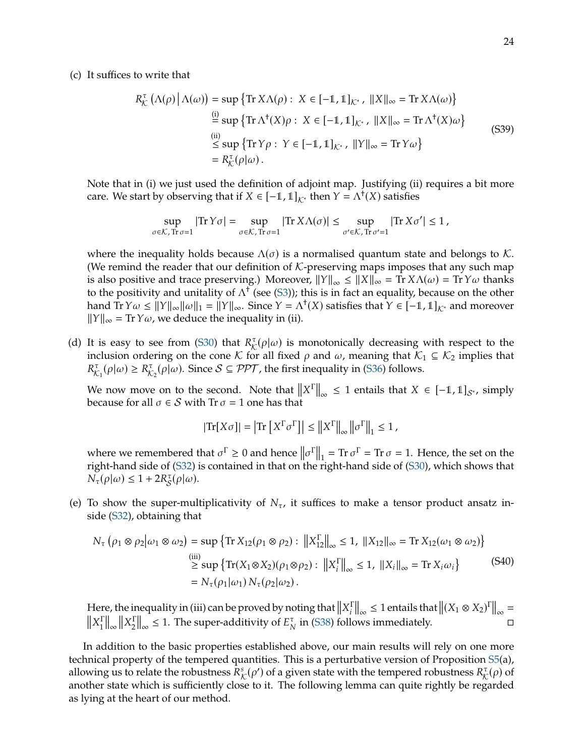(c) It suffices to write that

$$
\begin{aligned}
R^\tau_{\mathcal{K}}\left(\Lambda(\rho)\,\middle|\,\Lambda(\omega)\right) &= \sup\left\{\operatorname{Tr} X\Lambda(\rho):\ X\in[-\mathbb{1},\mathbb{1}]_{\mathcal{K}^*},\ \|X\|_\infty = \operatorname{Tr} X\Lambda(\omega)\right\} \\
&\overset{\text{(i)}}{=} \sup\left\{\operatorname{Tr} \Lambda^\dagger(X)\rho:\ X\in[-\mathbb{1},\mathbb{1}]_{\mathcal{K}^*},\ \|X\|_\infty = \operatorname{Tr} \Lambda^\dagger(X)\omega\right\} \\
&\overset{\text{(ii)}}{\leq} \sup\left\{\operatorname{Tr} Y\rho:\ Y\in[-\mathbb{1},\mathbb{1}]_{\mathcal{K}^*},\ \|Y\|_\infty = \operatorname{Tr} Y\omega\right\} \\
&= R^\tau_{\mathcal{K}}(\rho|\omega)\,.
\end{aligned}
\tag{S39}
$$

Note that in (i) we just used the definition of adjoint map. Justifying (ii) requires a bit more care. We start by observing that if $X\in[-\mathbb{1},\mathbb{1}]_{\mathcal{K}^*}$ then $Y=\Lambda^\dagger(X)$ satisfies

$$
\sup_{\sigma\in\mathcal{K},\,\operatorname{Tr}\sigma=1} |\operatorname{Tr} Y\sigma| = \sup_{\sigma\in\mathcal{K},\,\operatorname{Tr}\sigma=1} |\operatorname{Tr} X\Lambda(\sigma)| \leq \sup_{\sigma'\in\mathcal{K},\,\operatorname{Tr}\sigma'=1} |\operatorname{Tr} X\sigma'| \leq 1\,,
$$

where the inequality holds because $\Lambda(\sigma)$ is a normalised quantum state and belongs to $\mathcal{K}$. (We remind the reader that our definition of $\mathcal{K}$-preserving maps imposes that any such map is also positive and trace preserving.) Moreover, $\|Y\|_\infty \leq \|X\|_\infty = \operatorname{Tr} X\Lambda(\omega) = \operatorname{Tr} Y\omega$ thanks to the positivity and unitality of $\Lambda^\dagger$ (see (S3)); this is in fact an equality, because on the other hand $\operatorname{Tr} Y\omega \leq \|Y\|_\infty\|\omega\|_1 = \|Y\|_\infty$. Since $Y=\Lambda^\dagger(X)$ satisfies that $Y\in[-\mathbb{1},\mathbb{1}]_{\mathcal{K}^*}$ and moreover $\|Y\|_\infty = \operatorname{Tr} Y\omega$, we deduce the inequality in (ii).

(d) It is easy to see from (S30) that $R^\tau_{\mathcal{K}}(\rho|\omega)$ is monotonically decreasing with respect to the inclusion ordering on the cone $\mathcal{K}$ for all fixed $\rho$ and $\omega$, meaning that $\mathcal{K}_1\subseteq\mathcal{K}_2$ implies that $R^\tau_{\mathcal{K}_1}(\rho|\omega)\geq R^\tau_{\mathcal{K}_2}(\rho|\omega)$. Since $\mathcal{S}\subseteq\mathcal{PPT}$, the first inequality in (S36) follows.

We now move on to the second. Note that $\left\|X^\Gamma\right\|_\infty\leq 1$ entails that $X\in[-\mathbb{1},\mathbb{1}]_{\mathcal{S}^*}$, simply because for all $\sigma\in\mathcal{S}$ with $\operatorname{Tr}\sigma=1$ one has that

$$
|\operatorname{Tr}[X\sigma]| = \left|\operatorname{Tr}\left[X^\Gamma\sigma^\Gamma\right]\right| \leq \left\|X^\Gamma\right\|_\infty \left\|\sigma^\Gamma\right\|_1 \leq 1\,,
$$

where we remembered that $\sigma^\Gamma\geq 0$ and hence $\left\|\sigma^\Gamma\right\|_1 = \operatorname{Tr}\sigma^\Gamma = \operatorname{Tr}\sigma = 1$. Hence, the set on the right-hand side of (S32) is contained in that on the right-hand side of (S30), which shows that $N_\tau(\rho|\omega)\leq 1+2R^\tau_{\mathcal{S}}(\rho|\omega)$.

(e) To show the super-multiplicativity of $N_\tau$, it suffices to make a tensor product ansatz inside (S32), obtaining that

$$
\begin{aligned}
N_\tau\left(\rho_1\otimes\rho_2\middle|\omega_1\otimes\omega_2\right) &= \sup\left\{\operatorname{Tr} X_{12}(\rho_1\otimes\rho_2):\ \left\|X_{12}^\Gamma\right\|_\infty\leq 1,\ \|X_{12}\|_\infty = \operatorname{Tr} X_{12}(\omega_1\otimes\omega_2)\right\} \\
&\overset{\text{(iii)}}{\geq} \sup\left\{\operatorname{Tr}(X_1\otimes X_2)(\rho_1\otimes\rho_2):\ \left\|X_i^\Gamma\right\|_\infty\leq 1,\ \|X_i\|_\infty = \operatorname{Tr} X_i\omega_i\right\} \\
&= N_\tau(\rho_1|\omega_1)\,N_\tau(\rho_2|\omega_2)\,.
\end{aligned}
\tag{S40}
$$

Here, the inequality in (iii) can be proved by noting that $\left\|X_i^\Gamma\right\|_\infty\leq 1$ entails that $\left\|(X_1\otimes X_2)^\Gamma\right\|_\infty = \left\|X_1^\Gamma\right\|_\infty\left\|X_2^\Gamma\right\|_\infty\leq 1$. The super-additivity of $E_N^\tau$ in (S38) follows immediately. □

In addition to the basic properties established above, our main results will rely on one more technical property of the tempered quantities. This is a perturbative version of Proposition S5(a), allowing us to relate the robustness $R^s_{\mathcal{K}}(\rho')$ of a given state with the tempered robustness $R^\tau_{\mathcal{K}}(\rho)$ of another state which is sufficiently close to it. The following lemma can quite rightly be regarded as lying at the heart of our method.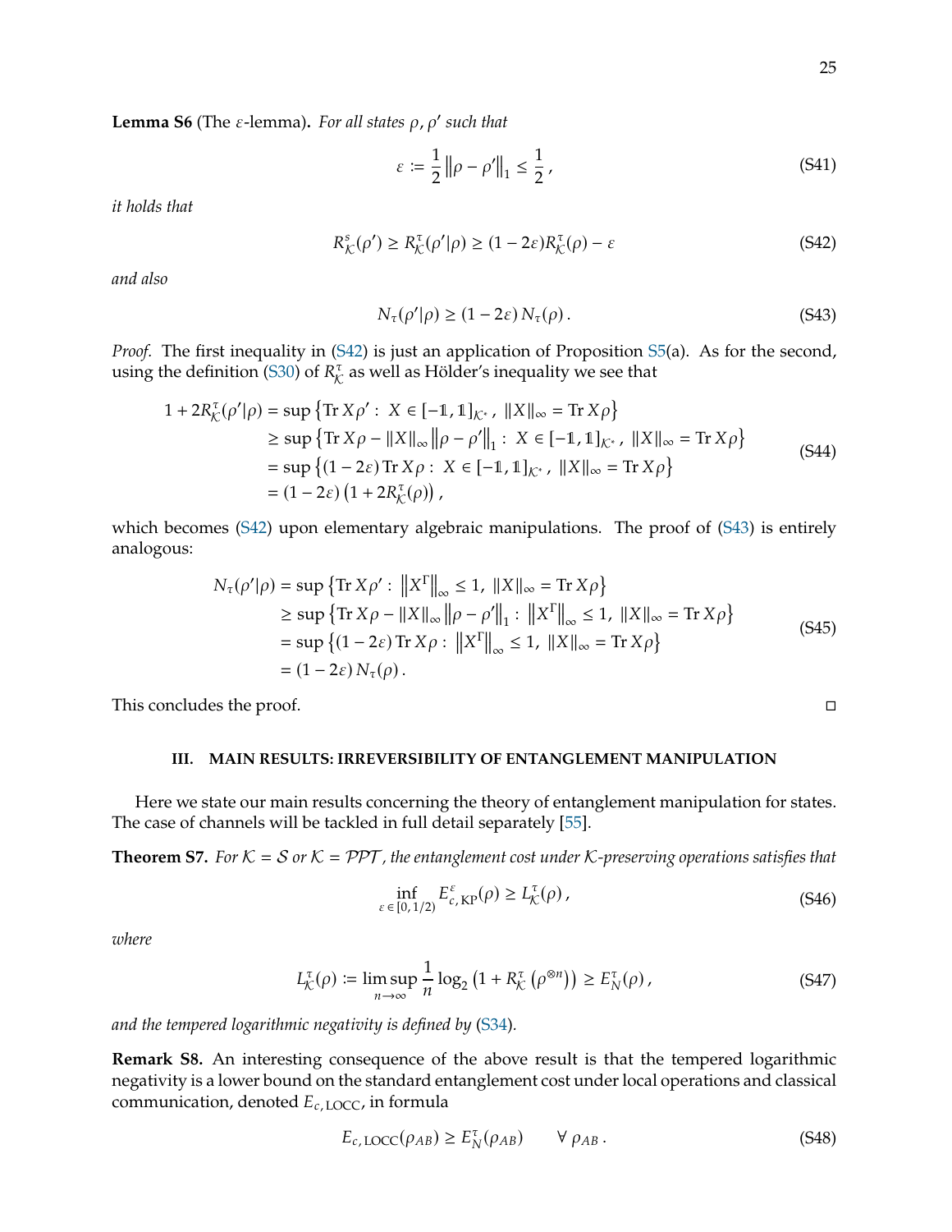**Lemma S6** (The $\varepsilon$-lemma)**.** *For all states $\rho, \rho'$ such that*

$$\varepsilon \coloneqq \frac{1}{2}\left\|\rho - \rho'\right\|_1 \leq \frac{1}{2}\,, \tag{S41}$$

*it holds that*

$$R_{\mathcal{K}}^{s}(\rho') \geq R_{\mathcal{K}}^{\tau}(\rho'|\rho) \geq (1-2\varepsilon) R_{\mathcal{K}}^{\tau}(\rho) - \varepsilon \tag{S42}$$

*and also*

$$N_\tau(\rho'|\rho) \geq (1-2\varepsilon)\, N_\tau(\rho)\,. \tag{S43}$$

*Proof.* The first inequality in (S42) is just an application of Proposition S5(a). As for the second, using the definition (S30) of $R_{\mathcal{K}}^{\tau}$ as well as Hölder's inequality we see that

$$\begin{aligned}
1 + 2R_{\mathcal{K}}^{\tau}(\rho'|\rho) &= \sup\left\{\operatorname{Tr} X\rho' :\ X \in [-\mathbb{1}, \mathbb{1}]_{\mathcal{K}^*},\ \|X\|_\infty = \operatorname{Tr} X\rho\right\} \\
&\geq \sup\left\{\operatorname{Tr} X\rho - \|X\|_\infty \left\|\rho - \rho'\right\|_1 :\ X \in [-\mathbb{1}, \mathbb{1}]_{\mathcal{K}^*},\ \|X\|_\infty = \operatorname{Tr} X\rho\right\} \\
&= \sup\left\{(1-2\varepsilon)\operatorname{Tr} X\rho :\ X \in [-\mathbb{1}, \mathbb{1}]_{\mathcal{K}^*},\ \|X\|_\infty = \operatorname{Tr} X\rho\right\} \\
&= (1-2\varepsilon)\left(1 + 2R_{\mathcal{K}}^{\tau}(\rho)\right),
\end{aligned} \tag{S44}$$

which becomes (S42) upon elementary algebraic manipulations. The proof of (S43) is entirely analogous:

$$\begin{aligned}
N_\tau(\rho'|\rho) &= \sup\left\{\operatorname{Tr} X\rho' :\ \left\|X^\Gamma\right\|_\infty \leq 1,\ \|X\|_\infty = \operatorname{Tr} X\rho\right\} \\
&\geq \sup\left\{\operatorname{Tr} X\rho - \|X\|_\infty \left\|\rho - \rho'\right\|_1 :\ \left\|X^\Gamma\right\|_\infty \leq 1,\ \|X\|_\infty = \operatorname{Tr} X\rho\right\} \\
&= \sup\left\{(1-2\varepsilon)\operatorname{Tr} X\rho :\ \left\|X^\Gamma\right\|_\infty \leq 1,\ \|X\|_\infty = \operatorname{Tr} X\rho\right\} \\
&= (1-2\varepsilon)\, N_\tau(\rho)\,.
\end{aligned} \tag{S45}$$

This concludes the proof. ◻

### III. MAIN RESULTS: IRREVERSIBILITY OF ENTANGLEMENT MANIPULATION

Here we state our main results concerning the theory of entanglement manipulation for states. The case of channels will be tackled in full detail separately [55].

**Theorem S7.** *For $\mathcal{K} = \mathcal{S}$ or $\mathcal{K} = \mathcal{PPT}$, the entanglement cost under $\mathcal{K}$-preserving operations satisfies that*

$$\inf_{\varepsilon \in [0, 1/2)} E_{c,\,\mathrm{KP}}^{\varepsilon}(\rho) \geq L_{\mathcal{K}}^{\tau}(\rho)\,, \tag{S46}$$

*where*

$$L_{\mathcal{K}}^{\tau}(\rho) \coloneqq \limsup_{n\to\infty} \frac{1}{n}\log_2\left(1 + R_{\mathcal{K}}^{\tau}\left(\rho^{\otimes n}\right)\right) \geq E_N^{\tau}(\rho)\,, \tag{S47}$$

*and the tempered logarithmic negativity is defined by (S34).*

**Remark S8.** An interesting consequence of the above result is that the tempered logarithmic negativity is a lower bound on the standard entanglement cost under local operations and classical communication, denoted $E_{c,\,\mathrm{LOCC}}$, in formula

$$E_{c,\,\mathrm{LOCC}}(\rho_{AB}) \geq E_N^{\tau}(\rho_{AB}) \qquad \forall\ \rho_{AB}\,. \tag{S48}$$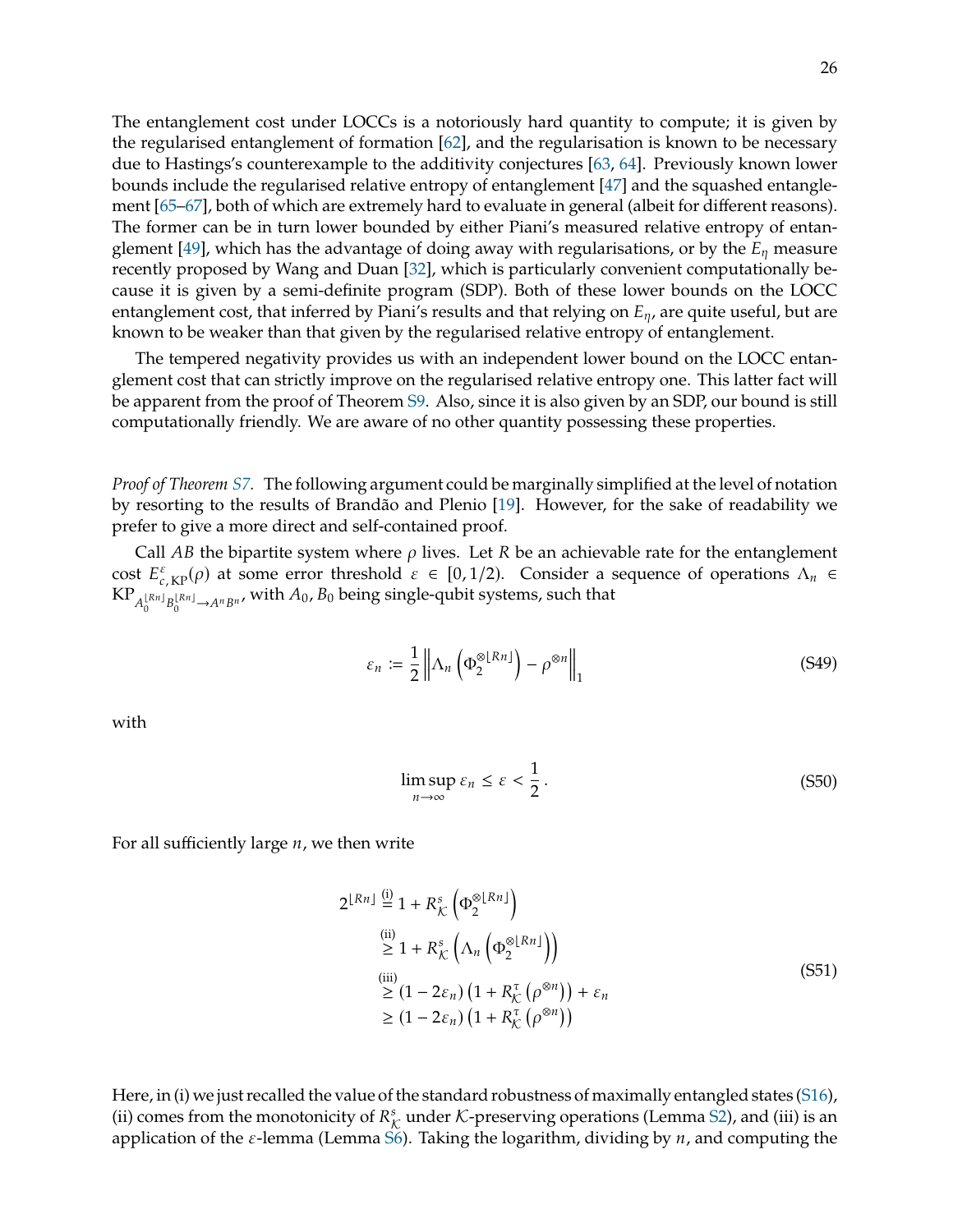The entanglement cost under LOCCs is a notoriously hard quantity to compute; it is given by the regularised entanglement of formation [62], and the regularisation is known to be necessary due to Hastings's counterexample to the additivity conjectures [63, 64]. Previously known lower bounds include the regularised relative entropy of entanglement [47] and the squashed entanglement [65–67], both of which are extremely hard to evaluate in general (albeit for different reasons). The former can be in turn lower bounded by either Piani's measured relative entropy of entanglement [49], which has the advantage of doing away with regularisations, or by the $E_\eta$ measure recently proposed by Wang and Duan [32], which is particularly convenient computationally because it is given by a semi-definite program (SDP). Both of these lower bounds on the LOCC entanglement cost, that inferred by Piani's results and that relying on $E_\eta$, are quite useful, but are known to be weaker than that given by the regularised relative entropy of entanglement.

The tempered negativity provides us with an independent lower bound on the LOCC entanglement cost that can strictly improve on the regularised relative entropy one. This latter fact will be apparent from the proof of Theorem S9. Also, since it is also given by an SDP, our bound is still computationally friendly. We are aware of no other quantity possessing these properties.

*Proof of Theorem S7.* The following argument could be marginally simplified at the level of notation by resorting to the results of Brandão and Plenio [19]. However, for the sake of readability we prefer to give a more direct and self-contained proof.

Call $AB$ the bipartite system where $\rho$ lives. Let $R$ be an achievable rate for the entanglement cost $E^{\varepsilon}_{c,\,\mathrm{KP}}(\rho)$ at some error threshold $\varepsilon \in [0, 1/2)$. Consider a sequence of operations $\Lambda_n \in \mathrm{KP}_{A_0^{\lfloor Rn \rfloor} B_0^{\lfloor Rn \rfloor} \to A^n B^n}$, with $A_0, B_0$ being single-qubit systems, such that

$$
\varepsilon_n := \frac{1}{2} \left\| \Lambda_n \left( \Phi_2^{\otimes \lfloor Rn \rfloor} \right) - \rho^{\otimes n} \right\|_1 \tag{S49}
$$

with

$$
\limsup_{n\to\infty} \varepsilon_n \leq \varepsilon < \frac{1}{2} . \tag{S50}
$$

For all sufficiently large $n$, we then write

$$
\begin{aligned}
2^{\lfloor Rn \rfloor} &\overset{\text{(i)}}{=} 1 + R^s_{\mathcal{K}} \left( \Phi_2^{\otimes \lfloor Rn \rfloor} \right) \\
&\overset{\text{(ii)}}{\geq} 1 + R^s_{\mathcal{K}} \left( \Lambda_n \left( \Phi_2^{\otimes \lfloor Rn \rfloor} \right) \right) \\
&\overset{\text{(iii)}}{\geq} (1 - 2\varepsilon_n) \left( 1 + R^\tau_{\mathcal{K}} \left( \rho^{\otimes n} \right) \right) + \varepsilon_n \\
&\geq (1 - 2\varepsilon_n) \left( 1 + R^\tau_{\mathcal{K}} \left( \rho^{\otimes n} \right) \right)
\end{aligned} \tag{S51}
$$

Here, in (i) we just recalled the value of the standard robustness of maximally entangled states (S16), (ii) comes from the monotonicity of $R^s_{\mathcal{K}}$ under $\mathcal{K}$-preserving operations (Lemma S2), and (iii) is an application of the $\varepsilon$-lemma (Lemma S6). Taking the logarithm, dividing by $n$, and computing the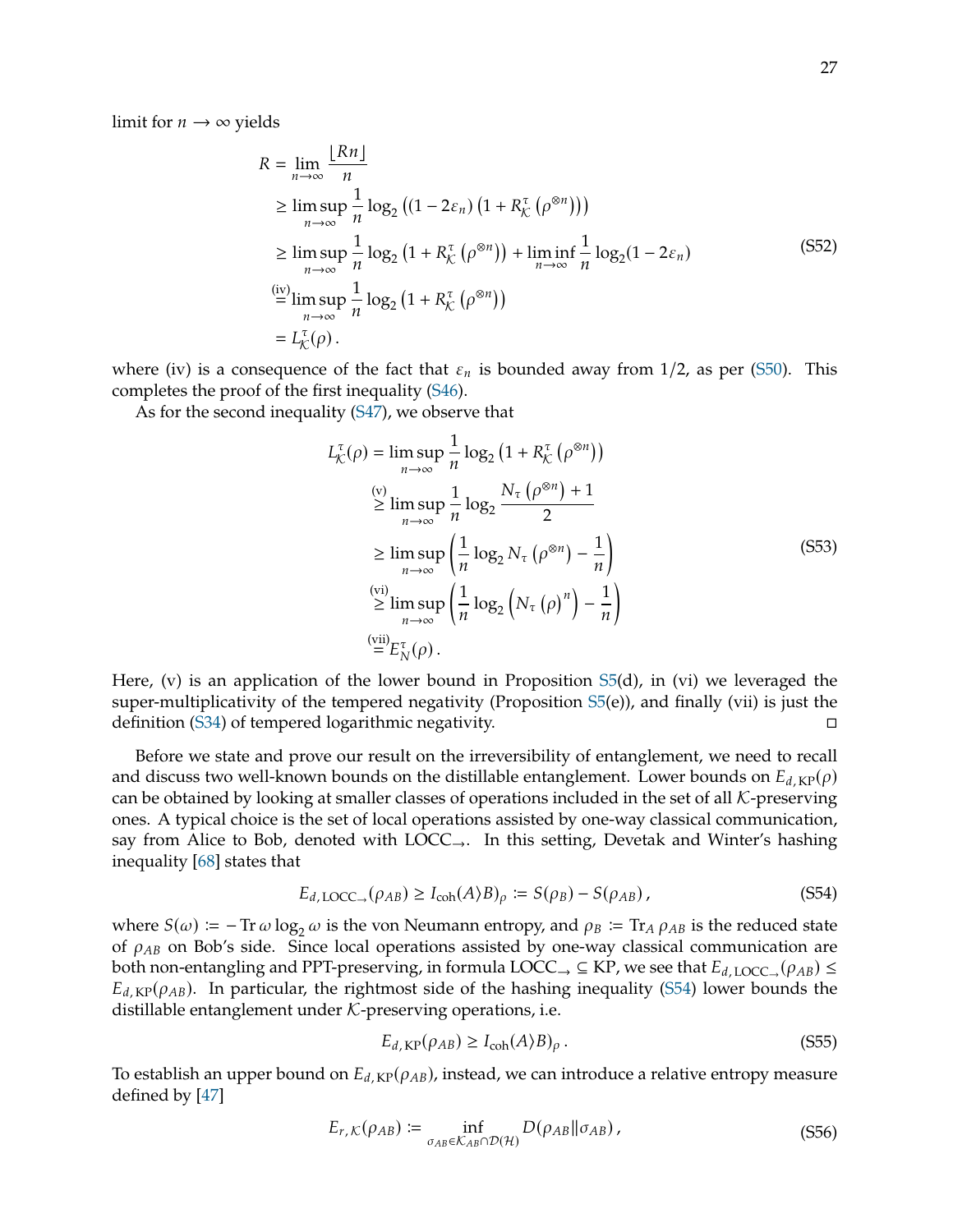limit for $n \to \infty$ yields

$$
\begin{aligned}
R &= \lim_{n\to\infty} \frac{\lfloor Rn \rfloor}{n} \\
&\geq \limsup_{n\to\infty} \frac{1}{n} \log_2 \left( (1-2\varepsilon_n) \left( 1 + R^{\tau}_{\mathcal{K}}\left(\rho^{\otimes n}\right) \right) \right) \\
&\geq \limsup_{n\to\infty} \frac{1}{n} \log_2 \left( 1 + R^{\tau}_{\mathcal{K}}\left(\rho^{\otimes n}\right) \right) + \liminf_{n\to\infty} \frac{1}{n} \log_2 (1-2\varepsilon_n) \\
&\overset{\text{(iv)}}{=} \limsup_{n\to\infty} \frac{1}{n} \log_2 \left( 1 + R^{\tau}_{\mathcal{K}}\left(\rho^{\otimes n}\right) \right) \\
&= L^{\tau}_{\mathcal{K}}(\rho)\,.
\end{aligned}
\tag{S52}
$$

where (iv) is a consequence of the fact that $\varepsilon_n$ is bounded away from $1/2$, as per (S50). This completes the proof of the first inequality (S46).

As for the second inequality (S47), we observe that

$$
\begin{aligned}
L^{\tau}_{\mathcal{K}}(\rho) &= \limsup_{n\to\infty} \frac{1}{n} \log_2 \left( 1 + R^{\tau}_{\mathcal{K}}\left(\rho^{\otimes n}\right) \right) \\
&\overset{\text{(v)}}{\geq} \limsup_{n\to\infty} \frac{1}{n} \log_2 \frac{N_\tau\left(\rho^{\otimes n}\right) + 1}{2} \\
&\geq \limsup_{n\to\infty} \left( \frac{1}{n} \log_2 N_\tau\left(\rho^{\otimes n}\right) - \frac{1}{n} \right) \\
&\overset{\text{(vi)}}{\geq} \limsup_{n\to\infty} \left( \frac{1}{n} \log_2 \left( N_\tau\left(\rho\right)^n \right) - \frac{1}{n} \right) \\
&\overset{\text{(vii)}}{=} E^{\tau}_{N}(\rho)\,.
\end{aligned}
\tag{S53}
$$

Here, (v) is an application of the lower bound in Proposition S5(d), in (vi) we leveraged the super-multiplicativity of the tempered negativity (Proposition S5(e)), and finally (vii) is just the definition (S34) of tempered logarithmic negativity. □

Before we state and prove our result on the irreversibility of entanglement, we need to recall and discuss two well-known bounds on the distillable entanglement. Lower bounds on $E_{d,\,\mathrm{KP}}(\rho)$ can be obtained by looking at smaller classes of operations included in the set of all $\mathcal{K}$-preserving ones. A typical choice is the set of local operations assisted by one-way classical communication, say from Alice to Bob, denoted with $\mathrm{LOCC}_{\to}$. In this setting, Devetak and Winter's hashing inequality [68] states that

$$
E_{d,\,\mathrm{LOCC}_{\to}}(\rho_{AB}) \geq I_{\mathrm{coh}}(A\rangle B)_\rho \coloneqq S(\rho_B) - S(\rho_{AB})\,,
\tag{S54}
$$

where $S(\omega) \coloneqq -\operatorname{Tr} \omega \log_2 \omega$ is the von Neumann entropy, and $\rho_B \coloneqq \operatorname{Tr}_A \rho_{AB}$ is the reduced state of $\rho_{AB}$ on Bob's side. Since local operations assisted by one-way classical communication are both non-entangling and PPT-preserving, in formula $\mathrm{LOCC}_{\to} \subseteq \mathrm{KP}$, we see that $E_{d,\,\mathrm{LOCC}_{\to}}(\rho_{AB}) \leq E_{d,\,\mathrm{KP}}(\rho_{AB})$. In particular, the rightmost side of the hashing inequality (S54) lower bounds the distillable entanglement under $\mathcal{K}$-preserving operations, i.e.

$$
E_{d,\,\mathrm{KP}}(\rho_{AB}) \geq I_{\mathrm{coh}}(A\rangle B)_\rho\,.
\tag{S55}
$$

To establish an upper bound on $E_{d,\,\mathrm{KP}}(\rho_{AB})$, instead, we can introduce a relative entropy measure defined by [47]

$$
E_{r,\,\mathcal{K}}(\rho_{AB}) \coloneqq \inf_{\sigma_{AB} \in \mathcal{K}_{AB} \cap \mathcal{D}(\mathcal{H})} D(\rho_{AB} \| \sigma_{AB})\,,
\tag{S56}
$$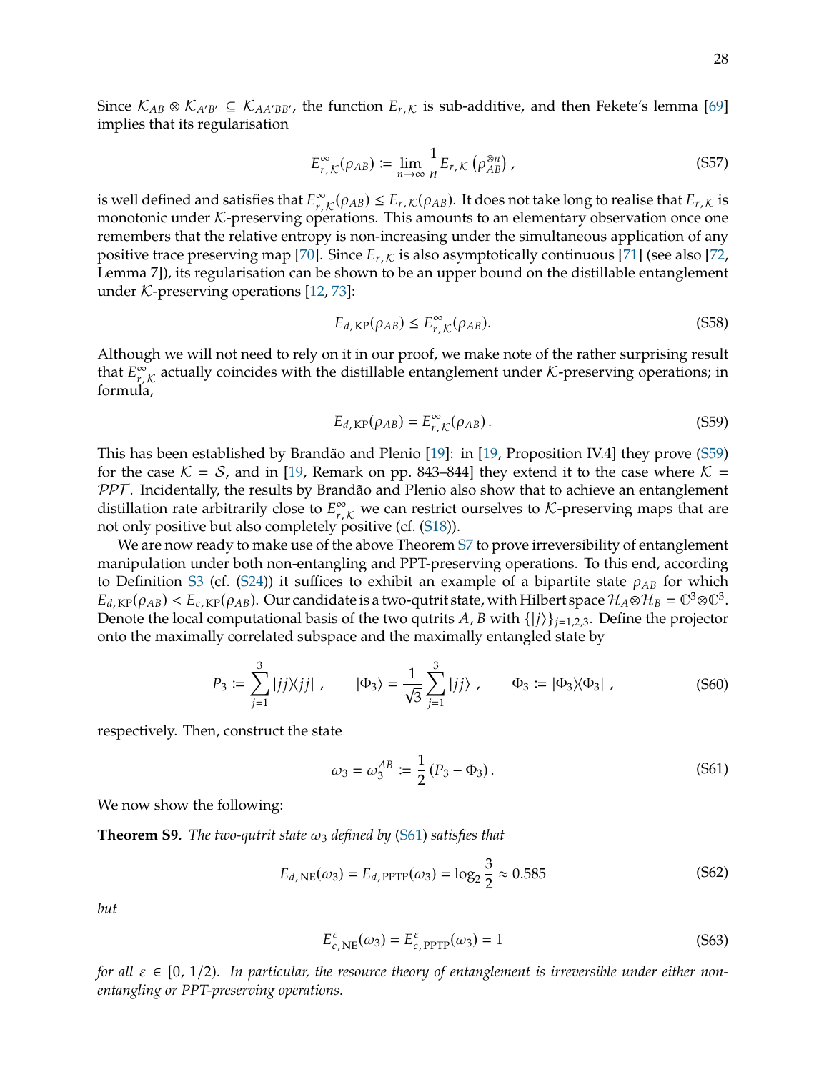Since $\mathcal{K}_{AB} \otimes \mathcal{K}_{A'B'} \subseteq \mathcal{K}_{AA'BB'}$, the function $E_{r,\mathcal{K}}$ is sub-additive, and then Fekete's lemma [69] implies that its regularisation

$$E^{\infty}_{r,\mathcal{K}}(\rho_{AB}) \coloneqq \lim_{n\to\infty} \frac{1}{n} E_{r,\mathcal{K}}\left(\rho_{AB}^{\otimes n}\right), \tag{S57}$$

is well defined and satisfies that $E^{\infty}_{r,\mathcal{K}}(\rho_{AB}) \leq E_{r,\mathcal{K}}(\rho_{AB})$. It does not take long to realise that $E_{r,\mathcal{K}}$ is monotonic under $\mathcal{K}$-preserving operations. This amounts to an elementary observation once one remembers that the relative entropy is non-increasing under the simultaneous application of any positive trace preserving map [70]. Since $E_{r,\mathcal{K}}$ is also asymptotically continuous [71] (see also [72, Lemma 7]), its regularisation can be shown to be an upper bound on the distillable entanglement under $\mathcal{K}$-preserving operations [12, 73]:

$$E_{d,\,\mathrm{KP}}(\rho_{AB}) \leq E^{\infty}_{r,\mathcal{K}}(\rho_{AB}). \tag{S58}$$

Although we will not need to rely on it in our proof, we make note of the rather surprising result that $E^{\infty}_{r,\mathcal{K}}$ actually coincides with the distillable entanglement under $\mathcal{K}$-preserving operations; in formula,

$$E_{d,\,\mathrm{KP}}(\rho_{AB}) = E^{\infty}_{r,\mathcal{K}}(\rho_{AB}). \tag{S59}$$

This has been established by Brandão and Plenio [19]: in [19, Proposition IV.4] they prove (S59) for the case $\mathcal{K} = \mathcal{S}$, and in [19, Remark on pp. 843–844] they extend it to the case where $\mathcal{K} = \mathcal{PPT}$. Incidentally, the results by Brandão and Plenio also show that to achieve an entanglement distillation rate arbitrarily close to $E^{\infty}_{r,\mathcal{K}}$ we can restrict ourselves to $\mathcal{K}$-preserving maps that are not only positive but also completely positive (cf. (S18)).

We are now ready to make use of the above Theorem S7 to prove irreversibility of entanglement manipulation under both non-entangling and PPT-preserving operations. To this end, according to Definition S3 (cf. (S24)) it suffices to exhibit an example of a bipartite state $\rho_{AB}$ for which $E_{d,\,\mathrm{KP}}(\rho_{AB}) < E_{c,\,\mathrm{KP}}(\rho_{AB})$. Our candidate is a two-qutrit state, with Hilbert space $\mathcal{H}_A \otimes \mathcal{H}_B = \mathbb{C}^3 \otimes \mathbb{C}^3$. Denote the local computational basis of the two qutrits $A, B$ with $\{|j\rangle\}_{j=1,2,3}$. Define the projector onto the maximally correlated subspace and the maximally entangled state by

$$P_3 \coloneqq \sum_{j=1}^{3} |jj\rangle\!\langle jj|\,, \qquad |\Phi_3\rangle = \frac{1}{\sqrt{3}} \sum_{j=1}^{3} |jj\rangle\,, \qquad \Phi_3 \coloneqq |\Phi_3\rangle\!\langle\Phi_3|\,, \tag{S60}$$

respectively. Then, construct the state

$$\omega_3 = \omega_3^{AB} \coloneqq \frac{1}{2}\left(P_3 - \Phi_3\right). \tag{S61}$$

We now show the following:

**Theorem S9.** *The two-qutrit state $\omega_3$ defined by (S61) satisfies that*

$$E_{d,\,\mathrm{NE}}(\omega_3) = E_{d,\,\mathrm{PPTP}}(\omega_3) = \log_2 \frac{3}{2} \approx 0.585 \tag{S62}$$

*but*

$$E^{\varepsilon}_{c,\,\mathrm{NE}}(\omega_3) = E^{\varepsilon}_{c,\,\mathrm{PPTP}}(\omega_3) = 1 \tag{S63}$$

*for all $\varepsilon \in [0, 1/2)$. In particular, the resource theory of entanglement is irreversible under either non-entangling or PPT-preserving operations.*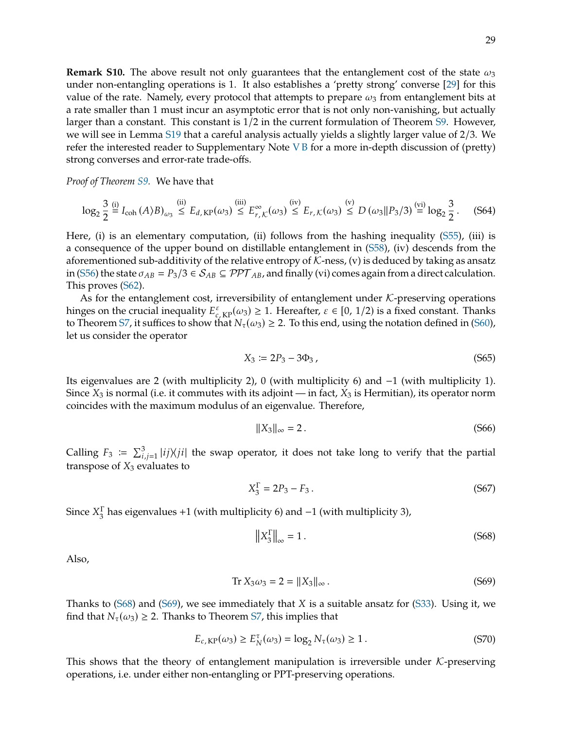**Remark S10.** The above result not only guarantees that the entanglement cost of the state $\omega_3$ under non-entangling operations is 1. It also establishes a 'pretty strong' converse [29] for this value of the rate. Namely, every protocol that attempts to prepare $\omega_3$ from entanglement bits at a rate smaller than 1 must incur an asymptotic error that is not only non-vanishing, but actually larger than a constant. This constant is 1/2 in the current formulation of Theorem S9. However, we will see in Lemma S19 that a careful analysis actually yields a slightly larger value of 2/3. We refer the interested reader to Supplementary Note V B for a more in-depth discussion of (pretty) strong converses and error-rate trade-offs.

*Proof of Theorem S9.* We have that

$$\log_2 \frac{3}{2} \overset{\text{(i)}}{=} I_{\mathrm{coh}}\left(A\rangle B\right)_{\omega_3} \overset{\text{(ii)}}{\leq} E_{d,\,\mathrm{KP}}(\omega_3) \overset{\text{(iii)}}{\leq} E_{r,\,\mathcal{K}}^{\infty}(\omega_3) \overset{\text{(iv)}}{\leq} E_{r,\,\mathcal{K}}(\omega_3) \overset{\text{(v)}}{\leq} D\left(\omega_3 \| P_3/3\right) \overset{\text{(vi)}}{=} \log_2 \frac{3}{2}\,. \tag{S64}$$

Here, (i) is an elementary computation, (ii) follows from the hashing inequality (S55), (iii) is a consequence of the upper bound on distillable entanglement in (S58), (iv) descends from the aforementioned sub-additivity of the relative entropy of $\mathcal{K}$-ness, (v) is deduced by taking as ansatz in (S56) the state $\sigma_{AB} = P_3/3 \in \mathcal{S}_{AB} \subseteq \mathcal{PPT}_{AB}$, and finally (vi) comes again from a direct calculation. This proves (S62).

As for the entanglement cost, irreversibility of entanglement under $\mathcal{K}$-preserving operations hinges on the crucial inequality $E_{c,\,\mathrm{KP}}^{\varepsilon}(\omega_3) \geq 1$. Hereafter, $\varepsilon \in [0,\,1/2)$ is a fixed constant. Thanks to Theorem S7, it suffices to show that $N_\tau(\omega_3) \geq 2$. To this end, using the notation defined in (S60), let us consider the operator

$$X_3 \coloneqq 2P_3 - 3\Phi_3\,, \tag{S65}$$

Its eigenvalues are 2 (with multiplicity 2), 0 (with multiplicity 6) and $-1$ (with multiplicity 1). Since $X_3$ is normal (i.e. it commutes with its adjoint — in fact, $X_3$ is Hermitian), its operator norm coincides with the maximum modulus of an eigenvalue. Therefore,

$$\|X_3\|_\infty = 2\,. \tag{S66}$$

Calling $F_3 \coloneqq \sum_{i,j=1}^{3} |ij\rangle\!\langle ji|$ the swap operator, it does not take long to verify that the partial transpose of $X_3$ evaluates to

$$X_3^\Gamma = 2P_3 - F_3\,. \tag{S67}$$

Since $X_3^\Gamma$ has eigenvalues +1 (with multiplicity 6) and $-1$ (with multiplicity 3),

$$\left\|X_3^\Gamma\right\|_\infty = 1\,. \tag{S68}$$

Also,

$$\operatorname{Tr} X_3\omega_3 = 2 = \|X_3\|_\infty\,. \tag{S69}$$

Thanks to (S68) and (S69), we see immediately that $X$ is a suitable ansatz for (S33). Using it, we find that $N_\tau(\omega_3) \geq 2$. Thanks to Theorem S7, this implies that

$$E_{c,\,\mathrm{KP}}(\omega_3) \geq E_N^\tau(\omega_3) = \log_2 N_\tau(\omega_3) \geq 1\,. \tag{S70}$$

This shows that the theory of entanglement manipulation is irreversible under $\mathcal{K}$-preserving operations, i.e. under either non-entangling or PPT-preserving operations.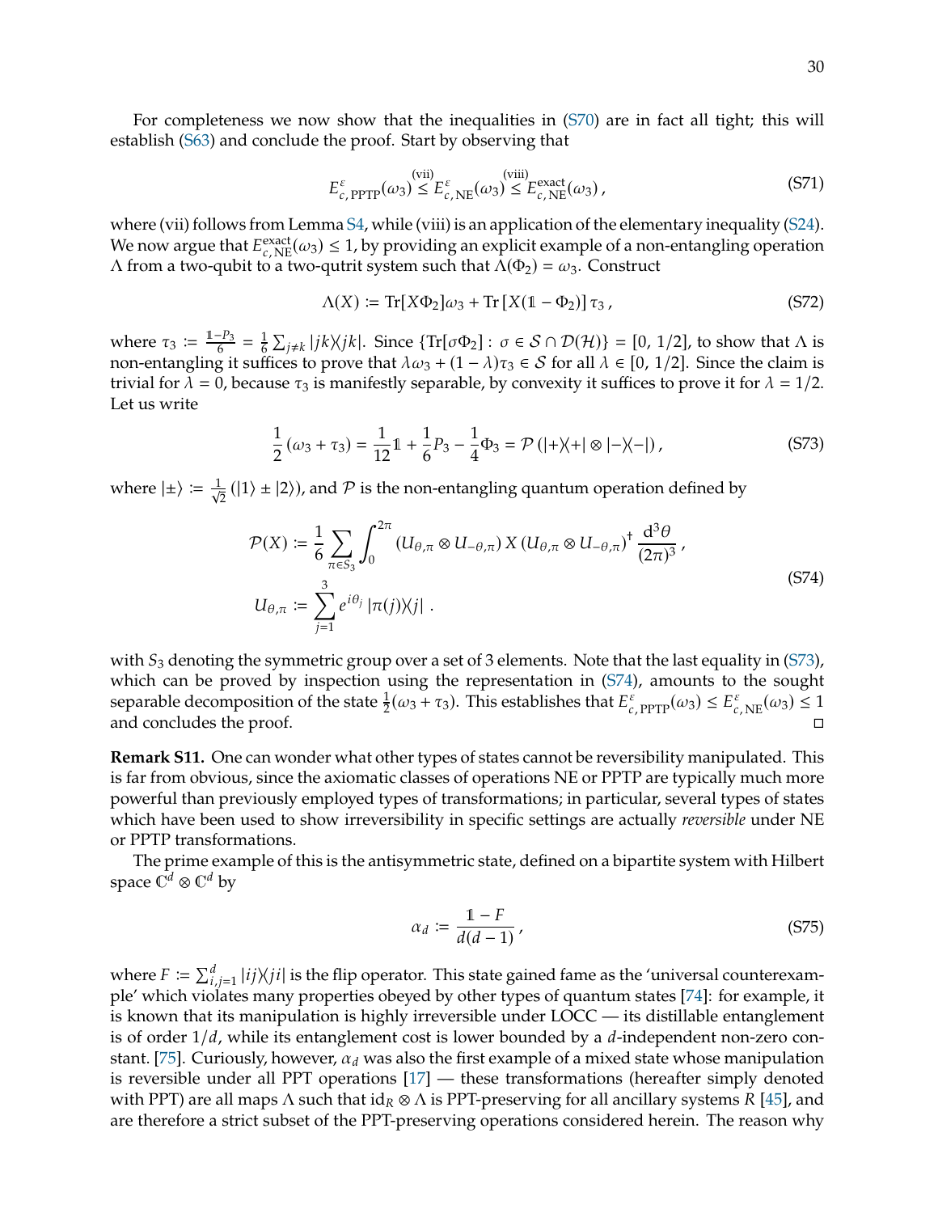For completeness we now show that the inequalities in (S70) are in fact all tight; this will establish (S63) and conclude the proof. Start by observing that

$$E^{\varepsilon}_{c,\,\mathrm{PPTP}}(\omega_3) \overset{\text{(vii)}}{\leq} E^{\varepsilon}_{c,\,\mathrm{NE}}(\omega_3) \overset{\text{(viii)}}{\leq} E^{\mathrm{exact}}_{c,\,\mathrm{NE}}(\omega_3)\,, \tag{S71}$$

where (vii) follows from Lemma S4, while (viii) is an application of the elementary inequality (S24). We now argue that $E^{\mathrm{exact}}_{c,\,\mathrm{NE}}(\omega_3) \leq 1$, by providing an explicit example of a non-entangling operation $\Lambda$ from a two-qubit to a two-qutrit system such that $\Lambda(\Phi_2) = \omega_3$. Construct

$$\Lambda(X) \coloneqq \mathrm{Tr}[X\Phi_2]\omega_3 + \mathrm{Tr}\left[X(\mathbb{1} - \Phi_2)\right]\tau_3\,, \tag{S72}$$

where $\tau_3 \coloneqq \frac{\mathbb{1}-P_3}{6} = \frac{1}{6}\sum_{j\neq k} |jk\rangle\!\langle jk|$. Since $\{\mathrm{Tr}[\sigma\Phi_2] : \sigma \in \mathcal{S}\cap\mathcal{D}(\mathcal{H})\} = [0,\,1/2]$, to show that $\Lambda$ is non-entangling it suffices to prove that $\lambda\omega_3 + (1-\lambda)\tau_3 \in \mathcal{S}$ for all $\lambda \in [0,\,1/2]$. Since the claim is trivial for $\lambda = 0$, because $\tau_3$ is manifestly separable, by convexity it suffices to prove it for $\lambda = 1/2$. Let us write

$$\frac{1}{2}\left(\omega_3 + \tau_3\right) = \frac{1}{12}\mathbb{1} + \frac{1}{6}P_3 - \frac{1}{4}\Phi_3 = \mathcal{P}\left(|+\rangle\!\langle+| \otimes |-\rangle\!\langle-|\right), \tag{S73}$$

where $|\pm\rangle \coloneqq \frac{1}{\sqrt{2}}\left(|1\rangle \pm |2\rangle\right)$, and $\mathcal{P}$ is the non-entangling quantum operation defined by

$$\begin{aligned}
\mathcal{P}(X) &\coloneqq \frac{1}{6}\sum_{\pi\in S_3}\int_0^{2\pi} \left(U_{\theta,\pi}\otimes U_{-\theta,\pi}\right) X \left(U_{\theta,\pi}\otimes U_{-\theta,\pi}\right)^\dagger \frac{\mathrm{d}^3\theta}{(2\pi)^3}\,,\\
U_{\theta,\pi} &\coloneqq \sum_{j=1}^{3} e^{i\theta_j}\, |\pi(j)\rangle\!\langle j|\,.
\end{aligned} \tag{S74}$$

with $S_3$ denoting the symmetric group over a set of 3 elements. Note that the last equality in (S73), which can be proved by inspection using the representation in (S74), amounts to the sought separable decomposition of the state $\frac{1}{2}(\omega_3 + \tau_3)$. This establishes that $E^{\varepsilon}_{c,\,\mathrm{PPTP}}(\omega_3) \leq E^{\varepsilon}_{c,\,\mathrm{NE}}(\omega_3) \leq 1$ and concludes the proof. ◻

**Remark S11.** One can wonder what other types of states cannot be reversibility manipulated. This is far from obvious, since the axiomatic classes of operations NE or PPTP are typically much more powerful than previously employed types of transformations; in particular, several types of states which have been used to show irreversibility in specific settings are actually *reversible* under NE or PPTP transformations.

The prime example of this is the antisymmetric state, defined on a bipartite system with Hilbert space $\mathbb{C}^d \otimes \mathbb{C}^d$ by

$$\alpha_d \coloneqq \frac{\mathbb{1} - F}{d(d-1)}\,, \tag{S75}$$

where $F \coloneqq \sum_{i,j=1}^{d} |ij\rangle\!\langle ji|$ is the flip operator. This state gained fame as the 'universal counterexample' which violates many properties obeyed by other types of quantum states [74]: for example, it is known that its manipulation is highly irreversible under LOCC — its distillable entanglement is of order $1/d$, while its entanglement cost is lower bounded by a $d$-independent non-zero constant. [75]. Curiously, however, $\alpha_d$ was also the first example of a mixed state whose manipulation is reversible under all PPT operations [17] — these transformations (hereafter simply denoted with PPT) are all maps $\Lambda$ such that $\mathrm{id}_R \otimes \Lambda$ is PPT-preserving for all ancillary systems $R$ [45], and are therefore a strict subset of the PPT-preserving operations considered herein. The reason why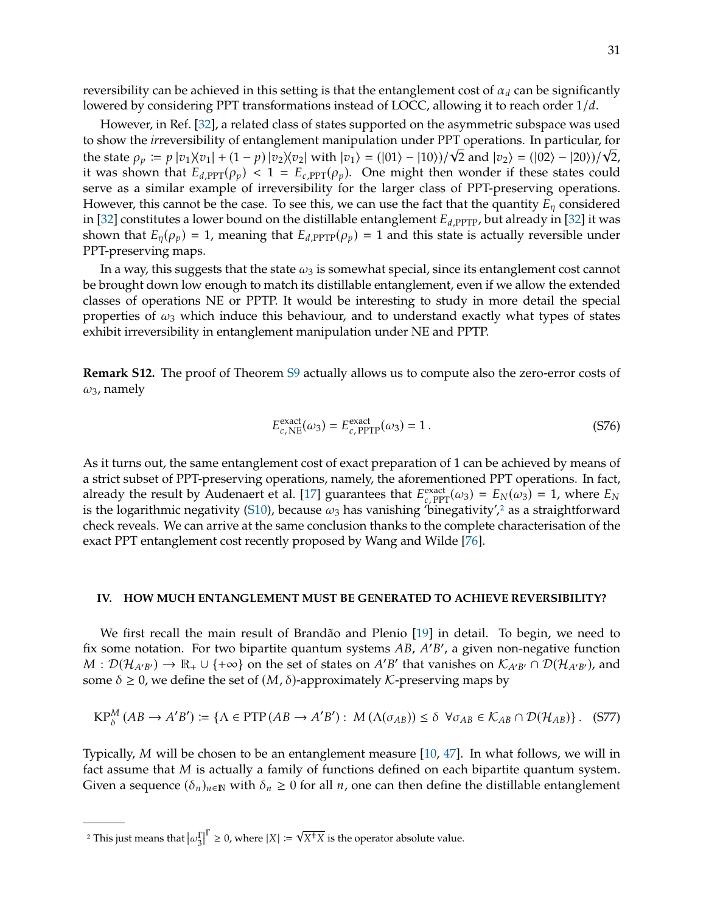reversibility can be achieved in this setting is that the entanglement cost of $\alpha_d$ can be significantly lowered by considering PPT transformations instead of LOCC, allowing it to reach order $1/d$.

However, in Ref. [32], a related class of states supported on the asymmetric subspace was used to show the *ir*reversibility of entanglement manipulation under PPT operations. In particular, for the state $\rho_p := p\,|v_1\rangle\!\langle v_1| + (1-p)\,|v_2\rangle\!\langle v_2|$ with $|v_1\rangle = (|01\rangle - |10\rangle)/\sqrt{2}$ and $|v_2\rangle = (|02\rangle - |20\rangle)/\sqrt{2}$, it was shown that $E_{d,\mathrm{PPT}}(\rho_p) < 1 = E_{c,\mathrm{PPT}}(\rho_p)$. One might then wonder if these states could serve as a similar example of irreversibility for the larger class of PPT-preserving operations. However, this cannot be the case. To see this, we can use the fact that the quantity $E_\eta$ considered in [32] constitutes a lower bound on the distillable entanglement $E_{d,\mathrm{PPTP}}$, but already in [32] it was shown that $E_\eta(\rho_p) = 1$, meaning that $E_{d,\mathrm{PPTP}}(\rho_p) = 1$ and this state is actually reversible under PPT-preserving maps.

In a way, this suggests that the state $\omega_3$ is somewhat special, since its entanglement cost cannot be brought down low enough to match its distillable entanglement, even if we allow the extended classes of operations NE or PPTP. It would be interesting to study in more detail the special properties of $\omega_3$ which induce this behaviour, and to understand exactly what types of states exhibit irreversibility in entanglement manipulation under NE and PPTP.

**Remark S12.** The proof of Theorem S9 actually allows us to compute also the zero-error costs of $\omega_3$, namely

$$E_{c,\,\mathrm{NE}}^{\mathrm{exact}}(\omega_3) = E_{c,\,\mathrm{PPTP}}^{\mathrm{exact}}(\omega_3) = 1\,. \tag{S76}$$

As it turns out, the same entanglement cost of exact preparation of 1 can be achieved by means of a strict subset of PPT-preserving operations, namely, the aforementioned PPT operations. In fact, already the result by Audenaert et al. [17] guarantees that $E_{c,\,\mathrm{PPT}}^{\mathrm{exact}}(\omega_3) = E_N(\omega_3) = 1$, where $E_N$ is the logarithmic negativity (S10), because $\omega_3$ has vanishing 'binegativity',[2] as a straightforward check reveals. We can arrive at the same conclusion thanks to the complete characterisation of the exact PPT entanglement cost recently proposed by Wang and Wilde [76].

## IV. HOW MUCH ENTANGLEMENT MUST BE GENERATED TO ACHIEVE REVERSIBILITY?

We first recall the main result of Brandão and Plenio [19] in detail. To begin, we need to fix some notation. For two bipartite quantum systems $AB$, $A'B'$, a given non-negative function $M : \mathcal{D}(\mathcal{H}_{A'B'}) \to \mathbb{R}_+ \cup \{+\infty\}$ on the set of states on $A'B'$ that vanishes on $\mathcal{K}_{A'B'} \cap \mathcal{D}(\mathcal{H}_{A'B'})$, and some $\delta \geq 0$, we define the set of $(M, \delta)$-approximately $\mathcal{K}$-preserving maps by

$$\mathrm{KP}_\delta^M\,(AB \to A'B') := \{\Lambda \in \mathrm{PTP}\,(AB \to A'B') : \ M\,(\Lambda(\sigma_{AB})) \leq \delta \ \ \forall \sigma_{AB} \in \mathcal{K}_{AB} \cap \mathcal{D}(\mathcal{H}_{AB})\}\,. \tag{S77}$$

Typically, $M$ will be chosen to be an entanglement measure [10, 47]. In what follows, we will in fact assume that $M$ is actually a family of functions defined on each bipartite quantum system. Given a sequence $(\delta_n)_{n\in\mathbb{N}}$ with $\delta_n \geq 0$ for all $n$, one can then define the distillable entanglement

---

[2] This just means that $\left|\omega_3^\Gamma\right|^\Gamma \geq 0$, where $|X| := \sqrt{X^\dagger X}$ is the operator absolute value.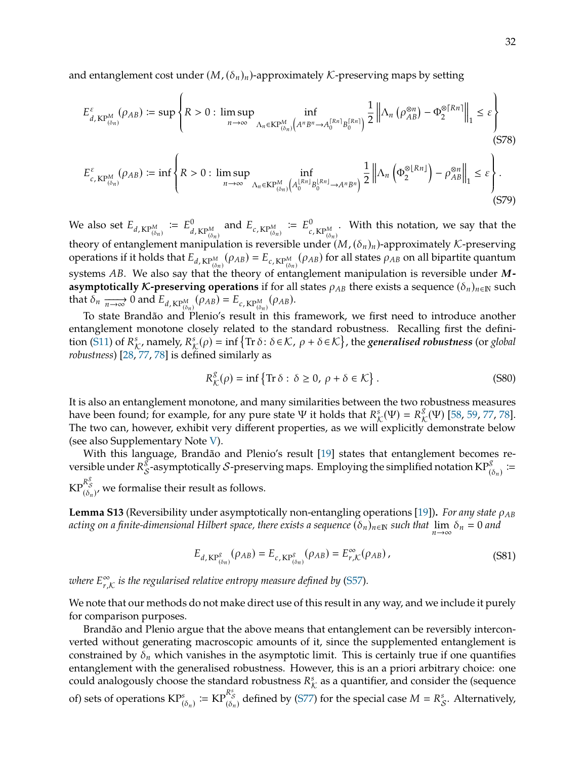and entanglement cost under $(M, (\delta_n)_n)$-approximately $\mathcal{K}$-preserving maps by setting

$$
E^{\varepsilon}_{d,\,\mathrm{KP}^M_{(\delta_n)}}(\rho_{AB}) := \sup\left\{ R > 0 :\ \limsup_{n\to\infty}\ \inf_{\Lambda_n \in \mathrm{KP}^M_{(\delta_n)}\left(A^n B^n \to A_0^{\lceil Rn\rceil} B_0^{\lceil Rn\rceil}\right)} \frac{1}{2}\left\| \Lambda_n\left(\rho_{AB}^{\otimes n}\right) - \Phi_2^{\otimes \lceil Rn\rceil} \right\|_1 \leq \varepsilon \right\} \tag{S78}
$$

$$
E^{\varepsilon}_{c,\,\mathrm{KP}^M_{(\delta_n)}}(\rho_{AB}) := \inf\left\{ R > 0 :\ \limsup_{n\to\infty}\ \inf_{\Lambda_n \in \mathrm{KP}^M_{(\delta_n)}\left(A_0^{\lfloor Rn\rfloor} B_0^{\lfloor Rn\rfloor} \to A^n B^n\right)} \frac{1}{2}\left\| \Lambda_n\left(\Phi_2^{\otimes \lfloor Rn\rfloor}\right) - \rho_{AB}^{\otimes n} \right\|_1 \leq \varepsilon \right\}. \tag{S79}
$$

We also set $E_{d,\,\mathrm{KP}^M_{(\delta_n)}} := E^0_{d,\,\mathrm{KP}^M_{(\delta_n)}}$ and $E_{c,\,\mathrm{KP}^M_{(\delta_n)}} := E^0_{c,\,\mathrm{KP}^M_{(\delta_n)}}$. With this notation, we say that the theory of entanglement manipulation is reversible under $(M, (\delta_n)_n)$-approximately $\mathcal{K}$-preserving operations if it holds that $E_{d,\,\mathrm{KP}^M_{(\delta_n)}}(\rho_{AB}) = E_{c,\,\mathrm{KP}^M_{(\delta_n)}}(\rho_{AB})$ for all states $\rho_{AB}$ on all bipartite quantum systems $AB$. We also say that the theory of entanglement manipulation is reversible under ***M*-asymptotically $\mathcal{K}$-preserving operations** if for all states $\rho_{AB}$ there exists a sequence $(\delta_n)_{n\in\mathbb{N}}$ such that $\delta_n \xrightarrow[n\to\infty]{} 0$ and $E_{d,\,\mathrm{KP}^M_{(\delta_n)}}(\rho_{AB}) = E_{c,\,\mathrm{KP}^M_{(\delta_n)}}(\rho_{AB})$.

To state Brandão and Plenio's result in this framework, we first need to introduce another entanglement monotone closely related to the standard robustness. Recalling first the definition (S11) of $R^s_{\mathcal{K}}$, namely, $R^s_{\mathcal{K}}(\rho) = \inf\left\{\operatorname{Tr}\delta :\ \delta \in \mathcal{K},\ \rho + \delta \in \mathcal{K}\right\}$, the ***generalised robustness*** (or *global robustness*) [28, 77, 78] is defined similarly as

$$
R^g_{\mathcal{K}}(\rho) = \inf\left\{\operatorname{Tr}\delta :\ \delta \geq 0,\ \rho + \delta \in \mathcal{K}\right\}. \tag{S80}
$$

It is also an entanglement monotone, and many similarities between the two robustness measures have been found; for example, for any pure state $\Psi$ it holds that $R^s_{\mathcal{K}}(\Psi) = R^g_{\mathcal{K}}(\Psi)$ [58, 59, 77, 78]. The two can, however, exhibit very different properties, as we will explicitly demonstrate below (see also Supplementary Note V).

With this language, Brandão and Plenio's result [19] states that entanglement becomes reversible under $R^g_{\mathcal{S}}$-asymptotically $\mathcal{S}$-preserving maps. Employing the simplified notation $\mathrm{KP}^g_{(\delta_n)} := \mathrm{KP}^{R^g_{\mathcal{S}}}_{(\delta_n)}$, we formalise their result as follows.

**Lemma S13** (Reversibility under asymptotically non-entangling operations [19])**.** *For any state $\rho_{AB}$ acting on a finite-dimensional Hilbert space, there exists a sequence $(\delta_n)_{n\in\mathbb{N}}$ such that $\lim_{n\to\infty}\delta_n = 0$ and*

$$
E_{d,\,\mathrm{KP}^g_{(\delta_n)}}(\rho_{AB}) = E_{c,\,\mathrm{KP}^g_{(\delta_n)}}(\rho_{AB}) = E^\infty_{r,\mathcal{K}}(\rho_{AB}), \tag{S81}
$$

*where $E^\infty_{r,\mathcal{K}}$ is the regularised relative entropy measure defined by (S57).*

We note that our methods do not make direct use of this result in any way, and we include it purely for comparison purposes.

Brandão and Plenio argue that the above means that entanglement can be reversibly interconverted without generating macroscopic amounts of it, since the supplemented entanglement is constrained by $\delta_n$ which vanishes in the asymptotic limit. This is certainly true if one quantifies entanglement with the generalised robustness. However, this is an a priori arbitrary choice: one could analogously choose the standard robustness $R^s_{\mathcal{K}}$ as a quantifier, and consider the (sequence of) sets of operations $\mathrm{KP}^s_{(\delta_n)} := \mathrm{KP}^{R^s_{\mathcal{S}}}_{(\delta_n)}$ defined by (S77) for the special case $M = R^s_{\mathcal{S}}$. Alternatively,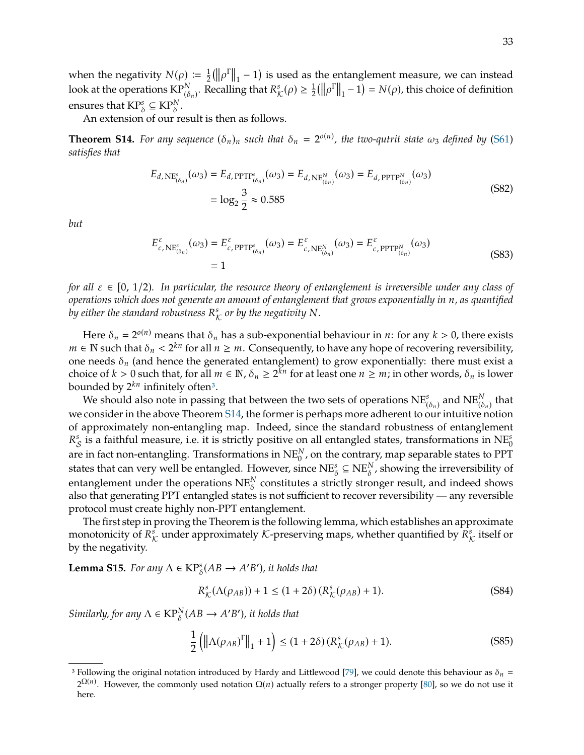when the negativity $N(\rho) := \frac{1}{2}\left(\left\|\rho^\Gamma\right\|_1 - 1\right)$ is used as the entanglement measure, we can instead look at the operations $\mathrm{KP}^N_{(\delta_n)}$. Recalling that $R^s_{\mathcal{K}}(\rho) \geq \frac{1}{2}\left(\left\|\rho^\Gamma\right\|_1 - 1\right) = N(\rho)$, this choice of definition ensures that $\mathrm{KP}^s_\delta \subseteq \mathrm{KP}^N_\delta$.

An extension of our result is then as follows.

**Theorem S14.** *For any sequence $(\delta_n)_n$ such that $\delta_n = 2^{o(n)}$, the two-qutrit state $\omega_3$ defined by (S61) satisfies that*

$$
\begin{aligned}
E_{d,\,\mathrm{NE}^s_{(\delta_n)}}(\omega_3) = E_{d,\,\mathrm{PPTP}^s_{(\delta_n)}}(\omega_3) = E_{d,\,\mathrm{NE}^N_{(\delta_n)}}(\omega_3) = E_{d,\,\mathrm{PPTP}^N_{(\delta_n)}}(\omega_3) \\
= \log_2 \frac{3}{2} \approx 0.585
\end{aligned}
\tag{S82}
$$

*but*

$$
\begin{aligned}
E^\varepsilon_{c,\,\mathrm{NE}^s_{(\delta_n)}}(\omega_3) = E^\varepsilon_{c,\,\mathrm{PPTP}^s_{(\delta_n)}}(\omega_3) = E^\varepsilon_{c,\,\mathrm{NE}^N_{(\delta_n)}}(\omega_3) = E^\varepsilon_{c,\,\mathrm{PPTP}^N_{(\delta_n)}}(\omega_3) \\
= 1
\end{aligned}
\tag{S83}
$$

*for all $\varepsilon \in [0, 1/2)$. In particular, the resource theory of entanglement is irreversible under any class of operations which does not generate an amount of entanglement that grows exponentially in $n$, as quantified by either the standard robustness $R^s_{\mathcal{K}}$ or by the negativity $N$.*

Here $\delta_n = 2^{o(n)}$ means that $\delta_n$ has a sub-exponential behaviour in $n$: for any $k > 0$, there exists $m \in \mathbb{N}$ such that $\delta_n < 2^{kn}$ for all $n \geq m$. Consequently, to have any hope of recovering reversibility, one needs $\delta_n$ (and hence the generated entanglement) to grow exponentially: there must exist a choice of $k > 0$ such that, for all $m \in \mathbb{N}$, $\delta_n \geq 2^{kn}$ for at least one $n \geq m$; in other words, $\delta_n$ is lower bounded by $2^{kn}$ infinitely often[3].

We should also note in passing that between the two sets of operations $\mathrm{NE}^s_{(\delta_n)}$ and $\mathrm{NE}^N_{(\delta_n)}$ that we consider in the above Theorem S14, the former is perhaps more adherent to our intuitive notion of approximately non-entangling map. Indeed, since the standard robustness of entanglement $R^s_{\mathcal{S}}$ is a faithful measure, i.e. it is strictly positive on all entangled states, transformations in $\mathrm{NE}^s_0$ are in fact non-entangling. Transformations in $\mathrm{NE}^N_0$, on the contrary, map separable states to PPT states that can very well be entangled. However, since $\mathrm{NE}^s_\delta \subseteq \mathrm{NE}^N_\delta$, showing the irreversibility of entanglement under the operations $\mathrm{NE}^N_\delta$ constitutes a strictly stronger result, and indeed shows also that generating PPT entangled states is not sufficient to recover reversibility — any reversible protocol must create highly non-PPT entanglement.

The first step in proving the Theorem is the following lemma, which establishes an approximate monotonicity of $R^s_{\mathcal{K}}$ under approximately $\mathcal{K}$-preserving maps, whether quantified by $R^s_{\mathcal{K}}$ itself or by the negativity.

**Lemma S15.** *For any $\Lambda \in \mathrm{KP}^s_\delta(AB \to A'B')$, it holds that*

$$
R^s_{\mathcal{K}}(\Lambda(\rho_{AB})) + 1 \leq (1 + 2\delta)\,(R^s_{\mathcal{K}}(\rho_{AB}) + 1).
\tag{S84}
$$

*Similarly, for any $\Lambda \in \mathrm{KP}^N_\delta(AB \to A'B')$, it holds that*

$$
\frac{1}{2}\left(\left\|\Lambda(\rho_{AB})^\Gamma\right\|_1 + 1\right) \leq (1 + 2\delta)\,(R^s_{\mathcal{K}}(\rho_{AB}) + 1).
\tag{S85}
$$

---

[3] Following the original notation introduced by Hardy and Littlewood [79], we could denote this behaviour as $\delta_n = 2^{\Omega(n)}$. However, the commonly used notation $\Omega(n)$ actually refers to a stronger property [80], so we do not use it here.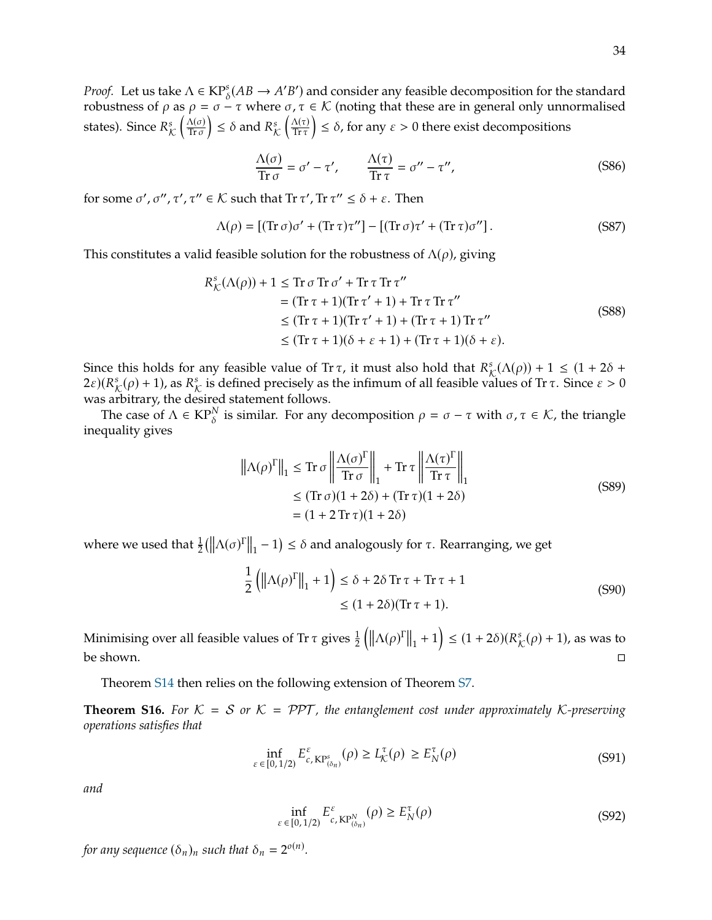*Proof.* Let us take $\Lambda \in \mathrm{KP}^s_\delta(AB \to A'B')$ and consider any feasible decomposition for the standard robustness of $\rho$ as $\rho = \sigma - \tau$ where $\sigma, \tau \in \mathcal{K}$ (noting that these are in general only unnormalised states). Since $R^s_\mathcal{K}\left(\frac{\Lambda(\sigma)}{\operatorname{Tr}\sigma}\right) \leq \delta$ and $R^s_\mathcal{K}\left(\frac{\Lambda(\tau)}{\operatorname{Tr}\tau}\right) \leq \delta$, for any $\varepsilon > 0$ there exist decompositions

$$
\frac{\Lambda(\sigma)}{\operatorname{Tr}\sigma} = \sigma' - \tau', \qquad \frac{\Lambda(\tau)}{\operatorname{Tr}\tau} = \sigma'' - \tau'', \tag{S86}
$$

for some $\sigma', \sigma'', \tau', \tau'' \in \mathcal{K}$ such that $\operatorname{Tr}\tau', \operatorname{Tr}\tau'' \leq \delta + \varepsilon$. Then

$$
\Lambda(\rho) = [(\operatorname{Tr}\sigma)\sigma' + (\operatorname{Tr}\tau)\tau''] - [(\operatorname{Tr}\sigma)\tau' + (\operatorname{Tr}\tau)\sigma''] . \tag{S87}
$$

This constitutes a valid feasible solution for the robustness of $\Lambda(\rho)$, giving

$$
\begin{aligned}
R^s_\mathcal{K}(\Lambda(\rho)) + 1 &\leq \operatorname{Tr}\sigma \operatorname{Tr}\sigma' + \operatorname{Tr}\tau \operatorname{Tr}\tau'' \\
&= (\operatorname{Tr}\tau + 1)(\operatorname{Tr}\tau' + 1) + \operatorname{Tr}\tau \operatorname{Tr}\tau'' \\
&\leq (\operatorname{Tr}\tau + 1)(\operatorname{Tr}\tau' + 1) + (\operatorname{Tr}\tau + 1)\operatorname{Tr}\tau'' \\
&\leq (\operatorname{Tr}\tau + 1)(\delta + \varepsilon + 1) + (\operatorname{Tr}\tau + 1)(\delta + \varepsilon).
\end{aligned} \tag{S88}
$$

Since this holds for any feasible value of $\operatorname{Tr}\tau$, it must also hold that $R^s_\mathcal{K}(\Lambda(\rho)) + 1 \leq (1 + 2\delta + 2\varepsilon)(R^s_\mathcal{K}(\rho) + 1)$, as $R^s_\mathcal{K}$ is defined precisely as the infimum of all feasible values of $\operatorname{Tr}\tau$. Since $\varepsilon > 0$ was arbitrary, the desired statement follows.

The case of $\Lambda \in \mathrm{KP}^N_\delta$ is similar. For any decomposition $\rho = \sigma - \tau$ with $\sigma, \tau \in \mathcal{K}$, the triangle inequality gives

$$
\begin{aligned}
\left\|\Lambda(\rho)^\Gamma\right\|_1 &\leq \operatorname{Tr}\sigma \left\|\frac{\Lambda(\sigma)^\Gamma}{\operatorname{Tr}\sigma}\right\|_1 + \operatorname{Tr}\tau \left\|\frac{\Lambda(\tau)^\Gamma}{\operatorname{Tr}\tau}\right\|_1 \\
&\leq (\operatorname{Tr}\sigma)(1 + 2\delta) + (\operatorname{Tr}\tau)(1 + 2\delta) \\
&= (1 + 2\operatorname{Tr}\tau)(1 + 2\delta)
\end{aligned} \tag{S89}
$$

where we used that $\frac{1}{2}\left(\left\|\Lambda(\sigma)^\Gamma\right\|_1 - 1\right) \leq \delta$ and analogously for $\tau$. Rearranging, we get

$$
\begin{aligned}
\frac{1}{2}\left(\left\|\Lambda(\rho)^\Gamma\right\|_1 + 1\right) &\leq \delta + 2\delta \operatorname{Tr}\tau + \operatorname{Tr}\tau + 1 \\
&\leq (1 + 2\delta)(\operatorname{Tr}\tau + 1).
\end{aligned} \tag{S90}
$$

Minimising over all feasible values of $\operatorname{Tr}\tau$ gives $\frac{1}{2}\left(\left\|\Lambda(\rho)^\Gamma\right\|_1 + 1\right) \leq (1 + 2\delta)(R^s_\mathcal{K}(\rho) + 1)$, as was to be shown. □

Theorem S14 then relies on the following extension of Theorem S7.

**Theorem S16.** *For $\mathcal{K} = \mathcal{S}$ or $\mathcal{K} = \mathcal{PPT}$, the entanglement cost under approximately $\mathcal{K}$-preserving operations satisfies that*

$$
\inf_{\varepsilon \in [0, 1/2)} E^\varepsilon_{c, \mathrm{KP}^s_{(\delta_n)}}(\rho) \geq L^\tau_\mathcal{K}(\rho) \geq E^\tau_N(\rho) \tag{S91}
$$

*and*

$$
\inf_{\varepsilon \in [0, 1/2)} E^\varepsilon_{c, \mathrm{KP}^N_{(\delta_n)}}(\rho) \geq E^\tau_N(\rho) \tag{S92}
$$

*for any sequence $(\delta_n)_n$ such that $\delta_n = 2^{o(n)}$.*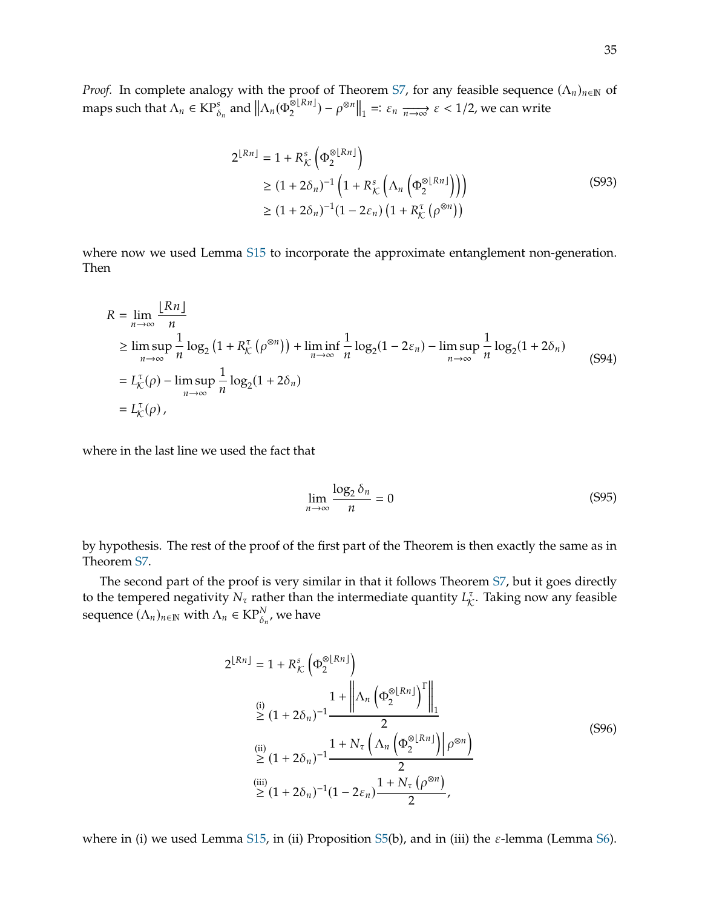*Proof.* In complete analogy with the proof of Theorem S7, for any feasible sequence $(\Lambda_n)_{n\in\mathbb{N}}$ of maps such that $\Lambda_n \in \mathrm{KP}^s_{\delta_n}$ and $\left\|\Lambda_n(\Phi_2^{\otimes \lfloor Rn \rfloor}) - \rho^{\otimes n}\right\|_1 =: \varepsilon_n \xrightarrow[n\to\infty]{} \varepsilon < 1/2$, we can write

$$
\begin{aligned}
2^{\lfloor Rn \rfloor} &= 1 + R^s_{\mathcal{K}}\left(\Phi_2^{\otimes \lfloor Rn \rfloor}\right) \\
&\geq (1+2\delta_n)^{-1}\left(1 + R^s_{\mathcal{K}}\left(\Lambda_n\left(\Phi_2^{\otimes \lfloor Rn \rfloor}\right)\right)\right) \\
&\geq (1+2\delta_n)^{-1}(1-2\varepsilon_n)\left(1 + R^\tau_{\mathcal{K}}\left(\rho^{\otimes n}\right)\right)
\end{aligned}
\tag{S93}
$$

where now we used Lemma S15 to incorporate the approximate entanglement non-generation. Then

$$
\begin{aligned}
R &= \lim_{n\to\infty} \frac{\lfloor Rn \rfloor}{n} \\
&\geq \limsup_{n\to\infty} \frac{1}{n}\log_2\left(1 + R^\tau_{\mathcal{K}}\left(\rho^{\otimes n}\right)\right) + \liminf_{n\to\infty}\frac{1}{n}\log_2(1-2\varepsilon_n) - \limsup_{n\to\infty}\frac{1}{n}\log_2(1+2\delta_n) \\
&= L^\tau_{\mathcal{K}}(\rho) - \limsup_{n\to\infty}\frac{1}{n}\log_2(1+2\delta_n) \\
&= L^\tau_{\mathcal{K}}(\rho)\,,
\end{aligned}
\tag{S94}
$$

where in the last line we used the fact that

$$
\lim_{n\to\infty}\frac{\log_2 \delta_n}{n} = 0 \tag{S95}
$$

by hypothesis. The rest of the proof of the first part of the Theorem is then exactly the same as in Theorem S7.

The second part of the proof is very similar in that it follows Theorem S7, but it goes directly to the tempered negativity $N_\tau$ rather than the intermediate quantity $L^\tau_{\mathcal{K}}$. Taking now any feasible sequence $(\Lambda_n)_{n\in\mathbb{N}}$ with $\Lambda_n \in \mathrm{KP}^N_{\delta_n}$, we have

$$
\begin{aligned}
2^{\lfloor Rn \rfloor} &= 1 + R^s_{\mathcal{K}}\left(\Phi_2^{\otimes \lfloor Rn \rfloor}\right) \\
&\overset{\text{(i)}}{\geq} (1+2\delta_n)^{-1}\frac{1 + \left\|\Lambda_n\left(\Phi_2^{\otimes \lfloor Rn \rfloor}\right)^\Gamma\right\|_1}{2} \\
&\overset{\text{(ii)}}{\geq} (1+2\delta_n)^{-1}\frac{1 + N_\tau\left(\Lambda_n\left(\Phi_2^{\otimes \lfloor Rn \rfloor}\right)\middle|\rho^{\otimes n}\right)}{2} \\
&\overset{\text{(iii)}}{\geq} (1+2\delta_n)^{-1}(1-2\varepsilon_n)\frac{1 + N_\tau\left(\rho^{\otimes n}\right)}{2},
\end{aligned}
\tag{S96}
$$

where in (i) we used Lemma S15, in (ii) Proposition S5(b), and in (iii) the $\varepsilon$-lemma (Lemma S6).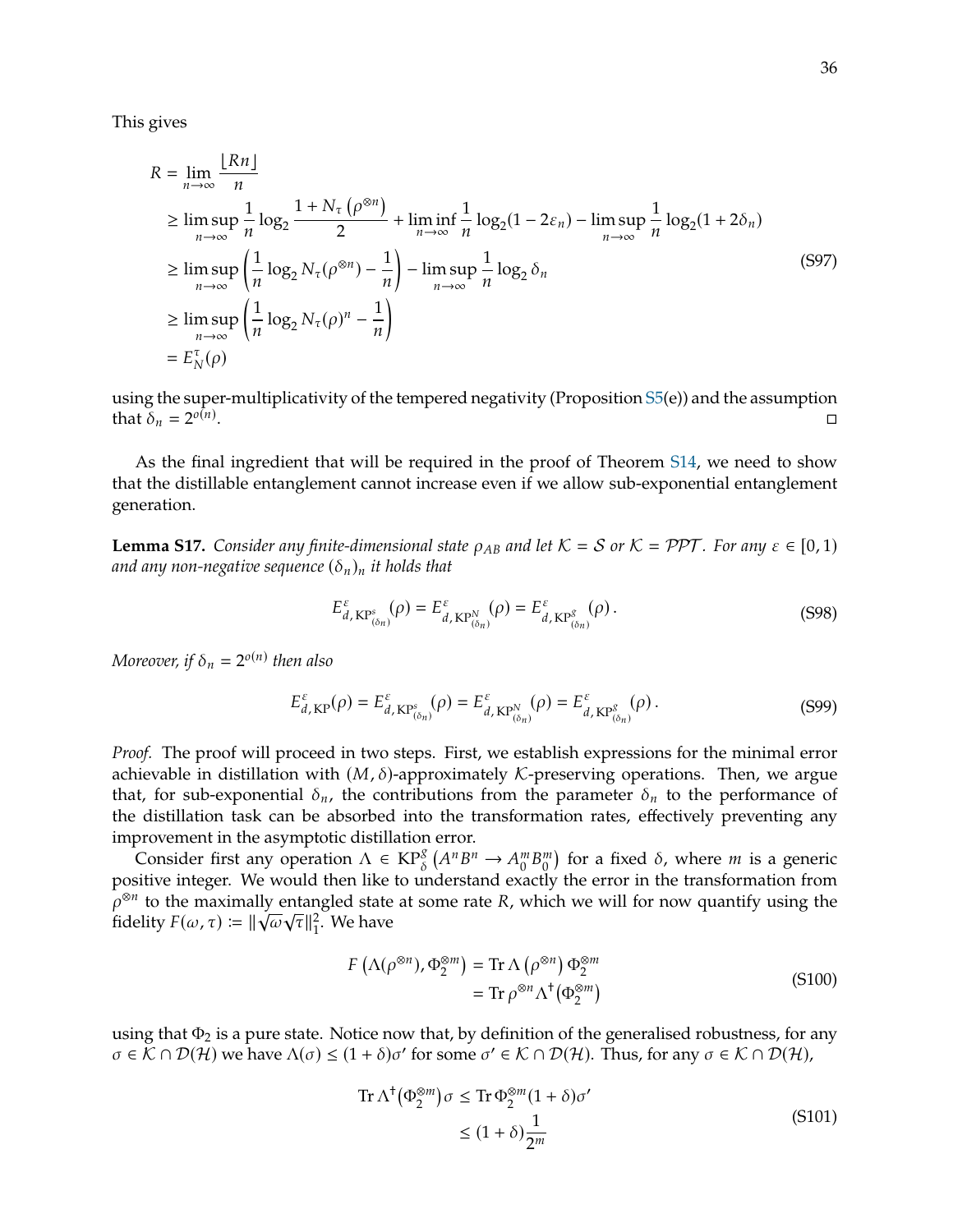This gives

$$
\begin{aligned}
R &= \lim_{n\to\infty} \frac{\lfloor Rn \rfloor}{n} \\
&\geq \limsup_{n\to\infty} \frac{1}{n} \log_2 \frac{1 + N_\tau\left(\rho^{\otimes n}\right)}{2} + \liminf_{n\to\infty} \frac{1}{n} \log_2 (1 - 2\varepsilon_n) - \limsup_{n\to\infty} \frac{1}{n} \log_2 (1 + 2\delta_n) \\
&\geq \limsup_{n\to\infty} \left( \frac{1}{n} \log_2 N_\tau(\rho^{\otimes n}) - \frac{1}{n} \right) - \limsup_{n\to\infty} \frac{1}{n} \log_2 \delta_n \\
&\geq \limsup_{n\to\infty} \left( \frac{1}{n} \log_2 N_\tau(\rho)^n - \frac{1}{n} \right) \\
&= E_N^\tau(\rho)
\end{aligned}
\tag{S97}
$$

using the super-multiplicativity of the tempered negativity (Proposition S5(e)) and the assumption that $\delta_n = 2^{o(n)}$. $\square$

As the final ingredient that will be required in the proof of Theorem S14, we need to show that the distillable entanglement cannot increase even if we allow sub-exponential entanglement generation.

**Lemma S17.** *Consider any finite-dimensional state $\rho_{AB}$ and let $\mathcal{K} = \mathcal{S}$ or $\mathcal{K} = \mathcal{PPT}$. For any $\varepsilon \in [0, 1)$ and any non-negative sequence $(\delta_n)_n$ it holds that*

$$
E^\varepsilon_{d,\,\mathrm{KP}^s_{(\delta_n)}}(\rho) = E^\varepsilon_{d,\,\mathrm{KP}^N_{(\delta_n)}}(\rho) = E^\varepsilon_{d,\,\mathrm{KP}^g_{(\delta_n)}}(\rho)\,. \tag{S98}
$$

*Moreover, if $\delta_n = 2^{o(n)}$ then also*

$$
E^\varepsilon_{d,\,\mathrm{KP}}(\rho) = E^\varepsilon_{d,\,\mathrm{KP}^s_{(\delta_n)}}(\rho) = E^\varepsilon_{d,\,\mathrm{KP}^N_{(\delta_n)}}(\rho) = E^\varepsilon_{d,\,\mathrm{KP}^g_{(\delta_n)}}(\rho)\,. \tag{S99}
$$

*Proof.* The proof will proceed in two steps. First, we establish expressions for the minimal error achievable in distillation with $(M, \delta)$-approximately $\mathcal{K}$-preserving operations. Then, we argue that, for sub-exponential $\delta_n$, the contributions from the parameter $\delta_n$ to the performance of the distillation task can be absorbed into the transformation rates, effectively preventing any improvement in the asymptotic distillation error.

Consider first any operation $\Lambda \in \mathrm{KP}^g_\delta\left(A^n B^n \to A_0^m B_0^m\right)$ for a fixed $\delta$, where $m$ is a generic positive integer. We would then like to understand exactly the error in the transformation from $\rho^{\otimes n}$ to the maximally entangled state at some rate $R$, which we will for now quantify using the fidelity $F(\omega, \tau) := \|\sqrt{\omega}\sqrt{\tau}\|_1^2$. We have

$$
\begin{aligned}
F\left(\Lambda(\rho^{\otimes n}), \Phi_2^{\otimes m}\right) &= \operatorname{Tr} \Lambda\left(\rho^{\otimes n}\right) \Phi_2^{\otimes m} \\
&= \operatorname{Tr} \rho^{\otimes n} \Lambda^\dagger\left(\Phi_2^{\otimes m}\right)
\end{aligned}
\tag{S100}
$$

using that $\Phi_2$ is a pure state. Notice now that, by definition of the generalised robustness, for any $\sigma \in \mathcal{K} \cap \mathcal{D}(\mathcal{H})$ we have $\Lambda(\sigma) \leq (1+\delta)\sigma'$ for some $\sigma' \in \mathcal{K} \cap \mathcal{D}(\mathcal{H})$. Thus, for any $\sigma \in \mathcal{K} \cap \mathcal{D}(\mathcal{H})$,

$$
\begin{aligned}
\operatorname{Tr} \Lambda^\dagger\left(\Phi_2^{\otimes m}\right)\sigma &\leq \operatorname{Tr} \Phi_2^{\otimes m} (1+\delta)\sigma' \\
&\leq (1+\delta)\frac{1}{2^m}
\end{aligned}
\tag{S101}
$$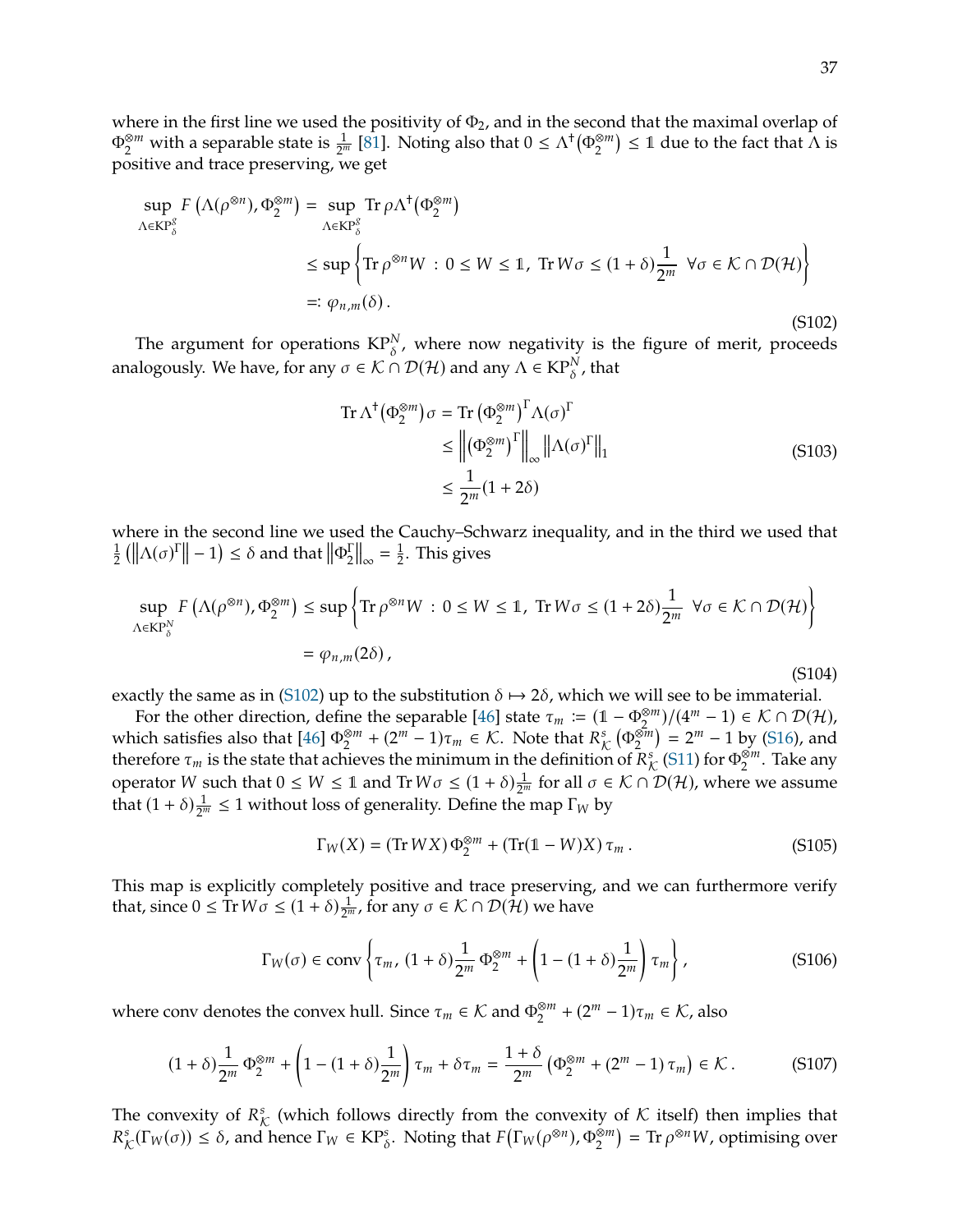where in the first line we used the positivity of $\Phi_2$, and in the second that the maximal overlap of $\Phi_2^{\otimes m}$ with a separable state is $\frac{1}{2^m}$ [81]. Noting also that $0 \leq \Lambda^\dagger(\Phi_2^{\otimes m}) \leq \mathbb{1}$ due to the fact that $\Lambda$ is positive and trace preserving, we get

$$
\begin{aligned}
\sup_{\Lambda \in \mathrm{KP}_\delta^g} F\left(\Lambda(\rho^{\otimes n}), \Phi_2^{\otimes m}\right) &= \sup_{\Lambda \in \mathrm{KP}_\delta^g} \operatorname{Tr} \rho \Lambda^\dagger(\Phi_2^{\otimes m}) \\
&\leq \sup \left\{ \operatorname{Tr} \rho^{\otimes n} W \;:\; 0 \leq W \leq \mathbb{1},\; \operatorname{Tr} W\sigma \leq (1+\delta)\frac{1}{2^m} \;\; \forall \sigma \in \mathcal{K} \cap \mathcal{D}(\mathcal{H}) \right\} \\
&=: \varphi_{n,m}(\delta)\,.
\end{aligned}
\tag{S102}
$$

The argument for operations $\mathrm{KP}_\delta^N$, where now negativity is the figure of merit, proceeds analogously. We have, for any $\sigma \in \mathcal{K} \cap \mathcal{D}(\mathcal{H})$ and any $\Lambda \in \mathrm{KP}_\delta^N$, that

$$
\begin{aligned}
\operatorname{Tr} \Lambda^\dagger(\Phi_2^{\otimes m})\,\sigma &= \operatorname{Tr} \left(\Phi_2^{\otimes m}\right)^\Gamma \Lambda(\sigma)^\Gamma \\
&\leq \left\| \left(\Phi_2^{\otimes m}\right)^\Gamma \right\|_\infty \left\| \Lambda(\sigma)^\Gamma \right\|_1 \\
&\leq \frac{1}{2^m}(1+2\delta)
\end{aligned}
\tag{S103}
$$

where in the second line we used the Cauchy–Schwarz inequality, and in the third we used that $\frac{1}{2}\left(\left\|\Lambda(\sigma)^\Gamma\right\| - 1\right) \leq \delta$ and that $\left\|\Phi_2^\Gamma\right\|_\infty = \frac{1}{2}$. This gives

$$
\begin{aligned}
\sup_{\Lambda \in \mathrm{KP}_\delta^N} F\left(\Lambda(\rho^{\otimes n}), \Phi_2^{\otimes m}\right) &\leq \sup \left\{ \operatorname{Tr} \rho^{\otimes n} W \;:\; 0 \leq W \leq \mathbb{1},\; \operatorname{Tr} W\sigma \leq (1+2\delta)\frac{1}{2^m} \;\; \forall \sigma \in \mathcal{K} \cap \mathcal{D}(\mathcal{H}) \right\} \\
&= \varphi_{n,m}(2\delta)\,,
\end{aligned}
\tag{S104}
$$

exactly the same as in (S102) up to the substitution $\delta \mapsto 2\delta$, which we will see to be immaterial.

For the other direction, define the separable [46] state $\tau_m := (\mathbb{1} - \Phi_2^{\otimes m})/(4^m - 1) \in \mathcal{K} \cap \mathcal{D}(\mathcal{H})$, which satisfies also that [46] $\Phi_2^{\otimes m} + (2^m - 1)\tau_m \in \mathcal{K}$. Note that $R_\mathcal{K}^s\left(\Phi_2^{\otimes m}\right) = 2^m - 1$ by (S16), and therefore $\tau_m$ is the state that achieves the minimum in the definition of $R_\mathcal{K}^s$ (S11) for $\Phi_2^{\otimes m}$. Take any operator $W$ such that $0 \leq W \leq \mathbb{1}$ and $\operatorname{Tr} W\sigma \leq (1+\delta)\frac{1}{2^m}$ for all $\sigma \in \mathcal{K} \cap \mathcal{D}(\mathcal{H})$, where we assume that $(1+\delta)\frac{1}{2^m} \leq 1$ without loss of generality. Define the map $\Gamma_W$ by

$$
\Gamma_W(X) = (\operatorname{Tr} WX)\,\Phi_2^{\otimes m} + (\operatorname{Tr}(\mathbb{1} - W)X)\,\tau_m\,.
\tag{S105}
$$

This map is explicitly completely positive and trace preserving, and we can furthermore verify that, since $0 \leq \operatorname{Tr} W\sigma \leq (1+\delta)\frac{1}{2^m}$, for any $\sigma \in \mathcal{K} \cap \mathcal{D}(\mathcal{H})$ we have

$$
\Gamma_W(\sigma) \in \operatorname{conv}\left\{ \tau_m,\; (1+\delta)\frac{1}{2^m}\,\Phi_2^{\otimes m} + \left(1 - (1+\delta)\frac{1}{2^m}\right)\tau_m \right\},
\tag{S106}
$$

where conv denotes the convex hull. Since $\tau_m \in \mathcal{K}$ and $\Phi_2^{\otimes m} + (2^m - 1)\tau_m \in \mathcal{K}$, also

$$
(1+\delta)\frac{1}{2^m}\,\Phi_2^{\otimes m} + \left(1 - (1+\delta)\frac{1}{2^m}\right)\tau_m + \delta\tau_m = \frac{1+\delta}{2^m}\left(\Phi_2^{\otimes m} + (2^m - 1)\,\tau_m\right) \in \mathcal{K}\,.
\tag{S107}
$$

The convexity of $R_\mathcal{K}^s$ (which follows directly from the convexity of $\mathcal{K}$ itself) then implies that $R_\mathcal{K}^s(\Gamma_W(\sigma)) \leq \delta$, and hence $\Gamma_W \in \mathrm{KP}_\delta^s$. Noting that $F\big(\Gamma_W(\rho^{\otimes n}), \Phi_2^{\otimes m}\big) = \operatorname{Tr} \rho^{\otimes n} W$, optimising over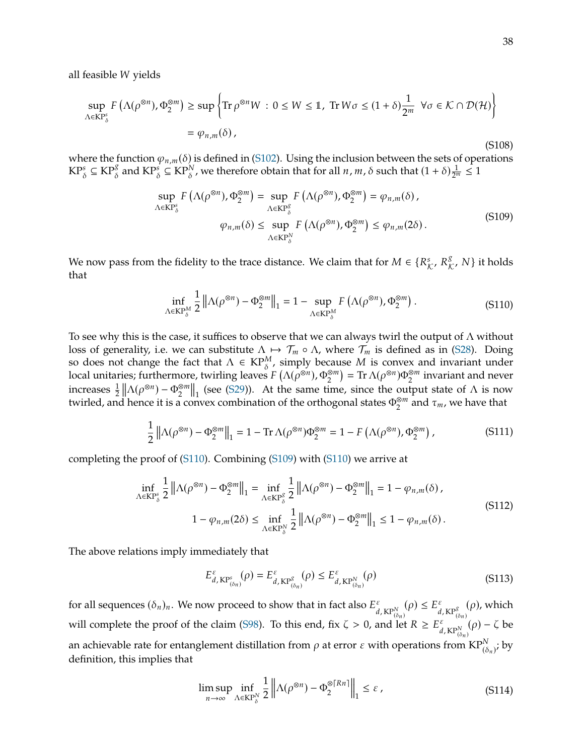all feasible $W$ yields

$$
\begin{aligned}
\sup_{\Lambda\in \mathrm{KP}^s_\delta} F\left(\Lambda(\rho^{\otimes n}), \Phi_2^{\otimes m}\right) &\geq \sup\left\{ \operatorname{Tr}\rho^{\otimes n} W \,:\, 0\leq W\leq \mathbb{1},\ \operatorname{Tr} W\sigma \leq (1+\delta)\frac{1}{2^m}\ \ \forall \sigma\in \mathcal{K}\cap\mathcal{D}(\mathcal{H})\right\} \\
&= \varphi_{n,m}(\delta)\,,
\end{aligned}
\tag{S108}
$$

where the function $\varphi_{n,m}(\delta)$ is defined in (S102). Using the inclusion between the sets of operations $\mathrm{KP}^s_\delta \subseteq \mathrm{KP}^g_\delta$ and $\mathrm{KP}^s_\delta \subseteq \mathrm{KP}^N_\delta$, we therefore obtain that for all $n, m, \delta$ such that $(1+\delta)\frac{1}{2^m}\leq 1$

$$
\begin{aligned}
\sup_{\Lambda\in \mathrm{KP}^s_\delta} F\left(\Lambda(\rho^{\otimes n}), \Phi_2^{\otimes m}\right) = \sup_{\Lambda\in \mathrm{KP}^g_\delta} F\left(\Lambda(\rho^{\otimes n}), \Phi_2^{\otimes m}\right) = \varphi_{n,m}(\delta)\,,\\
\varphi_{n,m}(\delta) \leq \sup_{\Lambda\in \mathrm{KP}^N_\delta} F\left(\Lambda(\rho^{\otimes n}), \Phi_2^{\otimes m}\right) \leq \varphi_{n,m}(2\delta)\,.
\end{aligned}
\tag{S109}
$$

We now pass from the fidelity to the trace distance. We claim that for $M\in\{R^s_{\mathcal{K}}, R^g_{\mathcal{K}}, N\}$ it holds that

$$
\inf_{\Lambda\in \mathrm{KP}^M_\delta} \frac12 \left\|\Lambda(\rho^{\otimes n}) - \Phi_2^{\otimes m}\right\|_1 = 1 - \sup_{\Lambda\in \mathrm{KP}^M_\delta} F\left(\Lambda(\rho^{\otimes n}), \Phi_2^{\otimes m}\right). \tag{S110}
$$

To see why this is the case, it suffices to observe that we can always twirl the output of $\Lambda$ without loss of generality, i.e. we can substitute $\Lambda \mapsto \mathcal{T}_m\circ\Lambda$, where $\mathcal{T}_m$ is defined as in (S28). Doing so does not change the fact that $\Lambda\in \mathrm{KP}^M_\delta$, simply because $M$ is convex and invariant under local unitaries; furthermore, twirling leaves $F\left(\Lambda(\rho^{\otimes n}), \Phi_2^{\otimes m}\right) = \operatorname{Tr}\Lambda(\rho^{\otimes n})\Phi_2^{\otimes m}$ invariant and never increases $\frac12\left\|\Lambda(\rho^{\otimes n}) - \Phi_2^{\otimes m}\right\|_1$ (see (S29)). At the same time, since the output state of $\Lambda$ is now twirled, and hence it is a convex combination of the orthogonal states $\Phi_2^{\otimes m}$ and $\tau_m$, we have that

$$
\frac12 \left\|\Lambda(\rho^{\otimes n}) - \Phi_2^{\otimes m}\right\|_1 = 1 - \operatorname{Tr}\Lambda(\rho^{\otimes n})\Phi_2^{\otimes m} = 1 - F\left(\Lambda(\rho^{\otimes n}), \Phi_2^{\otimes m}\right), \tag{S111}
$$

completing the proof of (S110). Combining (S109) with (S110) we arrive at

$$
\begin{aligned}
\inf_{\Lambda\in \mathrm{KP}^s_\delta} \frac12 \left\|\Lambda(\rho^{\otimes n}) - \Phi_2^{\otimes m}\right\|_1 = \inf_{\Lambda\in \mathrm{KP}^g_\delta} \frac12 \left\|\Lambda(\rho^{\otimes n}) - \Phi_2^{\otimes m}\right\|_1 = 1-\varphi_{n,m}(\delta)\,,\\
1-\varphi_{n,m}(2\delta) \leq \inf_{\Lambda\in \mathrm{KP}^N_\delta} \frac12 \left\|\Lambda(\rho^{\otimes n}) - \Phi_2^{\otimes m}\right\|_1 \leq 1-\varphi_{n,m}(\delta)\,.
\end{aligned}
\tag{S112}
$$

The above relations imply immediately that

$$
E^\varepsilon_{d,\,\mathrm{KP}^s_{(\delta_n)}}(\rho) = E^\varepsilon_{d,\,\mathrm{KP}^g_{(\delta_n)}}(\rho) \leq E^\varepsilon_{d,\,\mathrm{KP}^N_{(\delta_n)}}(\rho) \tag{S113}
$$

for all sequences $(\delta_n)_n$. We now proceed to show that in fact also $E^\varepsilon_{d,\,\mathrm{KP}^N_{(\delta_n)}}(\rho) \leq E^\varepsilon_{d,\,\mathrm{KP}^g_{(\delta_n)}}(\rho)$, which will complete the proof of the claim (S98). To this end, fix $\zeta>0$, and let $R\geq E^\varepsilon_{d,\,\mathrm{KP}^N_{(\delta_n)}}(\rho) - \zeta$ be an achievable rate for entanglement distillation from $\rho$ at error $\varepsilon$ with operations from $\mathrm{KP}^N_{(\delta_n)}$; by definition, this implies that

$$
\limsup_{n\to\infty} \inf_{\Lambda\in \mathrm{KP}^N_\delta} \frac12 \left\|\Lambda(\rho^{\otimes n}) - \Phi_2^{\otimes \lceil Rn\rceil}\right\|_1 \leq \varepsilon\,, \tag{S114}
$$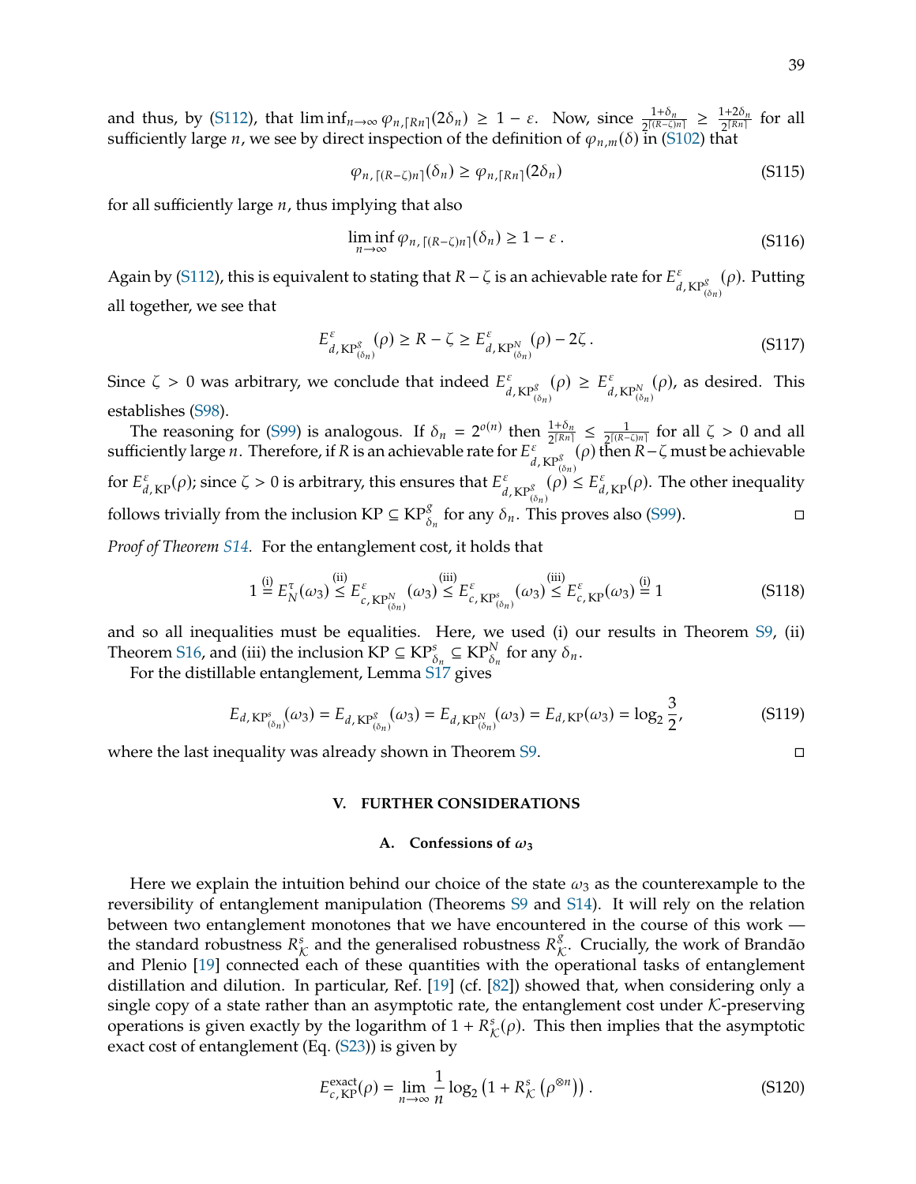and thus, by (S112), that $\liminf_{n\to\infty} \varphi_{n,\lceil Rn\rceil}(2\delta_n) \geq 1-\varepsilon$. Now, since $\frac{1+\delta_n}{2^{\lceil (R-\zeta)n\rceil}} \geq \frac{1+2\delta_n}{2^{\lceil Rn\rceil}}$ for all sufficiently large $n$, we see by direct inspection of the definition of $\varphi_{n,m}(\delta)$ in (S102) that

$$\varphi_{n,\lceil (R-\zeta)n\rceil}(\delta_n) \geq \varphi_{n,\lceil Rn\rceil}(2\delta_n) \tag{S115}$$

for all sufficiently large $n$, thus implying that also

$$\liminf_{n\to\infty} \varphi_{n,\lceil (R-\zeta)n\rceil}(\delta_n) \geq 1-\varepsilon\,. \tag{S116}$$

Again by (S112), this is equivalent to stating that $R-\zeta$ is an achievable rate for $E^{\varepsilon}_{d,\mathrm{KP}^{g}_{(\delta_n)}}(\rho)$. Putting all together, we see that

$$E^{\varepsilon}_{d,\mathrm{KP}^{g}_{(\delta_n)}}(\rho) \geq R-\zeta \geq E^{\varepsilon}_{d,\mathrm{KP}^{N}_{(\delta_n)}}(\rho) - 2\zeta\,. \tag{S117}$$

Since $\zeta>0$ was arbitrary, we conclude that indeed $E^{\varepsilon}_{d,\mathrm{KP}^{g}_{(\delta_n)}}(\rho) \geq E^{\varepsilon}_{d,\mathrm{KP}^{N}_{(\delta_n)}}(\rho)$, as desired. This establishes (S98).

The reasoning for (S99) is analogous. If $\delta_n = 2^{o(n)}$ then $\frac{1+\delta_n}{2^{\lceil Rn\rceil}} \leq \frac{1}{2^{\lceil (R-\zeta)n\rceil}}$ for all $\zeta>0$ and all sufficiently large $n$. Therefore, if $R$ is an achievable rate for $E^{\varepsilon}_{d,\mathrm{KP}^{g}_{(\delta_n)}}(\rho)$ then $R-\zeta$ must be achievable for $E^{\varepsilon}_{d,\mathrm{KP}}(\rho)$; since $\zeta>0$ is arbitrary, this ensures that $E^{\varepsilon}_{d,\mathrm{KP}^{g}_{(\delta_n)}}(\rho) \leq E^{\varepsilon}_{d,\mathrm{KP}}(\rho)$. The other inequality follows trivially from the inclusion $\mathrm{KP} \subseteq \mathrm{KP}^{g}_{\delta_n}$ for any $\delta_n$. This proves also (S99). □

*Proof of Theorem S14.* For the entanglement cost, it holds that

$$1 \overset{\text{(i)}}{=} E^{\tau}_{N}(\omega_3) \overset{\text{(ii)}}{\leq} E^{\varepsilon}_{c,\mathrm{KP}^{N}_{(\delta_n)}}(\omega_3) \overset{\text{(iii)}}{\leq} E^{\varepsilon}_{c,\mathrm{KP}^{s}_{(\delta_n)}}(\omega_3) \overset{\text{(iii)}}{\leq} E^{\varepsilon}_{c,\mathrm{KP}}(\omega_3) \overset{\text{(i)}}{=} 1 \tag{S118}$$

and so all inequalities must be equalities. Here, we used (i) our results in Theorem S9, (ii) Theorem S16, and (iii) the inclusion $\mathrm{KP} \subseteq \mathrm{KP}^{s}_{\delta_n} \subseteq \mathrm{KP}^{N}_{\delta_n}$ for any $\delta_n$.

For the distillable entanglement, Lemma S17 gives

$$E_{d,\mathrm{KP}^{s}_{(\delta_n)}}(\omega_3) = E_{d,\mathrm{KP}^{g}_{(\delta_n)}}(\omega_3) = E_{d,\mathrm{KP}^{N}_{(\delta_n)}}(\omega_3) = E_{d,\mathrm{KP}}(\omega_3) = \log_2 \frac{3}{2}, \tag{S119}$$

where the last inequality was already shown in Theorem S9. □

## V. FURTHER CONSIDERATIONS

### A. Confessions of $\omega_3$

Here we explain the intuition behind our choice of the state $\omega_3$ as the counterexample to the reversibility of entanglement manipulation (Theorems S9 and S14). It will rely on the relation between two entanglement monotones that we have encountered in the course of this work — the standard robustness $R^{s}_{\mathcal{K}}$ and the generalised robustness $R^{g}_{\mathcal{K}}$. Crucially, the work of Brandão and Plenio [19] connected each of these quantities with the operational tasks of entanglement distillation and dilution. In particular, Ref. [19] (cf. [82]) showed that, when considering only a single copy of a state rather than an asymptotic rate, the entanglement cost under $\mathcal{K}$-preserving operations is given exactly by the logarithm of $1+R^{s}_{\mathcal{K}}(\rho)$. This then implies that the asymptotic exact cost of entanglement (Eq. (S23)) is given by

$$E^{\mathrm{exact}}_{c,\mathrm{KP}}(\rho) = \lim_{n\to\infty} \frac{1}{n} \log_2\left(1+R^{s}_{\mathcal{K}}\left(\rho^{\otimes n}\right)\right). \tag{S120}$$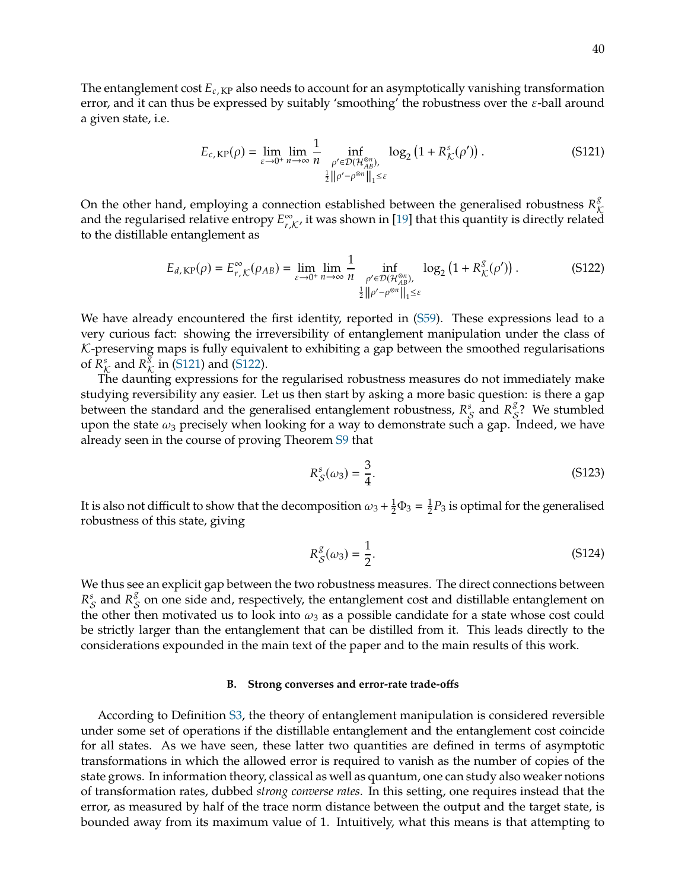The entanglement cost $E_{c,\mathrm{KP}}$ also needs to account for an asymptotically vanishing transformation error, and it can thus be expressed by suitably 'smoothing' the robustness over the $\varepsilon$-ball around a given state, i.e.

$$E_{c,\mathrm{KP}}(\rho) = \lim_{\varepsilon\to 0^+} \lim_{n\to\infty} \frac{1}{n} \inf_{\substack{\rho' \in \mathcal{D}(\mathcal{H}_{AB}^{\otimes n}),\\ \frac{1}{2}\left\|\rho' - \rho^{\otimes n}\right\|_1 \leq \varepsilon}} \log_2\left(1 + R^s_{\mathcal{K}}(\rho')\right). \tag{S121}$$

On the other hand, employing a connection established between the generalised robustness $R^g_{\mathcal{K}}$ and the regularised relative entropy $E^\infty_{r,\mathcal{K}}$, it was shown in [19] that this quantity is directly related to the distillable entanglement as

$$E_{d,\mathrm{KP}}(\rho) = E^\infty_{r,\mathcal{K}}(\rho_{AB}) = \lim_{\varepsilon\to 0^+} \lim_{n\to\infty} \frac{1}{n} \inf_{\substack{\rho' \in \mathcal{D}(\mathcal{H}_{AB}^{\otimes n}),\\ \frac{1}{2}\left\|\rho' - \rho^{\otimes n}\right\|_1 \leq \varepsilon}} \log_2\left(1 + R^g_{\mathcal{K}}(\rho')\right). \tag{S122}$$

We have already encountered the first identity, reported in (S59). These expressions lead to a very curious fact: showing the irreversibility of entanglement manipulation under the class of $\mathcal{K}$-preserving maps is fully equivalent to exhibiting a gap between the smoothed regularisations of $R^s_{\mathcal{K}}$ and $R^g_{\mathcal{K}}$ in (S121) and (S122).

The daunting expressions for the regularised robustness measures do not immediately make studying reversibility any easier. Let us then start by asking a more basic question: is there a gap between the standard and the generalised entanglement robustness, $R^s_{\mathcal{S}}$ and $R^g_{\mathcal{S}}$? We stumbled upon the state $\omega_3$ precisely when looking for a way to demonstrate such a gap. Indeed, we have already seen in the course of proving Theorem S9 that

$$R^s_{\mathcal{S}}(\omega_3) = \frac{3}{4}. \tag{S123}$$

It is also not difficult to show that the decomposition $\omega_3 + \frac{1}{2}\Phi_3 = \frac{1}{2}P_3$ is optimal for the generalised robustness of this state, giving

$$R^g_{\mathcal{S}}(\omega_3) = \frac{1}{2}. \tag{S124}$$

We thus see an explicit gap between the two robustness measures. The direct connections between $R^s_{\mathcal{S}}$ and $R^g_{\mathcal{S}}$ on one side and, respectively, the entanglement cost and distillable entanglement on the other then motivated us to look into $\omega_3$ as a possible candidate for a state whose cost could be strictly larger than the entanglement that can be distilled from it. This leads directly to the considerations expounded in the main text of the paper and to the main results of this work.

### B. Strong converses and error-rate trade-offs

According to Definition S3, the theory of entanglement manipulation is considered reversible under some set of operations if the distillable entanglement and the entanglement cost coincide for all states. As we have seen, these latter two quantities are defined in terms of asymptotic transformations in which the allowed error is required to vanish as the number of copies of the state grows. In information theory, classical as well as quantum, one can study also weaker notions of transformation rates, dubbed *strong converse rates*. In this setting, one requires instead that the error, as measured by half of the trace norm distance between the output and the target state, is bounded away from its maximum value of 1. Intuitively, what this means is that attempting to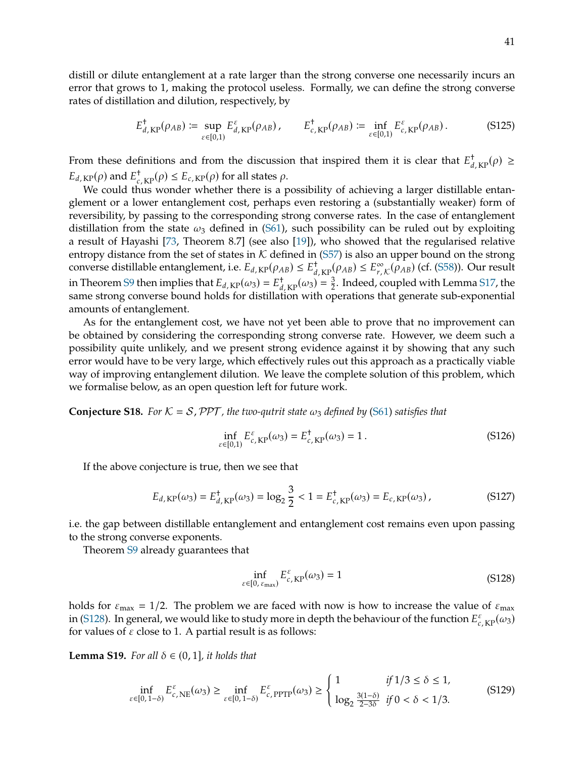distill or dilute entanglement at a rate larger than the strong converse one necessarily incurs an error that grows to 1, making the protocol useless. Formally, we can define the strong converse rates of distillation and dilution, respectively, by

$$E^{\dagger}_{d,\,\mathrm{KP}}(\rho_{AB}) \coloneqq \sup_{\varepsilon\in[0,1)} E^{\varepsilon}_{d,\,\mathrm{KP}}(\rho_{AB})\,, \qquad E^{\dagger}_{c,\,\mathrm{KP}}(\rho_{AB}) \coloneqq \inf_{\varepsilon\in[0,1)} E^{\varepsilon}_{c,\,\mathrm{KP}}(\rho_{AB})\,. \tag{S125}$$

From these definitions and from the discussion that inspired them it is clear that $E^{\dagger}_{d,\,\mathrm{KP}}(\rho) \geq E_{d,\,\mathrm{KP}}(\rho)$ and $E^{\dagger}_{c,\,\mathrm{KP}}(\rho) \leq E_{c,\,\mathrm{KP}}(\rho)$ for all states $\rho$.

We could thus wonder whether there is a possibility of achieving a larger distillable entanglement or a lower entanglement cost, perhaps even restoring a (substantially weaker) form of reversibility, by passing to the corresponding strong converse rates. In the case of entanglement distillation from the state $\omega_3$ defined in (S61), such possibility can be ruled out by exploiting a result of Hayashi [73, Theorem 8.7] (see also [19]), who showed that the regularised relative entropy distance from the set of states in $\mathcal{K}$ defined in (S57) is also an upper bound on the strong converse distillable entanglement, i.e. $E_{d,\,\mathrm{KP}}(\rho_{AB}) \leq E^{\dagger}_{d,\,\mathrm{KP}}(\rho_{AB}) \leq E^{\infty}_{r,\,\mathcal{K}}(\rho_{AB})$ (cf. (S58)). Our result in Theorem S9 then implies that $E_{d,\,\mathrm{KP}}(\omega_3) = E^{\dagger}_{d,\,\mathrm{KP}}(\omega_3) = \frac{3}{2}$. Indeed, coupled with Lemma S17, the same strong converse bound holds for distillation with operations that generate sub-exponential amounts of entanglement.

As for the entanglement cost, we have not yet been able to prove that no improvement can be obtained by considering the corresponding strong converse rate. However, we deem such a possibility quite unlikely, and we present strong evidence against it by showing that any such error would have to be very large, which effectively rules out this approach as a practically viable way of improving entanglement dilution. We leave the complete solution of this problem, which we formalise below, as an open question left for future work.

**Conjecture S18.** *For $\mathcal{K} = \mathcal{S}, \mathcal{PPT}$, the two-qutrit state $\omega_3$ defined by (S61) satisfies that*

$$\inf_{\varepsilon\in[0,1)} E^{\varepsilon}_{c,\,\mathrm{KP}}(\omega_3) = E^{\dagger}_{c,\,\mathrm{KP}}(\omega_3) = 1\,. \tag{S126}$$

If the above conjecture is true, then we see that

$$E_{d,\,\mathrm{KP}}(\omega_3) = E^{\dagger}_{d,\,\mathrm{KP}}(\omega_3) = \log_2 \frac{3}{2} < 1 = E^{\dagger}_{c,\,\mathrm{KP}}(\omega_3) = E_{c,\,\mathrm{KP}}(\omega_3)\,, \tag{S127}$$

i.e. the gap between distillable entanglement and entanglement cost remains even upon passing to the strong converse exponents.

Theorem S9 already guarantees that

$$\inf_{\varepsilon\in[0,\,\varepsilon_{\max})} E^{\varepsilon}_{c,\,\mathrm{KP}}(\omega_3) = 1 \tag{S128}$$

holds for $\varepsilon_{\max} = 1/2$. The problem we are faced with now is how to increase the value of $\varepsilon_{\max}$ in (S128). In general, we would like to study more in depth the behaviour of the function $E^{\varepsilon}_{c,\,\mathrm{KP}}(\omega_3)$ for values of $\varepsilon$ close to 1. A partial result is as follows:

**Lemma S19.** *For all $\delta \in (0,1]$, it holds that*

$$\inf_{\varepsilon\in[0,\,1-\delta)} E^{\varepsilon}_{c,\,\mathrm{NE}}(\omega_3) \geq \inf_{\varepsilon\in[0,\,1-\delta)} E^{\varepsilon}_{c,\,\mathrm{PPTP}}(\omega_3) \geq \begin{cases} 1 & \text{if } 1/3 \leq \delta \leq 1, \\ \log_2 \frac{3(1-\delta)}{2-3\delta} & \text{if } 0 < \delta < 1/3. \end{cases} \tag{S129}$$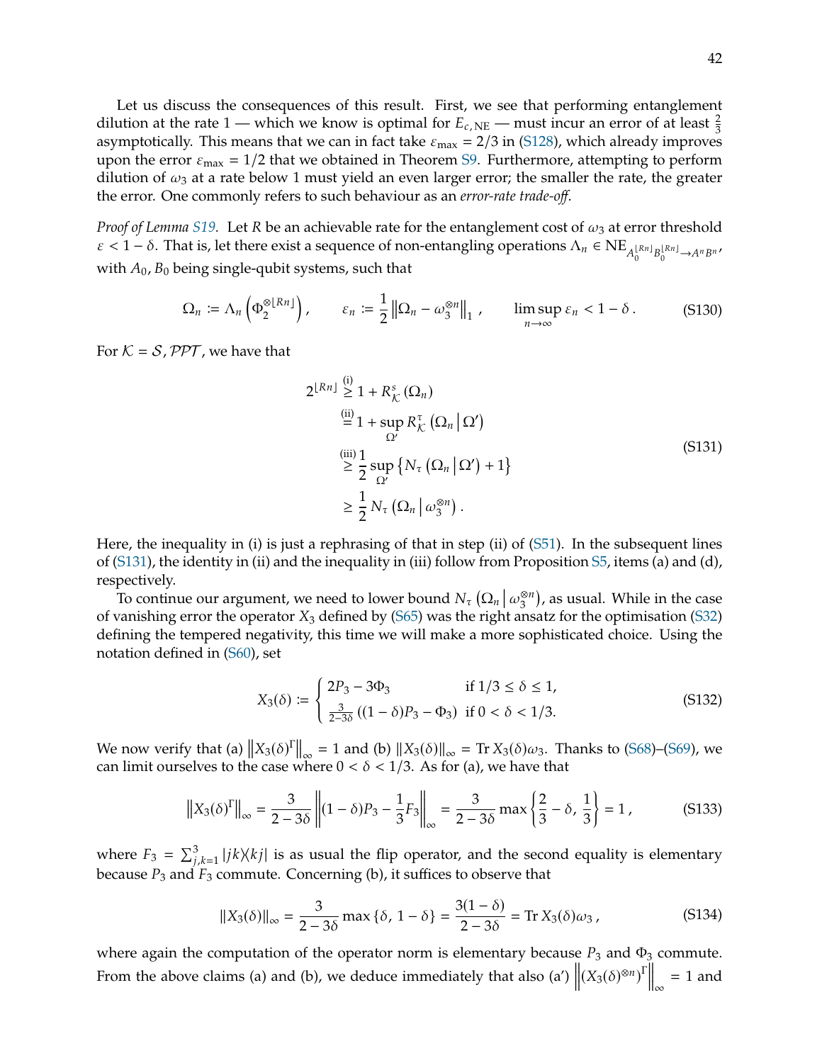Let us discuss the consequences of this result. First, we see that performing entanglement dilution at the rate 1 — which we know is optimal for $E_{c,\,\mathrm{NE}}$ — must incur an error of at least $\frac{2}{3}$ asymptotically. This means that we can in fact take $\varepsilon_{\max} = 2/3$ in (S128), which already improves upon the error $\varepsilon_{\max} = 1/2$ that we obtained in Theorem S9. Furthermore, attempting to perform dilution of $\omega_3$ at a rate below 1 must yield an even larger error; the smaller the rate, the greater the error. One commonly refers to such behaviour as an *error-rate trade-off*.

*Proof of Lemma S19.* Let $R$ be an achievable rate for the entanglement cost of $\omega_3$ at error threshold $\varepsilon < 1-\delta$. That is, let there exist a sequence of non-entangling operations $\Lambda_n \in \mathrm{NE}_{A_0^{\lfloor Rn \rfloor} B_0^{\lfloor Rn \rfloor} \to A^n B^n}$, with $A_0, B_0$ being single-qubit systems, such that

$$
\Omega_n := \Lambda_n\left(\Phi_2^{\otimes \lfloor Rn \rfloor}\right), \qquad \varepsilon_n := \frac{1}{2}\left\|\Omega_n - \omega_3^{\otimes n}\right\|_1, \qquad \limsup_{n\to\infty} \varepsilon_n < 1-\delta\,. \tag{S130}
$$

For $\mathcal{K} = \mathcal{S}, \mathcal{PPT}$, we have that

$$
\begin{aligned}
2^{\lfloor Rn \rfloor} &\overset{\text{(i)}}{\geq} 1 + R_{\mathcal{K}}^{s}\left(\Omega_n\right) \\
&\overset{\text{(ii)}}{=} 1 + \sup_{\Omega'} R_{\mathcal{K}}^{\tau}\left(\Omega_n \,\middle|\, \Omega'\right) \\
&\overset{\text{(iii)}}{\geq} \frac{1}{2}\sup_{\Omega'}\left\{N_\tau\left(\Omega_n \,\middle|\, \Omega'\right) + 1\right\} \\
&\geq \frac{1}{2} N_\tau\left(\Omega_n \,\middle|\, \omega_3^{\otimes n}\right).
\end{aligned} \tag{S131}
$$

Here, the inequality in (i) is just a rephrasing of that in step (ii) of (S51). In the subsequent lines of (S131), the identity in (ii) and the inequality in (iii) follow from Proposition S5, items (a) and (d), respectively.

To continue our argument, we need to lower bound $N_\tau\left(\Omega_n \,\middle|\, \omega_3^{\otimes n}\right)$, as usual. While in the case of vanishing error the operator $X_3$ defined by (S65) was the right ansatz for the optimisation (S32) defining the tempered negativity, this time we will make a more sophisticated choice. Using the notation defined in (S60), set

$$
X_3(\delta) := \begin{cases} 2P_3 - 3\Phi_3 & \text{if } 1/3 \leq \delta \leq 1, \\ \frac{3}{2-3\delta}\left((1-\delta)P_3 - \Phi_3\right) & \text{if } 0 < \delta < 1/3. \end{cases} \tag{S132}
$$

We now verify that (a) $\left\|X_3(\delta)^\Gamma\right\|_\infty = 1$ and (b) $\left\|X_3(\delta)\right\|_\infty = \operatorname{Tr} X_3(\delta)\omega_3$. Thanks to (S68)–(S69), we can limit ourselves to the case where $0 < \delta < 1/3$. As for (a), we have that

$$
\left\|X_3(\delta)^\Gamma\right\|_\infty = \frac{3}{2-3\delta}\left\|(1-\delta)P_3 - \frac{1}{3}F_3\right\|_\infty = \frac{3}{2-3\delta}\max\left\{\frac{2}{3}-\delta,\, \frac{1}{3}\right\} = 1\,, \tag{S133}
$$

where $F_3 = \sum_{j,k=1}^{3} |jk\rangle\!\langle kj|$ is as usual the flip operator, and the second equality is elementary because $P_3$ and $F_3$ commute. Concerning (b), it suffices to observe that

$$
\left\|X_3(\delta)\right\|_\infty = \frac{3}{2-3\delta}\max\left\{\delta,\, 1-\delta\right\} = \frac{3(1-\delta)}{2-3\delta} = \operatorname{Tr} X_3(\delta)\omega_3\,, \tag{S134}
$$

where again the computation of the operator norm is elementary because $P_3$ and $\Phi_3$ commute. From the above claims (a) and (b), we deduce immediately that also (a') $\left\|\left(X_3(\delta)^{\otimes n}\right)^\Gamma\right\|_\infty = 1$ and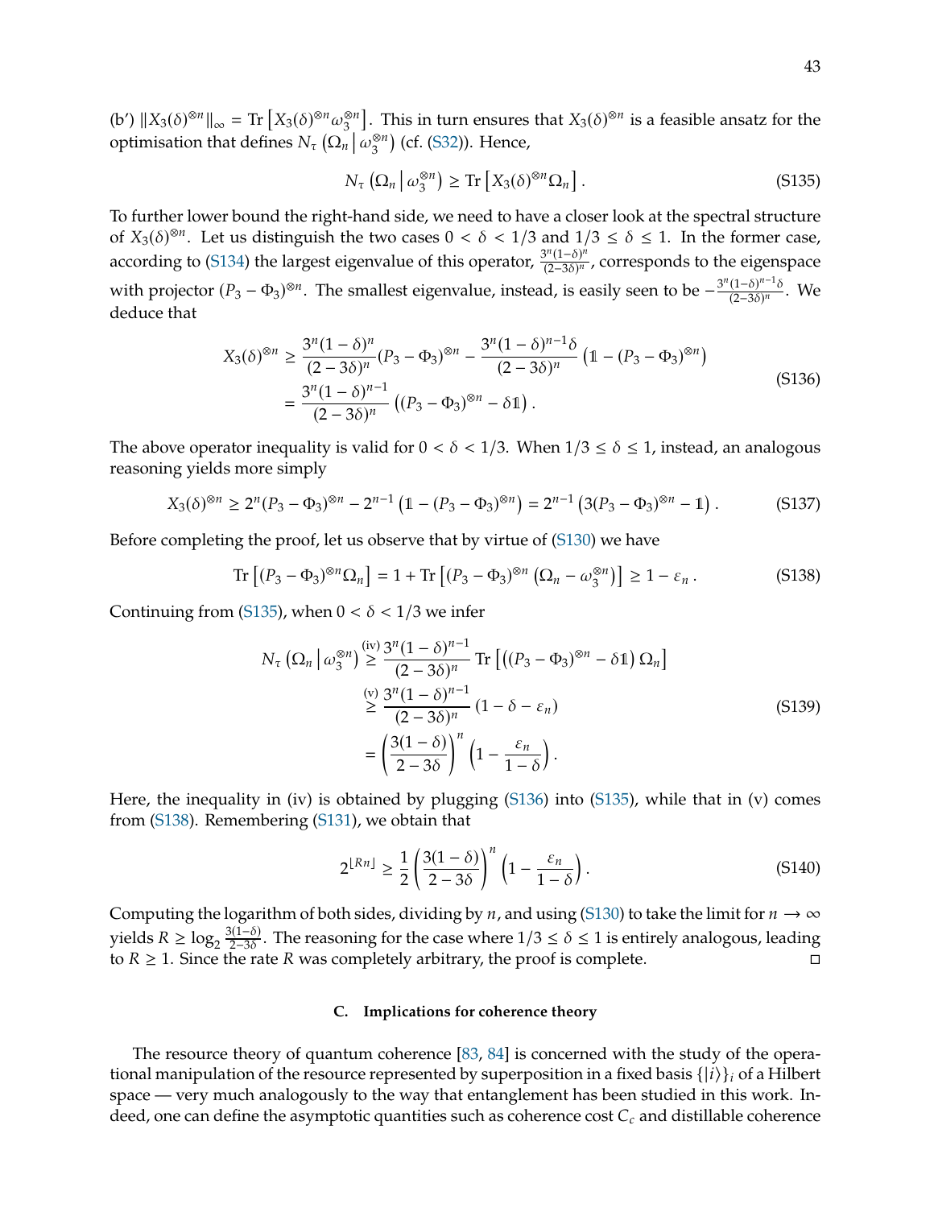(b') $\|X_3(\delta)^{\otimes n}\|_\infty = \operatorname{Tr}\left[X_3(\delta)^{\otimes n}\omega_3^{\otimes n}\right]$. This in turn ensures that $X_3(\delta)^{\otimes n}$ is a feasible ansatz for the optimisation that defines $N_\tau\left(\Omega_n \,\middle|\, \omega_3^{\otimes n}\right)$ (cf. (S32)). Hence,

$$
N_\tau\left(\Omega_n \,\middle|\, \omega_3^{\otimes n}\right) \geq \operatorname{Tr}\left[X_3(\delta)^{\otimes n}\Omega_n\right]. \tag{S135}
$$

To further lower bound the right-hand side, we need to have a closer look at the spectral structure of $X_3(\delta)^{\otimes n}$. Let us distinguish the two cases $0 < \delta < 1/3$ and $1/3 \leq \delta \leq 1$. In the former case, according to (S134) the largest eigenvalue of this operator, $\frac{3^n(1-\delta)^n}{(2-3\delta)^n}$, corresponds to the eigenspace with projector $(P_3 - \Phi_3)^{\otimes n}$. The smallest eigenvalue, instead, is easily seen to be $-\frac{3^n(1-\delta)^{n-1}\delta}{(2-3\delta)^n}$. We deduce that

$$
\begin{aligned}
X_3(\delta)^{\otimes n} &\geq \frac{3^n(1-\delta)^n}{(2-3\delta)^n}(P_3-\Phi_3)^{\otimes n} - \frac{3^n(1-\delta)^{n-1}\delta}{(2-3\delta)^n}\left(\mathbb{1} - (P_3-\Phi_3)^{\otimes n}\right) \\
&= \frac{3^n(1-\delta)^{n-1}}{(2-3\delta)^n}\left((P_3-\Phi_3)^{\otimes n} - \delta\mathbb{1}\right).
\end{aligned} \tag{S136}
$$

The above operator inequality is valid for $0 < \delta < 1/3$. When $1/3 \leq \delta \leq 1$, instead, an analogous reasoning yields more simply

$$
X_3(\delta)^{\otimes n} \geq 2^n(P_3-\Phi_3)^{\otimes n} - 2^{n-1}\left(\mathbb{1} - (P_3-\Phi_3)^{\otimes n}\right) = 2^{n-1}\left(3(P_3-\Phi_3)^{\otimes n} - \mathbb{1}\right). \tag{S137}
$$

Before completing the proof, let us observe that by virtue of (S130) we have

$$
\operatorname{Tr}\left[(P_3-\Phi_3)^{\otimes n}\Omega_n\right] = 1 + \operatorname{Tr}\left[(P_3-\Phi_3)^{\otimes n}\left(\Omega_n - \omega_3^{\otimes n}\right)\right] \geq 1 - \varepsilon_n. \tag{S138}
$$

Continuing from (S135), when $0 < \delta < 1/3$ we infer

$$
\begin{aligned}
N_\tau\left(\Omega_n \,\middle|\, \omega_3^{\otimes n}\right) &\overset{\text{(iv)}}{\geq} \frac{3^n(1-\delta)^{n-1}}{(2-3\delta)^n}\operatorname{Tr}\left[\left((P_3-\Phi_3)^{\otimes n} - \delta\mathbb{1}\right)\Omega_n\right] \\
&\overset{\text{(v)}}{\geq} \frac{3^n(1-\delta)^{n-1}}{(2-3\delta)^n}(1-\delta-\varepsilon_n) \\
&= \left(\frac{3(1-\delta)}{2-3\delta}\right)^n\left(1 - \frac{\varepsilon_n}{1-\delta}\right).
\end{aligned} \tag{S139}
$$

Here, the inequality in (iv) is obtained by plugging (S136) into (S135), while that in (v) comes from (S138). Remembering (S131), we obtain that

$$
2^{\lfloor Rn \rfloor} \geq \frac{1}{2}\left(\frac{3(1-\delta)}{2-3\delta}\right)^n\left(1 - \frac{\varepsilon_n}{1-\delta}\right). \tag{S140}
$$

Computing the logarithm of both sides, dividing by $n$, and using (S130) to take the limit for $n \to \infty$ yields $R \geq \log_2\frac{3(1-\delta)}{2-3\delta}$. The reasoning for the case where $1/3 \leq \delta \leq 1$ is entirely analogous, leading to $R \geq 1$. Since the rate $R$ was completely arbitrary, the proof is complete. □

### C. Implications for coherence theory

The resource theory of quantum coherence [83, 84] is concerned with the study of the operational manipulation of the resource represented by superposition in a fixed basis $\{|i\rangle\}_i$ of a Hilbert space — very much analogously to the way that entanglement has been studied in this work. Indeed, one can define the asymptotic quantities such as coherence cost $C_c$ and distillable coherence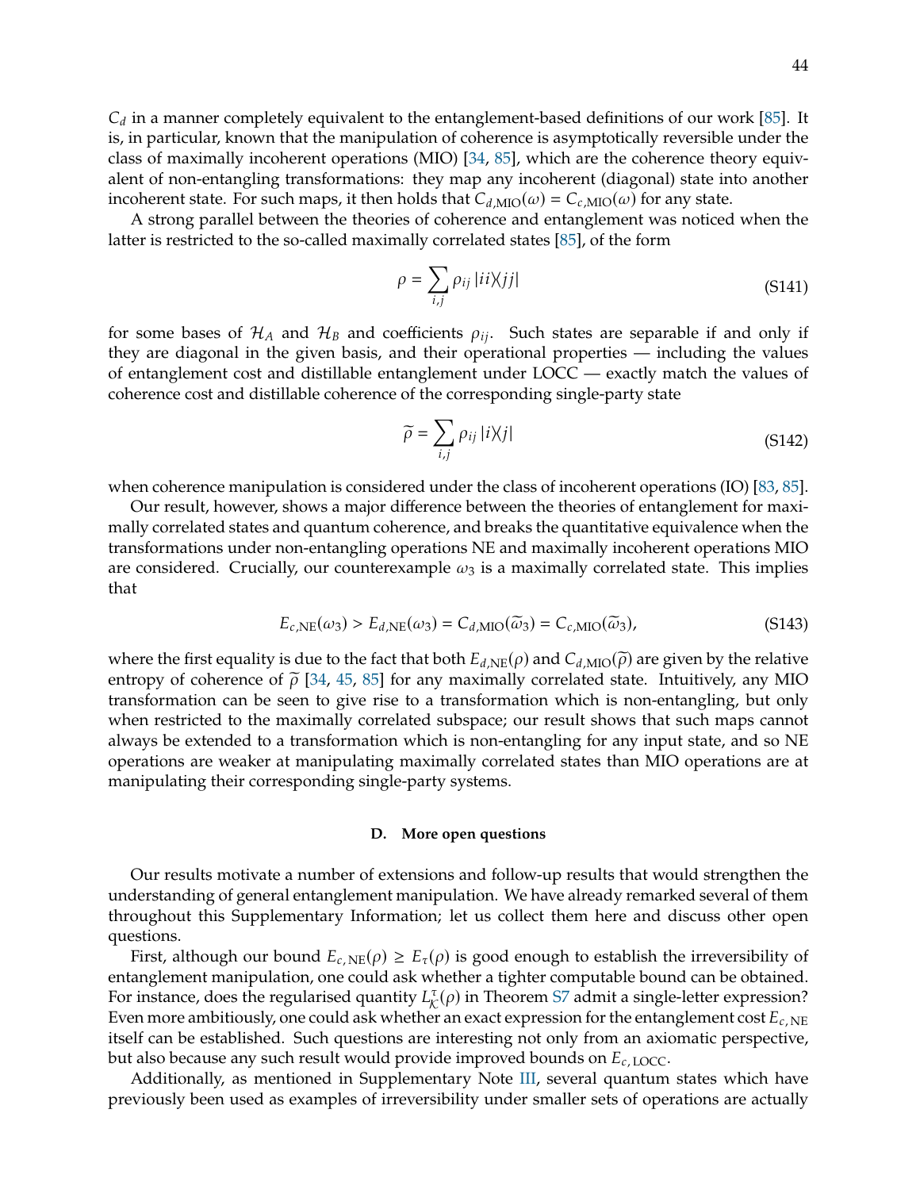$C_d$ in a manner completely equivalent to the entanglement-based definitions of our work [85]. It is, in particular, known that the manipulation of coherence is asymptotically reversible under the class of maximally incoherent operations (MIO) [34, 85], which are the coherence theory equivalent of non-entangling transformations: they map any incoherent (diagonal) state into another incoherent state. For such maps, it then holds that $C_{d,\text{MIO}}(\omega) = C_{c,\text{MIO}}(\omega)$ for any state.

A strong parallel between the theories of coherence and entanglement was noticed when the latter is restricted to the so-called maximally correlated states [85], of the form

$$\rho = \sum_{i,j} \rho_{ij} \left|ii\right\rangle\!\left\langle jj\right| \tag{S141}$$

for some bases of $\mathcal{H}_A$ and $\mathcal{H}_B$ and coefficients $\rho_{ij}$. Such states are separable if and only if they are diagonal in the given basis, and their operational properties — including the values of entanglement cost and distillable entanglement under LOCC — exactly match the values of coherence cost and distillable coherence of the corresponding single-party state

$$\widetilde{\rho} = \sum_{i,j} \rho_{ij} \left|i\right\rangle\!\left\langle j\right| \tag{S142}$$

when coherence manipulation is considered under the class of incoherent operations (IO) [83, 85].

Our result, however, shows a major difference between the theories of entanglement for maximally correlated states and quantum coherence, and breaks the quantitative equivalence when the transformations under non-entangling operations NE and maximally incoherent operations MIO are considered. Crucially, our counterexample $\omega_3$ is a maximally correlated state. This implies that

$$E_{c,\text{NE}}(\omega_3) > E_{d,\text{NE}}(\omega_3) = C_{d,\text{MIO}}(\widetilde{\omega}_3) = C_{c,\text{MIO}}(\widetilde{\omega}_3), \tag{S143}$$

where the first equality is due to the fact that both $E_{d,\text{NE}}(\rho)$ and $C_{d,\text{MIO}}(\widetilde{\rho})$ are given by the relative entropy of coherence of $\widetilde{\rho}$ [34, 45, 85] for any maximally correlated state. Intuitively, any MIO transformation can be seen to give rise to a transformation which is non-entangling, but only when restricted to the maximally correlated subspace; our result shows that such maps cannot always be extended to a transformation which is non-entangling for any input state, and so NE operations are weaker at manipulating maximally correlated states than MIO operations are at manipulating their corresponding single-party systems.

### D. More open questions

Our results motivate a number of extensions and follow-up results that would strengthen the understanding of general entanglement manipulation. We have already remarked several of them throughout this Supplementary Information; let us collect them here and discuss other open questions.

First, although our bound $E_{c,\text{NE}}(\rho) \geq E_\tau(\rho)$ is good enough to establish the irreversibility of entanglement manipulation, one could ask whether a tighter computable bound can be obtained. For instance, does the regularised quantity $L^\tau_{\mathcal{K}}(\rho)$ in Theorem S7 admit a single-letter expression? Even more ambitiously, one could ask whether an exact expression for the entanglement cost $E_{c,\text{NE}}$ itself can be established. Such questions are interesting not only from an axiomatic perspective, but also because any such result would provide improved bounds on $E_{c,\text{LOCC}}$.

Additionally, as mentioned in Supplementary Note III, several quantum states which have previously been used as examples of irreversibility under smaller sets of operations are actually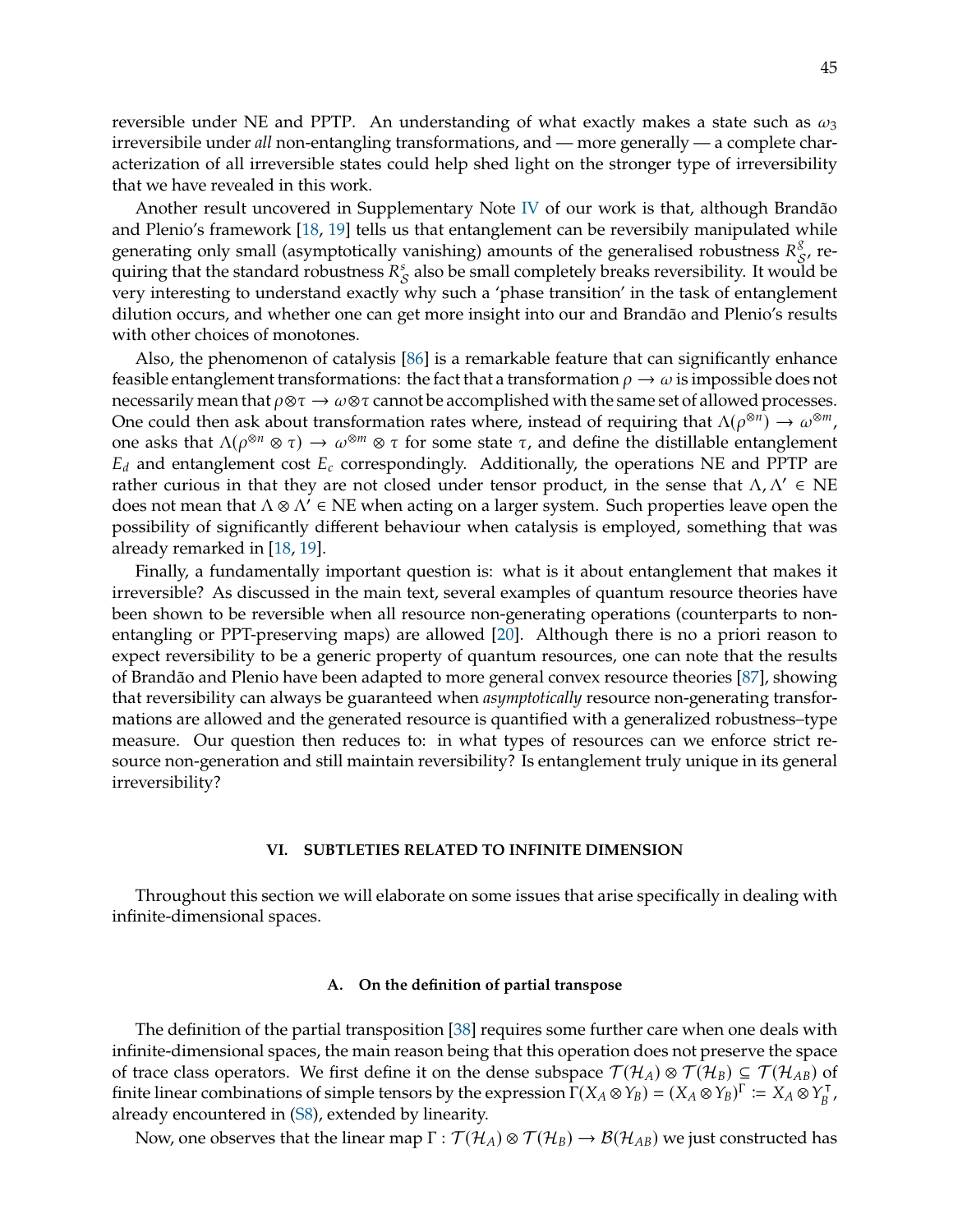reversible under NE and PPTP. An understanding of what exactly makes a state such as $\omega_3$ irreversibile under *all* non-entangling transformations, and — more generally — a complete characterization of all irreversible states could help shed light on the stronger type of irreversibility that we have revealed in this work.

Another result uncovered in Supplementary Note IV of our work is that, although Brandão and Plenio's framework [18, 19] tells us that entanglement can be reversibily manipulated while generating only small (asymptotically vanishing) amounts of the generalised robustness $R^g_{\mathcal{S}}$, requiring that the standard robustness $R^s_{\mathcal{S}}$ also be small completely breaks reversibility. It would be very interesting to understand exactly why such a 'phase transition' in the task of entanglement dilution occurs, and whether one can get more insight into our and Brandão and Plenio's results with other choices of monotones.

Also, the phenomenon of catalysis [86] is a remarkable feature that can significantly enhance feasible entanglement transformations: the fact that a transformation $\rho \to \omega$ is impossible does not necessarily mean that $\rho \otimes \tau \to \omega \otimes \tau$ cannot be accomplished with the same set of allowed processes. One could then ask about transformation rates where, instead of requiring that $\Lambda(\rho^{\otimes n}) \to \omega^{\otimes m}$, one asks that $\Lambda(\rho^{\otimes n} \otimes \tau) \to \omega^{\otimes m} \otimes \tau$ for some state $\tau$, and define the distillable entanglement $E_d$ and entanglement cost $E_c$ correspondingly. Additionally, the operations NE and PPTP are rather curious in that they are not closed under tensor product, in the sense that $\Lambda, \Lambda' \in \mathrm{NE}$ does not mean that $\Lambda \otimes \Lambda' \in \mathrm{NE}$ when acting on a larger system. Such properties leave open the possibility of significantly different behaviour when catalysis is employed, something that was already remarked in [18, 19].

Finally, a fundamentally important question is: what is it about entanglement that makes it irreversible? As discussed in the main text, several examples of quantum resource theories have been shown to be reversible when all resource non-generating operations (counterparts to non-entangling or PPT-preserving maps) are allowed [20]. Although there is no a priori reason to expect reversibility to be a generic property of quantum resources, one can note that the results of Brandão and Plenio have been adapted to more general convex resource theories [87], showing that reversibility can always be guaranteed when *asymptotically* resource non-generating transformations are allowed and the generated resource is quantified with a generalized robustness–type measure. Our question then reduces to: in what types of resources can we enforce strict resource non-generation and still maintain reversibility? Is entanglement truly unique in its general irreversibility?

## VI. SUBTLETIES RELATED TO INFINITE DIMENSION

Throughout this section we will elaborate on some issues that arise specifically in dealing with infinite-dimensional spaces.

### A. On the definition of partial transpose

The definition of the partial transposition [38] requires some further care when one deals with infinite-dimensional spaces, the main reason being that this operation does not preserve the space of trace class operators. We first define it on the dense subspace $\mathcal{T}(\mathcal{H}_A) \otimes \mathcal{T}(\mathcal{H}_B) \subseteq \mathcal{T}(\mathcal{H}_{AB})$ of finite linear combinations of simple tensors by the expression $\Gamma(X_A \otimes Y_B) = (X_A \otimes Y_B)^\Gamma := X_A \otimes Y_B^\intercal$, already encountered in (S8), extended by linearity.

Now, one observes that the linear map $\Gamma : \mathcal{T}(\mathcal{H}_A) \otimes \mathcal{T}(\mathcal{H}_B) \to \mathcal{B}(\mathcal{H}_{AB})$ we just constructed has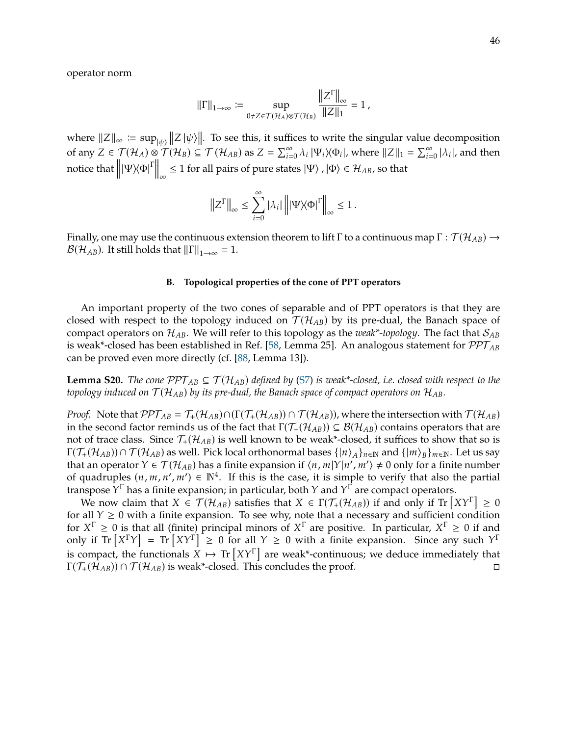operator norm

$$
\|\Gamma\|_{1\to\infty} := \sup_{0\neq Z\in\mathcal{T}(\mathcal{H}_A)\otimes\mathcal{T}(\mathcal{H}_B)} \frac{\left\|Z^\Gamma\right\|_\infty}{\|Z\|_1} = 1\,,
$$

where $\|Z\|_\infty := \sup_{|\psi\rangle} \left\|Z\,|\psi\rangle\right\|$. To see this, it suffices to write the singular value decomposition of any $Z \in \mathcal{T}(\mathcal{H}_A) \otimes \mathcal{T}(\mathcal{H}_B) \subseteq \mathcal{T}(\mathcal{H}_{AB})$ as $Z = \sum_{i=0}^\infty \lambda_i\, |\Psi_i\rangle\!\langle\Phi_i|$, where $\|Z\|_1 = \sum_{i=0}^\infty |\lambda_i|$, and then notice that $\left\| |\Psi\rangle\!\langle\Phi|^\Gamma \right\|_\infty \leq 1$ for all pairs of pure states $|\Psi\rangle\,, |\Phi\rangle \in \mathcal{H}_{AB}$, so that

$$
\left\|Z^\Gamma\right\|_\infty \leq \sum_{i=0}^\infty |\lambda_i| \left\| |\Psi\rangle\!\langle\Phi|^\Gamma \right\|_\infty \leq 1\,.
$$

Finally, one may use the continuous extension theorem to lift $\Gamma$ to a continuous map $\Gamma : \mathcal{T}(\mathcal{H}_{AB}) \to \mathcal{B}(\mathcal{H}_{AB})$. It still holds that $\|\Gamma\|_{1\to\infty} = 1$.

### B. Topological properties of the cone of PPT operators

An important property of the two cones of separable and of PPT operators is that they are closed with respect to the topology induced on $\mathcal{T}(\mathcal{H}_{AB})$ by its pre-dual, the Banach space of compact operators on $\mathcal{H}_{AB}$. We will refer to this topology as the *weak\*-topology*. The fact that $\mathcal{S}_{AB}$ is weak\*-closed has been established in Ref. [58, Lemma 25]. An analogous statement for $\mathcal{PPT}_{AB}$ can be proved even more directly (cf. [88, Lemma 13]).

**Lemma S20.** *The cone $\mathcal{PPT}_{AB} \subseteq \mathcal{T}(\mathcal{H}_{AB})$ defined by (S7) is weak\*-closed, i.e. closed with respect to the topology induced on $\mathcal{T}(\mathcal{H}_{AB})$ by its pre-dual, the Banach space of compact operators on $\mathcal{H}_{AB}$.*

*Proof.* Note that $\mathcal{PPT}_{AB} = \mathcal{T}_+(\mathcal{H}_{AB}) \cap (\Gamma(\mathcal{T}_+(\mathcal{H}_{AB})) \cap \mathcal{T}(\mathcal{H}_{AB}))$, where the intersection with $\mathcal{T}(\mathcal{H}_{AB})$ in the second factor reminds us of the fact that $\Gamma(\mathcal{T}_+(\mathcal{H}_{AB})) \subseteq \mathcal{B}(\mathcal{H}_{AB})$ contains operators that are not of trace class. Since $\mathcal{T}_+(\mathcal{H}_{AB})$ is well known to be weak\*-closed, it suffices to show that so is $\Gamma(\mathcal{T}_+(\mathcal{H}_{AB})) \cap \mathcal{T}(\mathcal{H}_{AB})$ as well. Pick local orthonormal bases $\{|n\rangle_A\}_{n\in\mathbb{N}}$ and $\{|m\rangle_B\}_{m\in\mathbb{N}}$. Let us say that an operator $Y \in \mathcal{T}(\mathcal{H}_{AB})$ has a finite expansion if $\langle n, m|Y|n', m'\rangle \neq 0$ only for a finite number of quadruples $(n, m, n', m') \in \mathbb{N}^4$. If this is the case, it is simple to verify that also the partial transpose $Y^\Gamma$ has a finite expansion; in particular, both $Y$ and $Y^\Gamma$ are compact operators.

We now claim that $X \in \mathcal{T}(\mathcal{H}_{AB})$ satisfies that $X \in \Gamma(\mathcal{T}_+(\mathcal{H}_{AB}))$ if and only if $\mathrm{Tr}\left[XY^\Gamma\right] \geq 0$ for all $Y \geq 0$ with a finite expansion. To see why, note that a necessary and sufficient condition for $X^\Gamma \geq 0$ is that all (finite) principal minors of $X^\Gamma$ are positive. In particular, $X^\Gamma \geq 0$ if and only if $\mathrm{Tr}\left[X^\Gamma Y\right] = \mathrm{Tr}\left[XY^\Gamma\right] \geq 0$ for all $Y \geq 0$ with a finite expansion. Since any such $Y^\Gamma$ is compact, the functionals $X \mapsto \mathrm{Tr}\left[XY^\Gamma\right]$ are weak\*-continuous; we deduce immediately that $\Gamma(\mathcal{T}_+(\mathcal{H}_{AB})) \cap \mathcal{T}(\mathcal{H}_{AB})$ is weak\*-closed. This concludes the proof. $\square$